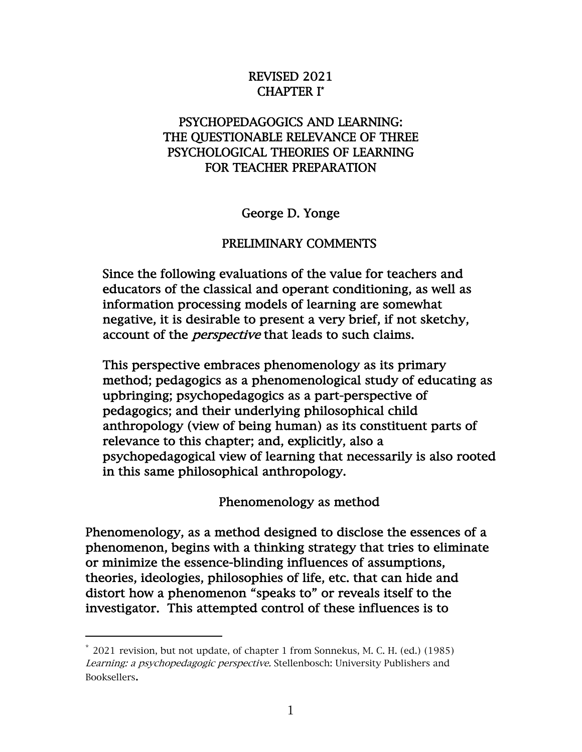REVISED 2021
CHAPTER I*

# PSYCHOPEDAGOGICS AND LEARNING: THE QUESTIONABLE RELEVANCE OF THREE PSYCHOLOGICAL THEORIES OF LEARNING FOR TEACHER PREPARATION

George D. Yonge

## PRELIMINARY COMMENTS

Since the following evaluations of the value for teachers and educators of the classical and operant conditioning, as well as information processing models of learning are somewhat negative, it is desirable to present a very brief, if not sketchy, account of the *perspective* that leads to such claims.

This perspective embraces phenomenology as its primary method; pedagogics as a phenomenological study of educating as upbringing; psychopedagogics as a part-perspective of pedagogics; and their underlying philosophical child anthropology (view of being human) as its constituent parts of relevance to this chapter; and, explicitly, also a psychopedagogical view of learning that necessarily is also rooted in this same philosophical anthropology.

### Phenomenology as method

Phenomenology, as a method designed to disclose the essences of a phenomenon, begins with a thinking strategy that tries to eliminate or minimize the essence-blinding influences of assumptions, theories, ideologies, philosophies of life, etc. that can hide and distort how a phenomenon "speaks to" or reveals itself to the investigator. This attempted control of these influences is to

---

* 2021 revision, but not update, of chapter 1 from Sonnekus, M. C. H. (ed.) (1985) *Learning: a psychopedagogic perspective.* Stellenbosch: University Publishers and Booksellers.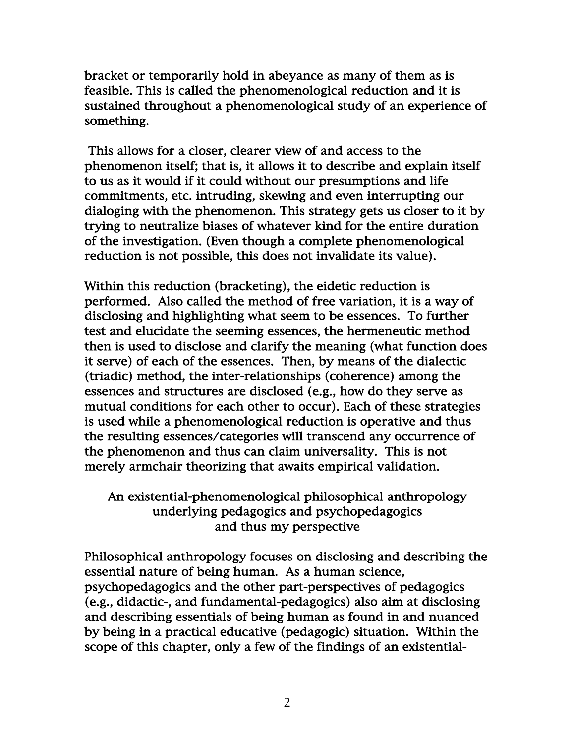bracket or temporarily hold in abeyance as many of them as is feasible. This is called the phenomenological reduction and it is sustained throughout a phenomenological study of an experience of something.

This allows for a closer, clearer view of and access to the phenomenon itself; that is, it allows it to describe and explain itself to us as it would if it could without our presumptions and life commitments, etc. intruding, skewing and even interrupting our dialoging with the phenomenon. This strategy gets us closer to it by trying to neutralize biases of whatever kind for the entire duration of the investigation. (Even though a complete phenomenological reduction is not possible, this does not invalidate its value).

Within this reduction (bracketing), the eidetic reduction is performed. Also called the method of free variation, it is a way of disclosing and highlighting what seem to be essences. To further test and elucidate the seeming essences, the hermeneutic method then is used to disclose and clarify the meaning (what function does it serve) of each of the essences. Then, by means of the dialectic (triadic) method, the inter-relationships (coherence) among the essences and structures are disclosed (e.g., how do they serve as mutual conditions for each other to occur). Each of these strategies is used while a phenomenological reduction is operative and thus the resulting essences/categories will transcend any occurrence of the phenomenon and thus can claim universality. This is not merely armchair theorizing that awaits empirical validation.

## An existential-phenomenological philosophical anthropology underlying pedagogics and psychopedagogics and thus my perspective

Philosophical anthropology focuses on disclosing and describing the essential nature of being human. As a human science, psychopedagogics and the other part-perspectives of pedagogics (e.g., didactic-, and fundamental-pedagogics) also aim at disclosing and describing essentials of being human as found in and nuanced by being in a practical educative (pedagogic) situation. Within the scope of this chapter, only a few of the findings of an existential-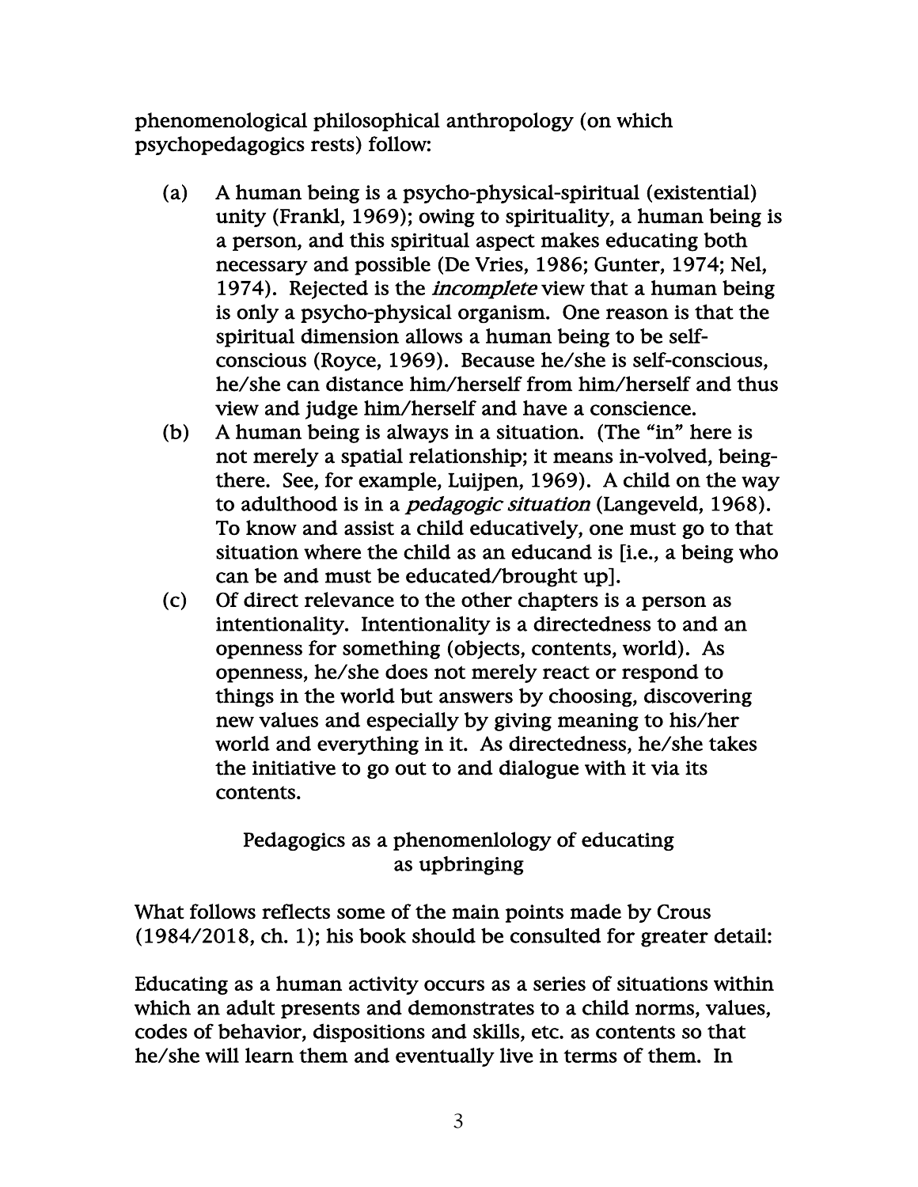phenomenological philosophical anthropology (on which psychopedagogics rests) follow:

(a) A human being is a psycho-physical-spiritual (existential) unity (Frankl, 1969); owing to spirituality, a human being is a person, and this spiritual aspect makes educating both necessary and possible (De Vries, 1986; Gunter, 1974; Nel, 1974). Rejected is the *incomplete* view that a human being is only a psycho-physical organism. One reason is that the spiritual dimension allows a human being to be self-conscious (Royce, 1969). Because he/she is self-conscious, he/she can distance him/herself from him/herself and thus view and judge him/herself and have a conscience.

(b) A human being is always in a situation. (The "in" here is not merely a spatial relationship; it means in-volved, being-there. See, for example, Luijpen, 1969). A child on the way to adulthood is in a *pedagogic situation* (Langeveld, 1968). To know and assist a child educatively, one must go to that situation where the child as an educand is [i.e., a being who can be and must be educated/brought up].

(c) Of direct relevance to the other chapters is a person as intentionality. Intentionality is a directedness to and an openness for something (objects, contents, world). As openness, he/she does not merely react or respond to things in the world but answers by choosing, discovering new values and especially by giving meaning to his/her world and everything in it. As directedness, he/she takes the initiative to go out to and dialogue with it via its contents.

## Pedagogics as a phenomenlology of educating as upbringing

What follows reflects some of the main points made by Crous (1984/2018, ch. 1); his book should be consulted for greater detail:

Educating as a human activity occurs as a series of situations within which an adult presents and demonstrates to a child norms, values, codes of behavior, dispositions and skills, etc. as contents so that he/she will learn them and eventually live in terms of them. In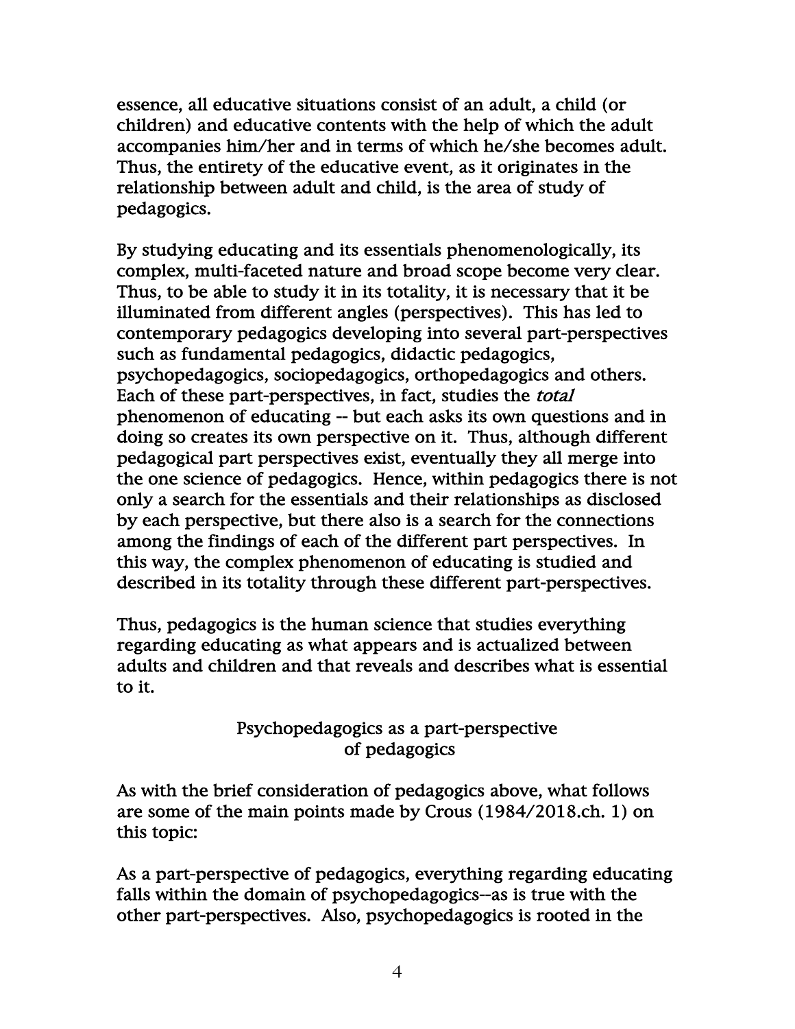essence, all educative situations consist of an adult, a child (or children) and educative contents with the help of which the adult accompanies him/her and in terms of which he/she becomes adult. Thus, the entirety of the educative event, as it originates in the relationship between adult and child, is the area of study of pedagogics.

By studying educating and its essentials phenomenologically, its complex, multi-faceted nature and broad scope become very clear. Thus, to be able to study it in its totality, it is necessary that it be illuminated from different angles (perspectives). This has led to contemporary pedagogics developing into several part-perspectives such as fundamental pedagogics, didactic pedagogics, psychopedagogics, sociopedagogics, orthopedagogics and others. Each of these part-perspectives, in fact, studies the *total* phenomenon of educating -- but each asks its own questions and in doing so creates its own perspective on it. Thus, although different pedagogical part perspectives exist, eventually they all merge into the one science of pedagogics. Hence, within pedagogics there is not only a search for the essentials and their relationships as disclosed by each perspective, but there also is a search for the connections among the findings of each of the different part perspectives. In this way, the complex phenomenon of educating is studied and described in its totality through these different part-perspectives.

Thus, pedagogics is the human science that studies everything regarding educating as what appears and is actualized between adults and children and that reveals and describes what is essential to it.

## Psychopedagogics as a part-perspective of pedagogics

As with the brief consideration of pedagogics above, what follows are some of the main points made by Crous (1984/2018.ch. 1) on this topic:

As a part-perspective of pedagogics, everything regarding educating falls within the domain of psychopedagogics--as is true with the other part-perspectives. Also, psychopedagogics is rooted in the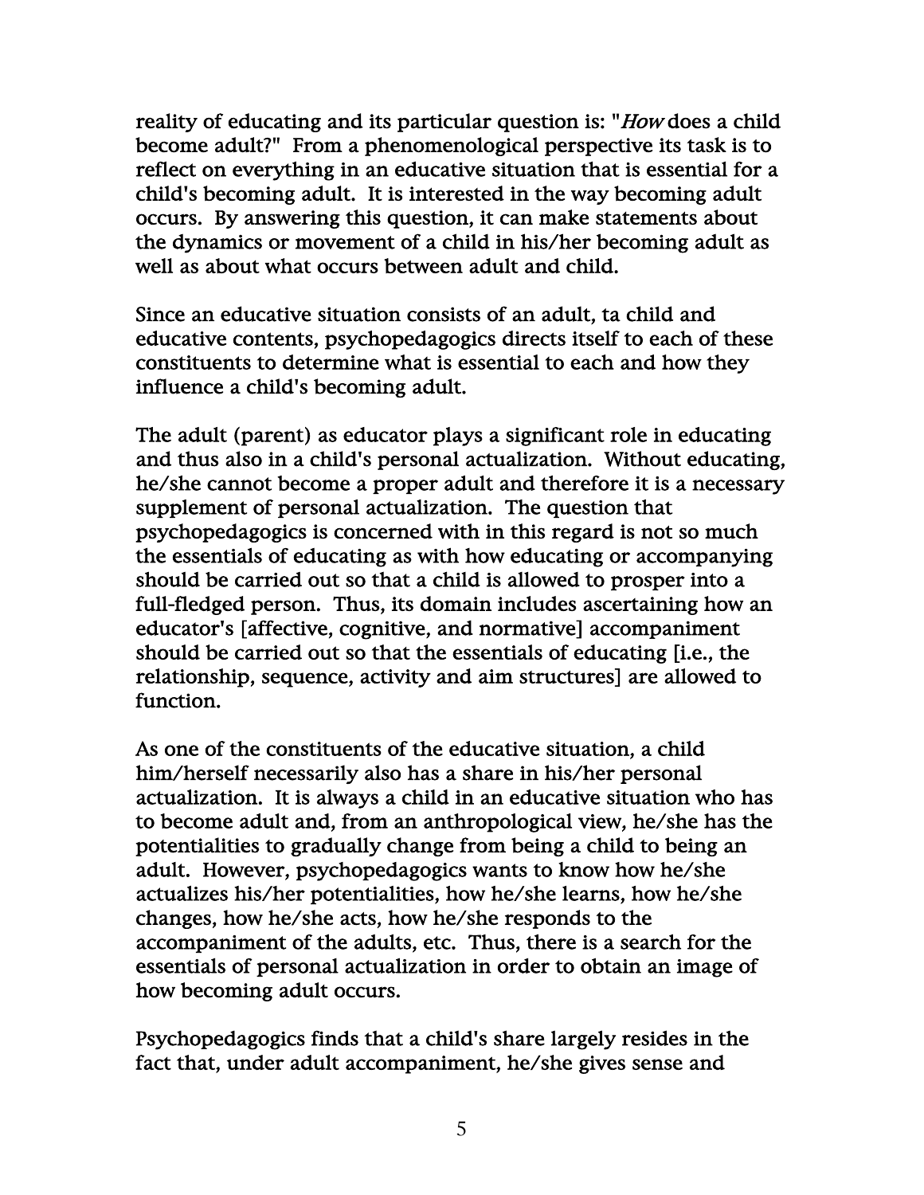reality of educating and its particular question is: "*How* does a child become adult?" From a phenomenological perspective its task is to reflect on everything in an educative situation that is essential for a child's becoming adult. It is interested in the way becoming adult occurs. By answering this question, it can make statements about the dynamics or movement of a child in his/her becoming adult as well as about what occurs between adult and child.

Since an educative situation consists of an adult, ta child and educative contents, psychopedagogics directs itself to each of these constituents to determine what is essential to each and how they influence a child's becoming adult.

The adult (parent) as educator plays a significant role in educating and thus also in a child's personal actualization. Without educating, he/she cannot become a proper adult and therefore it is a necessary supplement of personal actualization. The question that psychopedagogics is concerned with in this regard is not so much the essentials of educating as with how educating or accompanying should be carried out so that a child is allowed to prosper into a full-fledged person. Thus, its domain includes ascertaining how an educator's [affective, cognitive, and normative] accompaniment should be carried out so that the essentials of educating [i.e., the relationship, sequence, activity and aim structures] are allowed to function.

As one of the constituents of the educative situation, a child him/herself necessarily also has a share in his/her personal actualization. It is always a child in an educative situation who has to become adult and, from an anthropological view, he/she has the potentialities to gradually change from being a child to being an adult. However, psychopedagogics wants to know how he/she actualizes his/her potentialities, how he/she learns, how he/she changes, how he/she acts, how he/she responds to the accompaniment of the adults, etc. Thus, there is a search for the essentials of personal actualization in order to obtain an image of how becoming adult occurs.

Psychopedagogics finds that a child's share largely resides in the fact that, under adult accompaniment, he/she gives sense and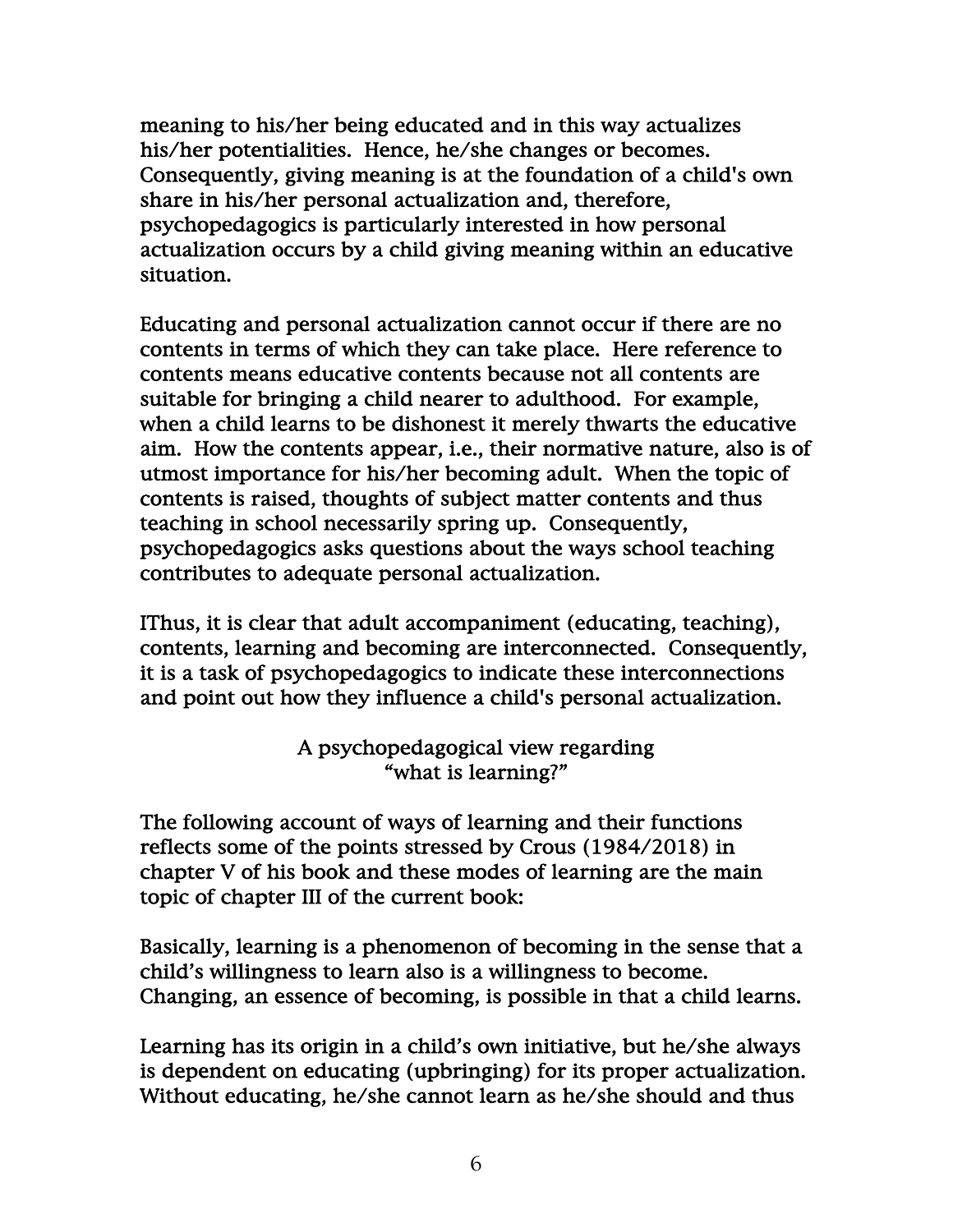meaning to his/her being educated and in this way actualizes his/her potentialities. Hence, he/she changes or becomes. Consequently, giving meaning is at the foundation of a child's own share in his/her personal actualization and, therefore, psychopedagogics is particularly interested in how personal actualization occurs by a child giving meaning within an educative situation.

Educating and personal actualization cannot occur if there are no contents in terms of which they can take place. Here reference to contents means educative contents because not all contents are suitable for bringing a child nearer to adulthood. For example, when a child learns to be dishonest it merely thwarts the educative aim. How the contents appear, i.e., their normative nature, also is of utmost importance for his/her becoming adult. When the topic of contents is raised, thoughts of subject matter contents and thus teaching in school necessarily spring up. Consequently, psychopedagogics asks questions about the ways school teaching contributes to adequate personal actualization.

IThus, it is clear that adult accompaniment (educating, teaching), contents, learning and becoming are interconnected. Consequently, it is a task of psychopedagogics to indicate these interconnections and point out how they influence a child's personal actualization.

## A psychopedagogical view regarding "what is learning?"

The following account of ways of learning and their functions reflects some of the points stressed by Crous (1984/2018) in chapter V of his book and these modes of learning are the main topic of chapter III of the current book:

Basically, learning is a phenomenon of becoming in the sense that a child's willingness to learn also is a willingness to become. Changing, an essence of becoming, is possible in that a child learns.

Learning has its origin in a child's own initiative, but he/she always is dependent on educating (upbringing) for its proper actualization. Without educating, he/she cannot learn as he/she should and thus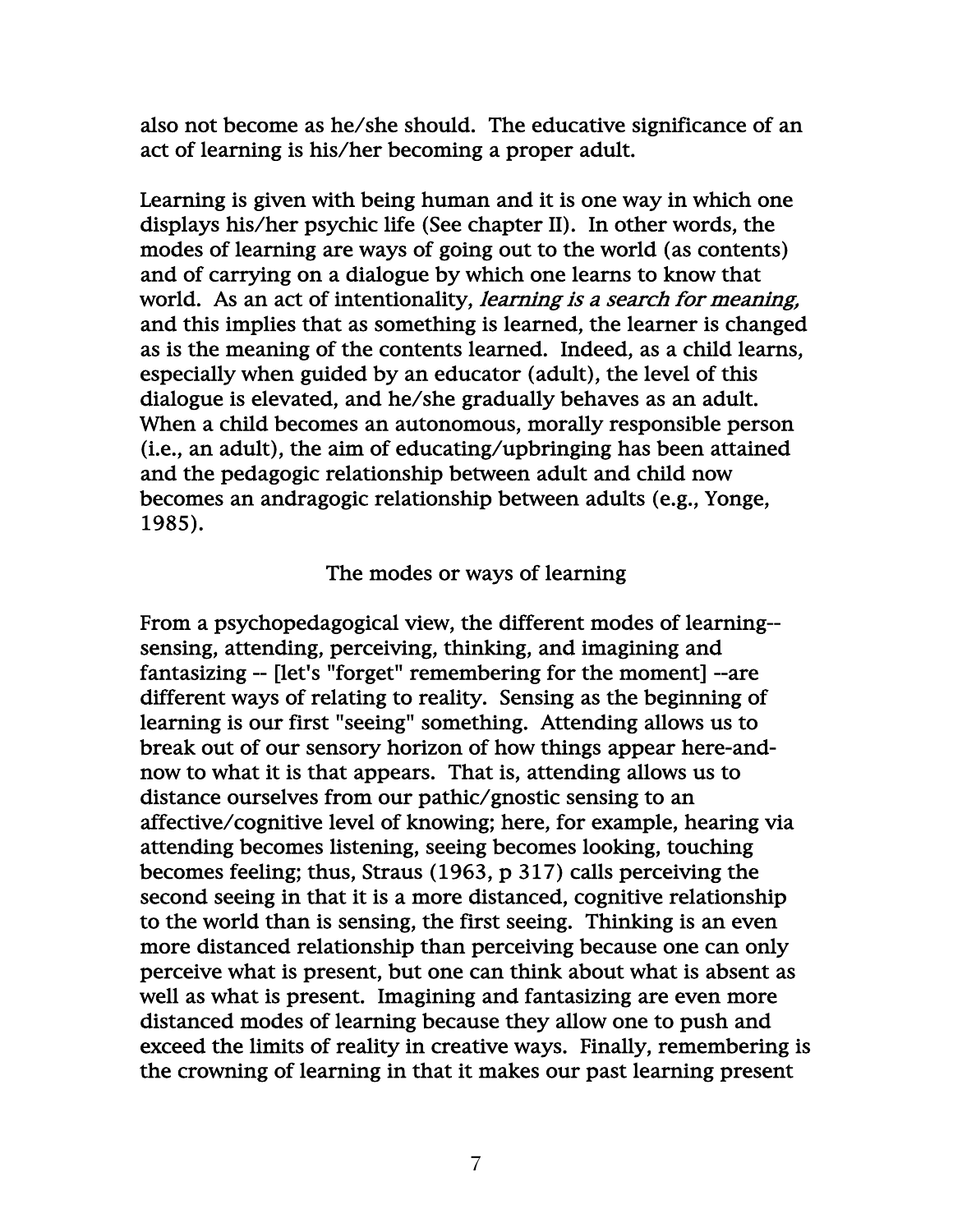also not become as he/she should. The educative significance of an act of learning is his/her becoming a proper adult.

Learning is given with being human and it is one way in which one displays his/her psychic life (See chapter II). In other words, the modes of learning are ways of going out to the world (as contents) and of carrying on a dialogue by which one learns to know that world. As an act of intentionality, *learning is a search for meaning,* and this implies that as something is learned, the learner is changed as is the meaning of the contents learned. Indeed, as a child learns, especially when guided by an educator (adult), the level of this dialogue is elevated, and he/she gradually behaves as an adult. When a child becomes an autonomous, morally responsible person (i.e., an adult), the aim of educating/upbringing has been attained and the pedagogic relationship between adult and child now becomes an andragogic relationship between adults (e.g., Yonge, 1985).

## The modes or ways of learning

From a psychopedagogical view, the different modes of learning-- sensing, attending, perceiving, thinking, and imagining and fantasizing -- [let's "forget" remembering for the moment] --are different ways of relating to reality. Sensing as the beginning of learning is our first "seeing" something. Attending allows us to break out of our sensory horizon of how things appear here-and-now to what it is that appears. That is, attending allows us to distance ourselves from our pathic/gnostic sensing to an affective/cognitive level of knowing; here, for example, hearing via attending becomes listening, seeing becomes looking, touching becomes feeling; thus, Straus (1963, p 317) calls perceiving the second seeing in that it is a more distanced, cognitive relationship to the world than is sensing, the first seeing. Thinking is an even more distanced relationship than perceiving because one can only perceive what is present, but one can think about what is absent as well as what is present. Imagining and fantasizing are even more distanced modes of learning because they allow one to push and exceed the limits of reality in creative ways. Finally, remembering is the crowning of learning in that it makes our past learning present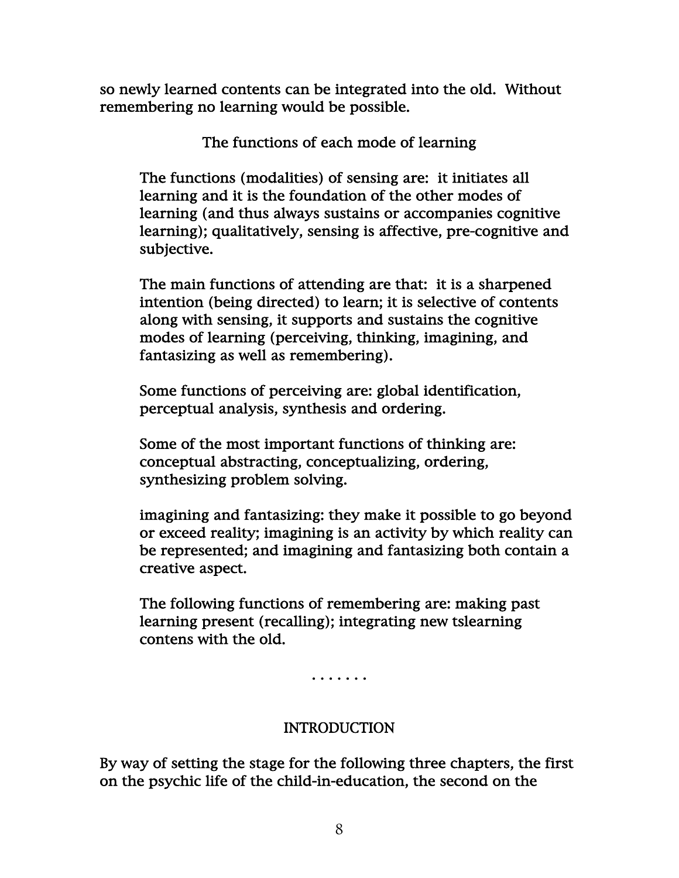so newly learned contents can be integrated into the old. Without remembering no learning would be possible.

### The functions of each mode of learning

> The functions (modalities) of sensing are: it initiates all learning and it is the foundation of the other modes of learning (and thus always sustains or accompanies cognitive learning); qualitatively, sensing is affective, pre-cognitive and subjective.
>
> The main functions of attending are that: it is a sharpened intention (being directed) to learn; it is selective of contents along with sensing, it supports and sustains the cognitive modes of learning (perceiving, thinking, imagining, and fantasizing as well as remembering).
>
> Some functions of perceiving are: global identification, perceptual analysis, synthesis and ordering.
>
> Some of the most important functions of thinking are: conceptual abstracting, conceptualizing, ordering, synthesizing problem solving.
>
> imagining and fantasizing: they make it possible to go beyond or exceed reality; imagining is an activity by which reality can be represented; and imagining and fantasizing both contain a creative aspect.
>
> The following functions of remembering are: making past learning present (recalling); integrating new tslearning contens with the old.

. . . . . . .

## INTRODUCTION

By way of setting the stage for the following three chapters, the first on the psychic life of the child-in-education, the second on the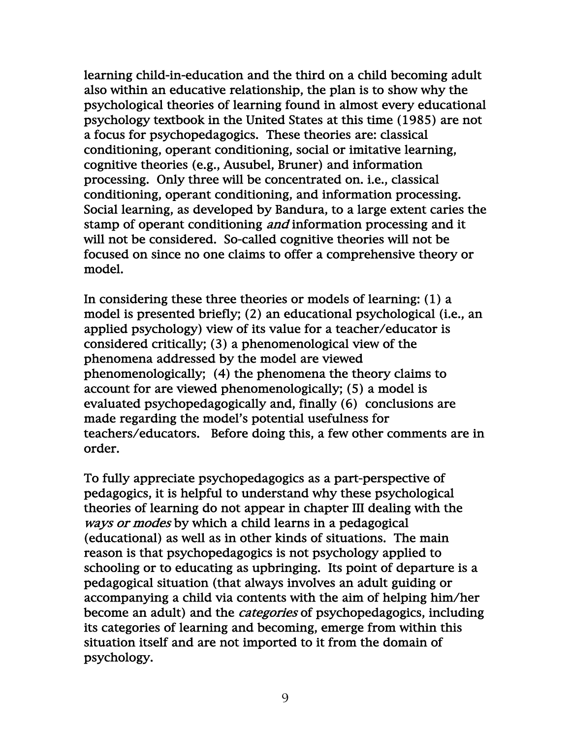learning child-in-education and the third on a child becoming adult also within an educative relationship, the plan is to show why the psychological theories of learning found in almost every educational psychology textbook in the United States at this time (1985) are not a focus for psychopedagogics. These theories are: classical conditioning, operant conditioning, social or imitative learning, cognitive theories (e.g., Ausubel, Bruner) and information processing. Only three will be concentrated on. i.e., classical conditioning, operant conditioning, and information processing. Social learning, as developed by Bandura, to a large extent caries the stamp of operant conditioning *and* information processing and it will not be considered. So-called cognitive theories will not be focused on since no one claims to offer a comprehensive theory or model.

In considering these three theories or models of learning: (1) a model is presented briefly; (2) an educational psychological (i.e., an applied psychology) view of its value for a teacher/educator is considered critically; (3) a phenomenological view of the phenomena addressed by the model are viewed phenomenologically; (4) the phenomena the theory claims to account for are viewed phenomenologically; (5) a model is evaluated psychopedagogically and, finally (6) conclusions are made regarding the model's potential usefulness for teachers/educators. Before doing this, a few other comments are in order.

To fully appreciate psychopedagogics as a part-perspective of pedagogics, it is helpful to understand why these psychological theories of learning do not appear in chapter III dealing with the *ways or modes* by which a child learns in a pedagogical (educational) as well as in other kinds of situations. The main reason is that psychopedagogics is not psychology applied to schooling or to educating as upbringing. Its point of departure is a pedagogical situation (that always involves an adult guiding or accompanying a child via contents with the aim of helping him/her become an adult) and the *categories* of psychopedagogics, including its categories of learning and becoming, emerge from within this situation itself and are not imported to it from the domain of psychology.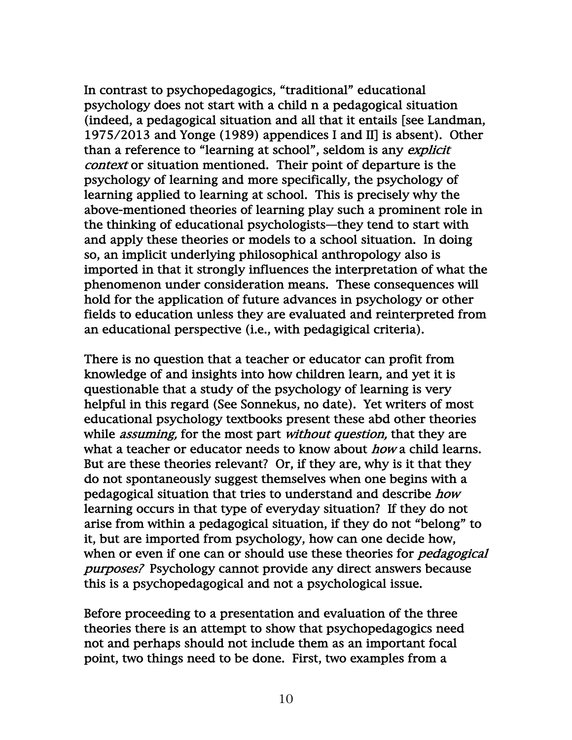In contrast to psychopedagogics, "traditional" educational psychology does not start with a child n a pedagogical situation (indeed, a pedagogical situation and all that it entails [see Landman, 1975/2013 and Yonge (1989) appendices I and II] is absent). Other than a reference to "learning at school", seldom is any *explicit context* or situation mentioned. Their point of departure is the psychology of learning and more specifically, the psychology of learning applied to learning at school. This is precisely why the above-mentioned theories of learning play such a prominent role in the thinking of educational psychologists—they tend to start with and apply these theories or models to a school situation. In doing so, an implicit underlying philosophical anthropology also is imported in that it strongly influences the interpretation of what the phenomenon under consideration means. These consequences will hold for the application of future advances in psychology or other fields to education unless they are evaluated and reinterpreted from an educational perspective (i.e., with pedagigical criteria).

There is no question that a teacher or educator can profit from knowledge of and insights into how children learn, and yet it is questionable that a study of the psychology of learning is very helpful in this regard (See Sonnekus, no date). Yet writers of most educational psychology textbooks present these abd other theories while *assuming,* for the most part *without question,* that they are what a teacher or educator needs to know about *how* a child learns. But are these theories relevant? Or, if they are, why is it that they do not spontaneously suggest themselves when one begins with a pedagogical situation that tries to understand and describe *how* learning occurs in that type of everyday situation? If they do not arise from within a pedagogical situation, if they do not "belong" to it, but are imported from psychology, how can one decide how, when or even if one can or should use these theories for *pedagogical purposes?* Psychology cannot provide any direct answers because this is a psychopedagogical and not a psychological issue.

Before proceeding to a presentation and evaluation of the three theories there is an attempt to show that psychopedagogics need not and perhaps should not include them as an important focal point, two things need to be done. First, two examples from a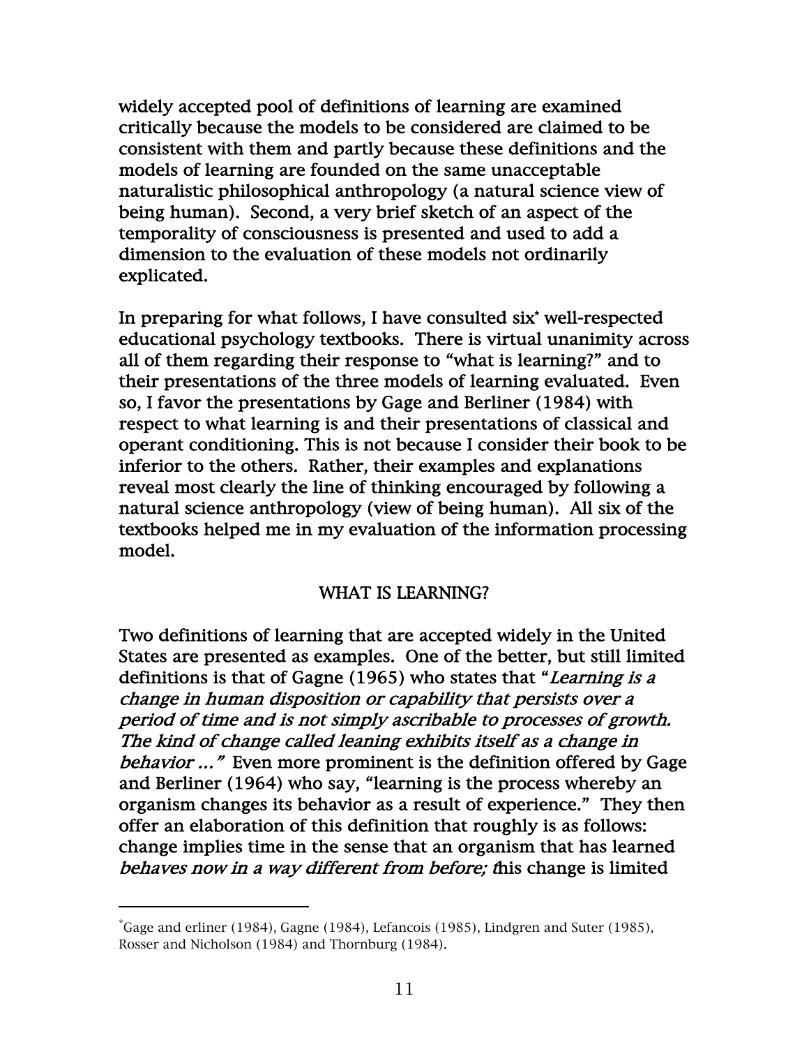widely accepted pool of definitions of learning are examined critically because the models to be considered are claimed to be consistent with them and partly because these definitions and the models of learning are founded on the same unacceptable naturalistic philosophical anthropology (a natural science view of being human). Second, a very brief sketch of an aspect of the temporality of consciousness is presented and used to add a dimension to the evaluation of these models not ordinarily explicated.

In preparing for what follows, I have consulted six* well-respected educational psychology textbooks. There is virtual unanimity across all of them regarding their response to "what is learning?" and to their presentations of the three models of learning evaluated. Even so, I favor the presentations by Gage and Berliner (1984) with respect to what learning is and their presentations of classical and operant conditioning. This is not because I consider their book to be inferior to the others. Rather, their examples and explanations reveal most clearly the line of thinking encouraged by following a natural science anthropology (view of being human). All six of the textbooks helped me in my evaluation of the information processing model.

## WHAT IS LEARNING?

Two definitions of learning that are accepted widely in the United States are presented as examples. One of the better, but still limited definitions is that of Gagne (1965) who states that "*Learning is a change in human disposition or capability that persists over a period of time and is not simply ascribable to processes of growth. The kind of change called leaning exhibits itself as a change in behavior …"* Even more prominent is the definition offered by Gage and Berliner (1964) who say, "learning is the process whereby an organism changes its behavior as a result of experience." They then offer an elaboration of this definition that roughly is as follows: change implies time in the sense that an organism that has learned *behaves now in a way different from before; t*his change is limited

---

*Gage and erliner (1984), Gagne (1984), Lefancois (1985), Lindgren and Suter (1985), Rosser and Nicholson (1984) and Thornburg (1984).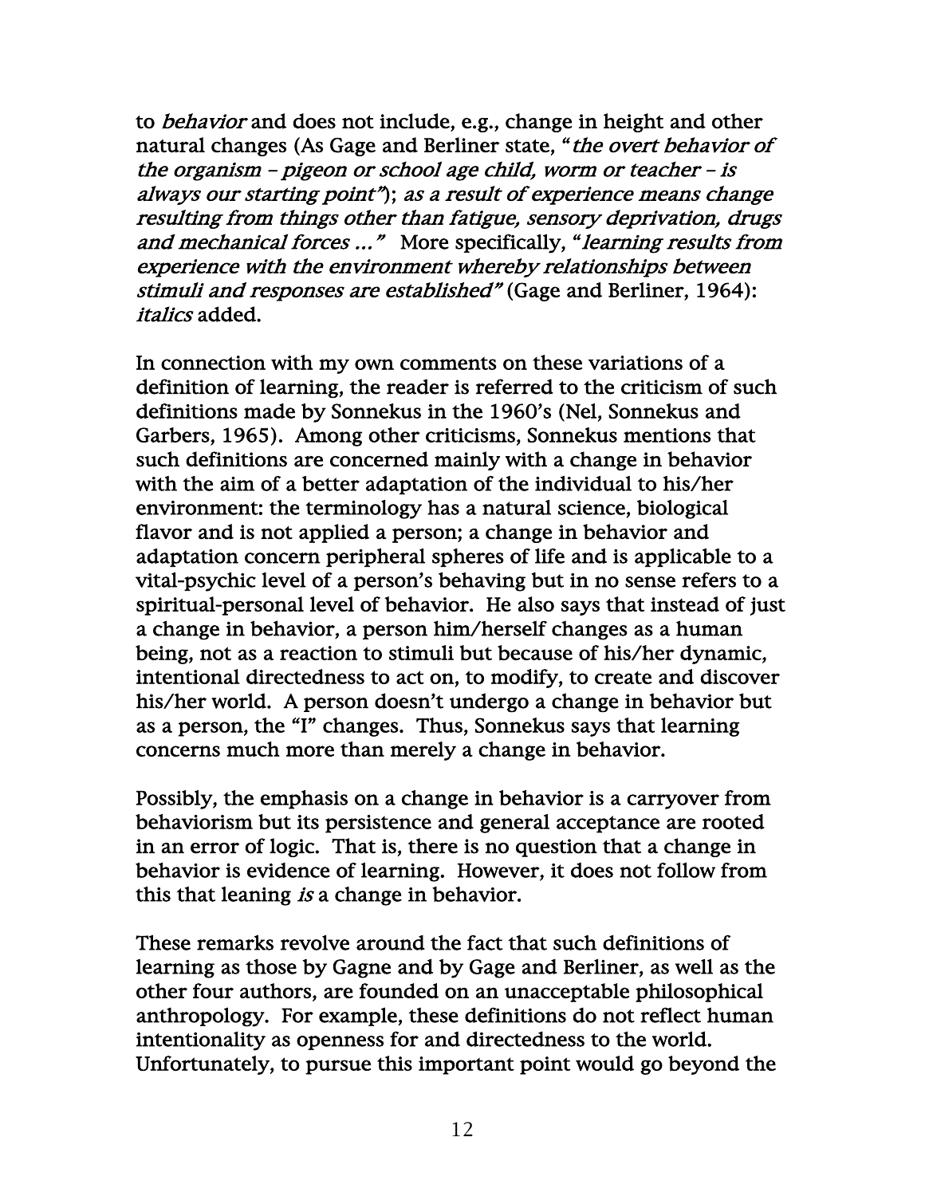to *behavior* and does not include, e.g., change in height and other natural changes (As Gage and Berliner state, "*the overt behavior of the organism – pigeon or school age child, worm or teacher – is always our starting point*"); *as a result of experience means change resulting from things other than fatigue, sensory deprivation, drugs and mechanical forces ...*" More specifically, "*learning results from experience with the environment whereby relationships between stimuli and responses are established*" (Gage and Berliner, 1964): *italics* added.

In connection with my own comments on these variations of a definition of learning, the reader is referred to the criticism of such definitions made by Sonnekus in the 1960's (Nel, Sonnekus and Garbers, 1965). Among other criticisms, Sonnekus mentions that such definitions are concerned mainly with a change in behavior with the aim of a better adaptation of the individual to his/her environment: the terminology has a natural science, biological flavor and is not applied a person; a change in behavior and adaptation concern peripheral spheres of life and is applicable to a vital-psychic level of a person's behaving but in no sense refers to a spiritual-personal level of behavior. He also says that instead of just a change in behavior, a person him/herself changes as a human being, not as a reaction to stimuli but because of his/her dynamic, intentional directedness to act on, to modify, to create and discover his/her world. A person doesn't undergo a change in behavior but as a person, the "I" changes. Thus, Sonnekus says that learning concerns much more than merely a change in behavior.

Possibly, the emphasis on a change in behavior is a carryover from behaviorism but its persistence and general acceptance are rooted in an error of logic. That is, there is no question that a change in behavior is evidence of learning. However, it does not follow from this that leaning *is* a change in behavior.

These remarks revolve around the fact that such definitions of learning as those by Gagne and by Gage and Berliner, as well as the other four authors, are founded on an unacceptable philosophical anthropology. For example, these definitions do not reflect human intentionality as openness for and directedness to the world. Unfortunately, to pursue this important point would go beyond the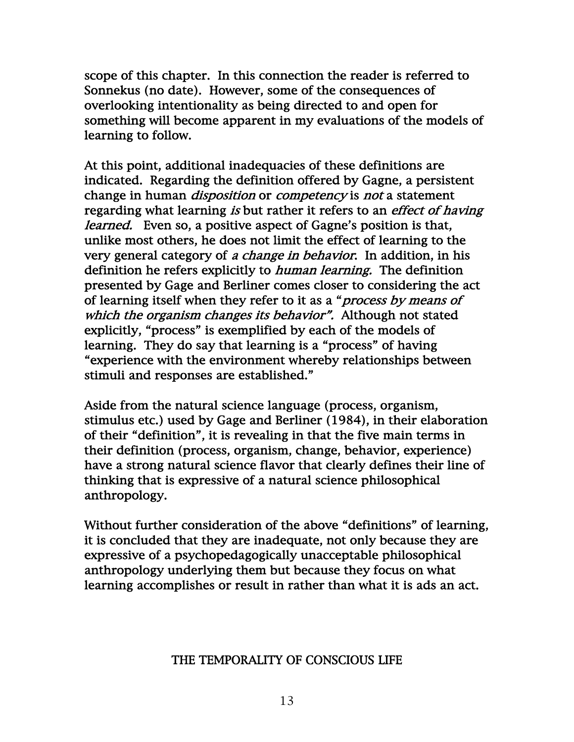scope of this chapter. In this connection the reader is referred to Sonnekus (no date). However, some of the consequences of overlooking intentionality as being directed to and open for something will become apparent in my evaluations of the models of learning to follow.

At this point, additional inadequacies of these definitions are indicated. Regarding the definition offered by Gagne, a persistent change in human *disposition* or *competency* is *not* a statement regarding what learning *is* but rather it refers to an *effect of having learned.* Even so, a positive aspect of Gagne's position is that, unlike most others, he does not limit the effect of learning to the very general category of *a change in behavior.* In addition, in his definition he refers explicitly to *human learning.* The definition presented by Gage and Berliner comes closer to considering the act of learning itself when they refer to it as a "*process by means of which the organism changes its behavior".* Although not stated explicitly, "process" is exemplified by each of the models of learning. They do say that learning is a "process" of having "experience with the environment whereby relationships between stimuli and responses are established."

Aside from the natural science language (process, organism, stimulus etc.) used by Gage and Berliner (1984), in their elaboration of their "definition", it is revealing in that the five main terms in their definition (process, organism, change, behavior, experience) have a strong natural science flavor that clearly defines their line of thinking that is expressive of a natural science philosophical anthropology.

Without further consideration of the above "definitions" of learning, it is concluded that they are inadequate, not only because they are expressive of a psychopedagogically unacceptable philosophical anthropology underlying them but because they focus on what learning accomplishes or result in rather than what it is ads an act.

## THE TEMPORALITY OF CONSCIOUS LIFE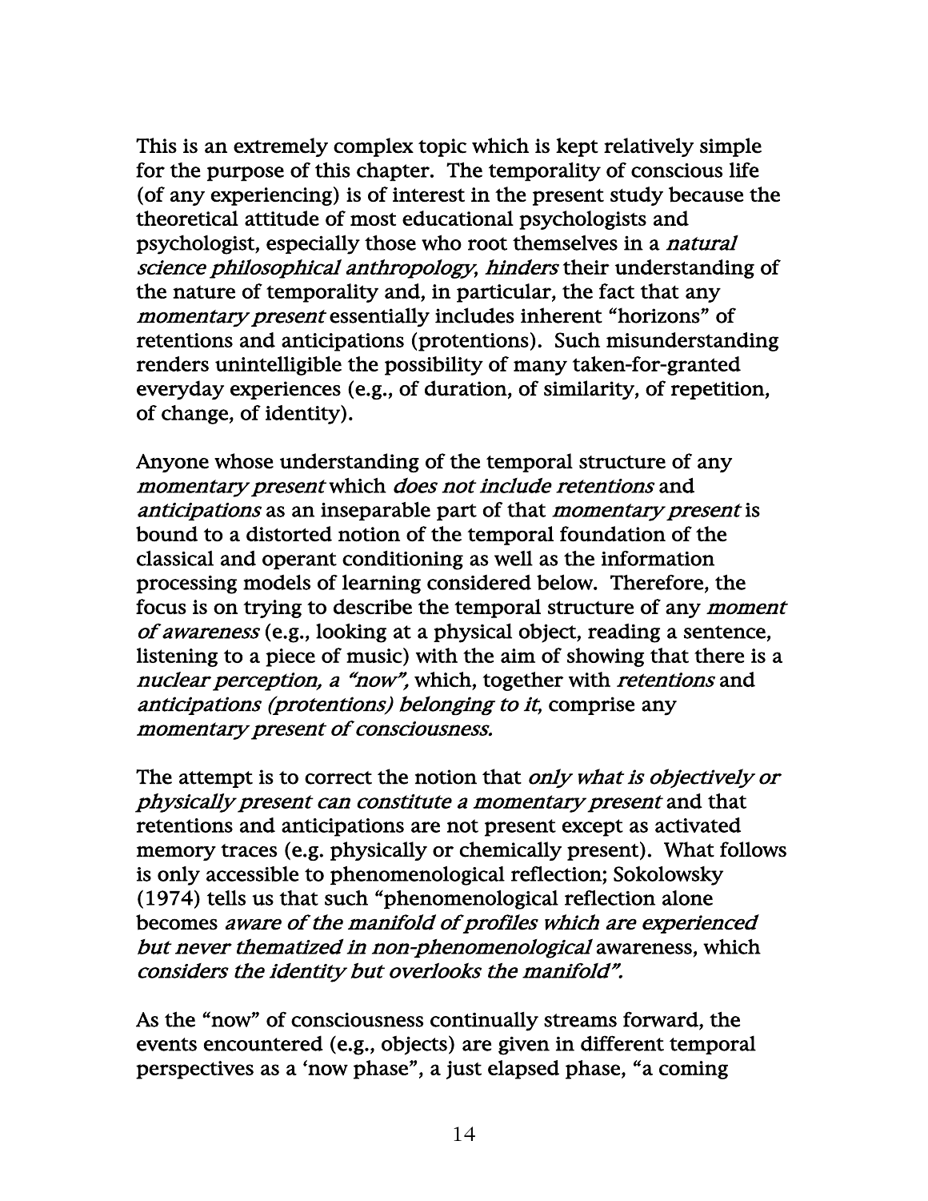This is an extremely complex topic which is kept relatively simple for the purpose of this chapter. The temporality of conscious life (of any experiencing) is of interest in the present study because the theoretical attitude of most educational psychologists and psychologist, especially those who root themselves in a *natural science philosophical anthropology*, *hinders* their understanding of the nature of temporality and, in particular, the fact that any *momentary present* essentially includes inherent "horizons" of retentions and anticipations (protentions). Such misunderstanding renders unintelligible the possibility of many taken-for-granted everyday experiences (e.g., of duration, of similarity, of repetition, of change, of identity).

Anyone whose understanding of the temporal structure of any *momentary present* which *does not include retentions* and *anticipations* as an inseparable part of that *momentary present* is bound to a distorted notion of the temporal foundation of the classical and operant conditioning as well as the information processing models of learning considered below. Therefore, the focus is on trying to describe the temporal structure of any *moment of awareness* (e.g., looking at a physical object, reading a sentence, listening to a piece of music) with the aim of showing that there is a *nuclear perception, a "now",* which, together with *retentions* and *anticipations (protentions) belonging to it*, comprise any *momentary present of consciousness.*

The attempt is to correct the notion that *only what is objectively or physically present can constitute a momentary present* and that retentions and anticipations are not present except as activated memory traces (e.g. physically or chemically present). What follows is only accessible to phenomenological reflection; Sokolowsky (1974) tells us that such "phenomenological reflection alone becomes *aware of the manifold of profiles which are experienced but never thematized in non-phenomenological* awareness, which *considers the identity but overlooks the manifold".*

As the "now" of consciousness continually streams forward, the events encountered (e.g., objects) are given in different temporal perspectives as a 'now phase", a just elapsed phase, "a coming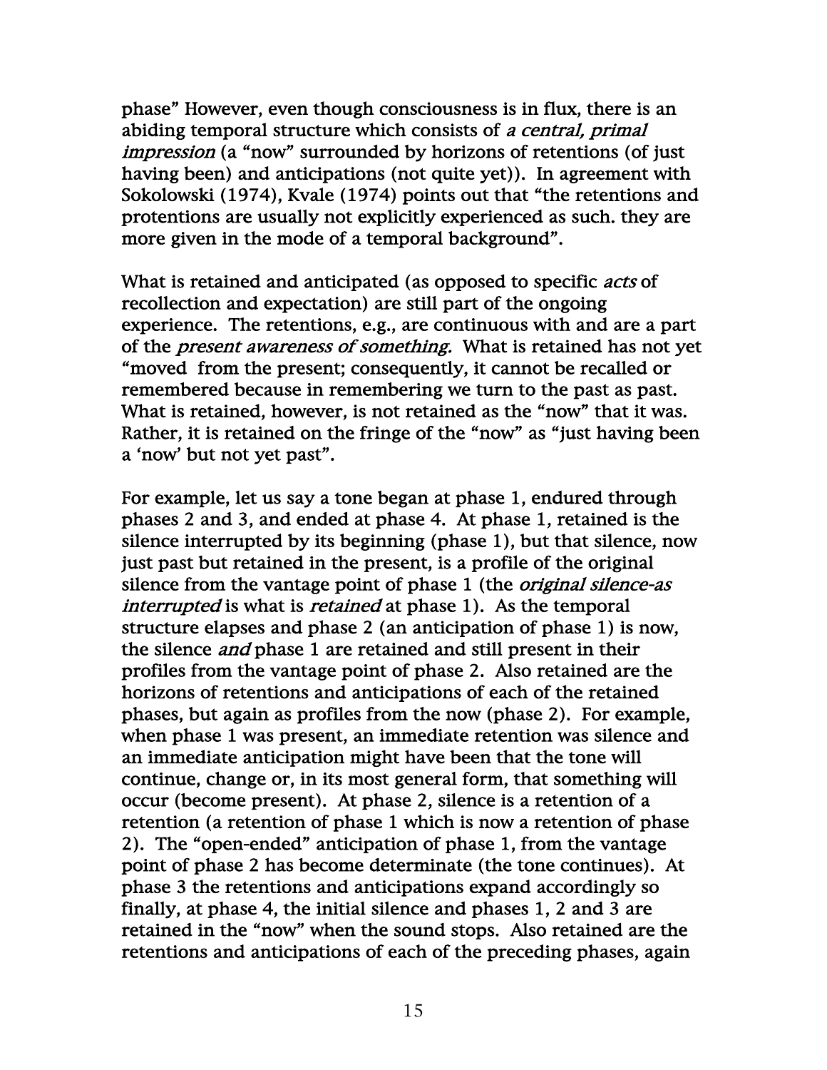phase" However, even though consciousness is in flux, there is an abiding temporal structure which consists of *a central, primal impression* (a "now" surrounded by horizons of retentions (of just having been) and anticipations (not quite yet)). In agreement with Sokolowski (1974), Kvale (1974) points out that "the retentions and protentions are usually not explicitly experienced as such. they are more given in the mode of a temporal background".

What is retained and anticipated (as opposed to specific *acts* of recollection and expectation) are still part of the ongoing experience. The retentions, e.g., are continuous with and are a part of the *present awareness of something.* What is retained has not yet "moved from the present; consequently, it cannot be recalled or remembered because in remembering we turn to the past as past. What is retained, however, is not retained as the "now" that it was. Rather, it is retained on the fringe of the "now" as "just having been a 'now' but not yet past".

For example, let us say a tone began at phase 1, endured through phases 2 and 3, and ended at phase 4. At phase 1, retained is the silence interrupted by its beginning (phase 1), but that silence, now just past but retained in the present, is a profile of the original silence from the vantage point of phase 1 (the *original silence-as interrupted* is what is *retained* at phase 1). As the temporal structure elapses and phase 2 (an anticipation of phase 1) is now, the silence *and* phase 1 are retained and still present in their profiles from the vantage point of phase 2. Also retained are the horizons of retentions and anticipations of each of the retained phases, but again as profiles from the now (phase 2). For example, when phase 1 was present, an immediate retention was silence and an immediate anticipation might have been that the tone will continue, change or, in its most general form, that something will occur (become present). At phase 2, silence is a retention of a retention (a retention of phase 1 which is now a retention of phase 2). The "open-ended" anticipation of phase 1, from the vantage point of phase 2 has become determinate (the tone continues). At phase 3 the retentions and anticipations expand accordingly so finally, at phase 4, the initial silence and phases 1, 2 and 3 are retained in the "now" when the sound stops. Also retained are the retentions and anticipations of each of the preceding phases, again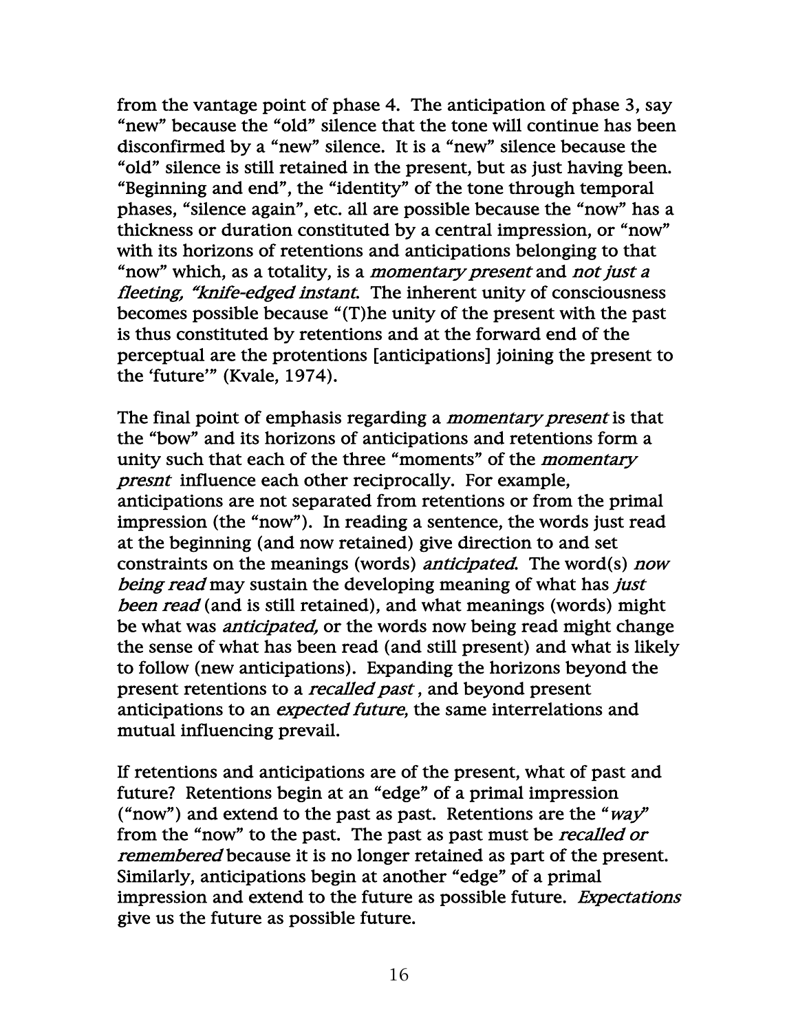from the vantage point of phase 4. The anticipation of phase 3, say "new" because the "old" silence that the tone will continue has been disconfirmed by a "new" silence. It is a "new" silence because the "old" silence is still retained in the present, but as just having been. "Beginning and end", the "identity" of the tone through temporal phases, "silence again", etc. all are possible because the "now" has a thickness or duration constituted by a central impression, or "now" with its horizons of retentions and anticipations belonging to that "now" which, as a totality, is a *momentary present* and *not just a fleeting, "knife-edged instant*. The inherent unity of consciousness becomes possible because "(T)he unity of the present with the past is thus constituted by retentions and at the forward end of the perceptual are the protentions [anticipations] joining the present to the 'future'" (Kvale, 1974).

The final point of emphasis regarding a *momentary present* is that the "bow" and its horizons of anticipations and retentions form a unity such that each of the three "moments" of the *momentary presnt* influence each other reciprocally. For example, anticipations are not separated from retentions or from the primal impression (the "now"). In reading a sentence, the words just read at the beginning (and now retained) give direction to and set constraints on the meanings (words) *anticipated*. The word(s) *now being read* may sustain the developing meaning of what has *just been read* (and is still retained), and what meanings (words) might be what was *anticipated,* or the words now being read might change the sense of what has been read (and still present) and what is likely to follow (new anticipations). Expanding the horizons beyond the present retentions to a *recalled past* , and beyond present anticipations to an *expected future*, the same interrelations and mutual influencing prevail.

If retentions and anticipations are of the present, what of past and future? Retentions begin at an "edge" of a primal impression ("now") and extend to the past as past. Retentions are the "*way*" from the "now" to the past. The past as past must be *recalled or remembered* because it is no longer retained as part of the present. Similarly, anticipations begin at another "edge" of a primal impression and extend to the future as possible future. *Expectations* give us the future as possible future.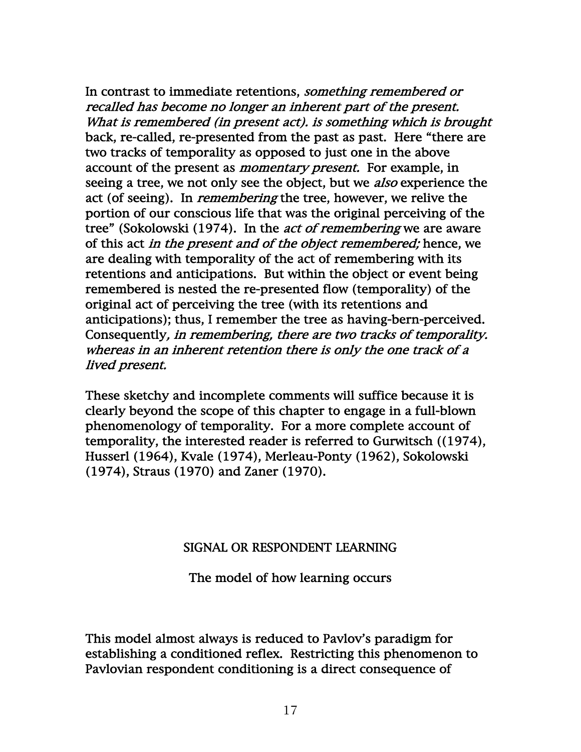In contrast to immediate retentions, *something remembered or recalled has become no longer an inherent part of the present. What is remembered (in present act). is something which is brought* back, re-called, re-presented from the past as past. Here "there are two tracks of temporality as opposed to just one in the above account of the present as *momentary present.* For example, in seeing a tree, we not only see the object, but we *also* experience the act (of seeing). In *remembering* the tree, however, we relive the portion of our conscious life that was the original perceiving of the tree" (Sokolowski (1974). In the *act of remembering* we are aware of this act *in the present and of the object remembered;* hence, we are dealing with temporality of the act of remembering with its retentions and anticipations. But within the object or event being remembered is nested the re-presented flow (temporality) of the original act of perceiving the tree (with its retentions and anticipations); thus, I remember the tree as having-bern-perceived. Consequently*, in remembering, there are two tracks of temporality. whereas in an inherent retention there is only the one track of a lived present.*

These sketchy and incomplete comments will suffice because it is clearly beyond the scope of this chapter to engage in a full-blown phenomenology of temporality. For a more complete account of temporality, the interested reader is referred to Gurwitsch ((1974), Husserl (1964), Kvale (1974), Merleau-Ponty (1962), Sokolowski (1974), Straus (1970) and Zaner (1970).

## SIGNAL OR RESPONDENT LEARNING

### The model of how learning occurs

This model almost always is reduced to Pavlov's paradigm for establishing a conditioned reflex. Restricting this phenomenon to Pavlovian respondent conditioning is a direct consequence of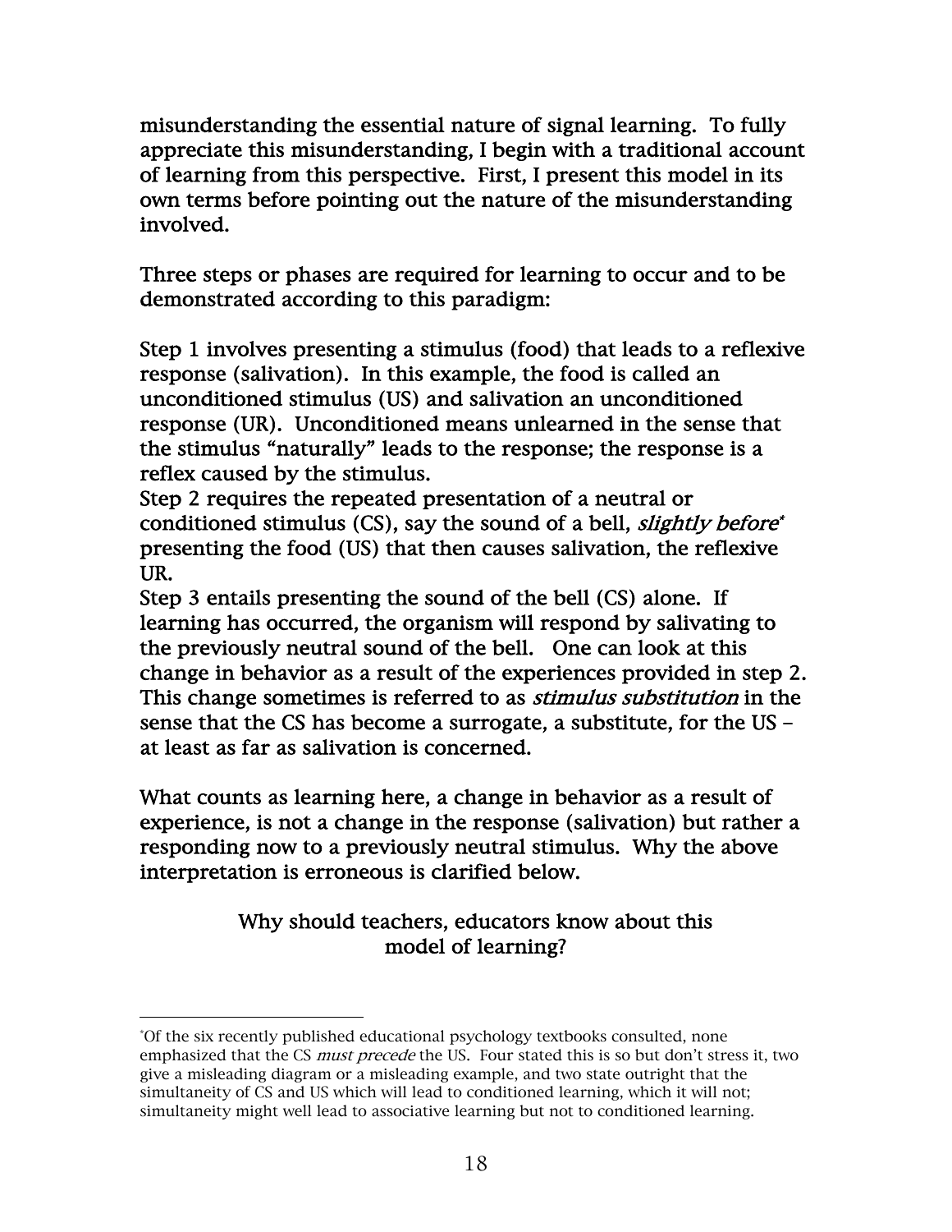misunderstanding the essential nature of signal learning. To fully appreciate this misunderstanding, I begin with a traditional account of learning from this perspective. First, I present this model in its own terms before pointing out the nature of the misunderstanding involved.

Three steps or phases are required for learning to occur and to be demonstrated according to this paradigm:

Step 1 involves presenting a stimulus (food) that leads to a reflexive response (salivation). In this example, the food is called an unconditioned stimulus (US) and salivation an unconditioned response (UR). Unconditioned means unlearned in the sense that the stimulus "naturally" leads to the response; the response is a reflex caused by the stimulus.

Step 2 requires the repeated presentation of a neutral or conditioned stimulus (CS), say the sound of a bell, *slightly before*[*] presenting the food (US) that then causes salivation, the reflexive UR.

Step 3 entails presenting the sound of the bell (CS) alone. If learning has occurred, the organism will respond by salivating to the previously neutral sound of the bell. One can look at this change in behavior as a result of the experiences provided in step 2. This change sometimes is referred to as *stimulus substitution* in the sense that the CS has become a surrogate, a substitute, for the US – at least as far as salivation is concerned.

What counts as learning here, a change in behavior as a result of experience, is not a change in the response (salivation) but rather a responding now to a previously neutral stimulus. Why the above interpretation is erroneous is clarified below.

## Why should teachers, educators know about this model of learning?

---

[*] Of the six recently published educational psychology textbooks consulted, none emphasized that the CS *must precede* the US. Four stated this is so but don't stress it, two give a misleading diagram or a misleading example, and two state outright that the simultaneity of CS and US which will lead to conditioned learning, which it will not; simultaneity might well lead to associative learning but not to conditioned learning.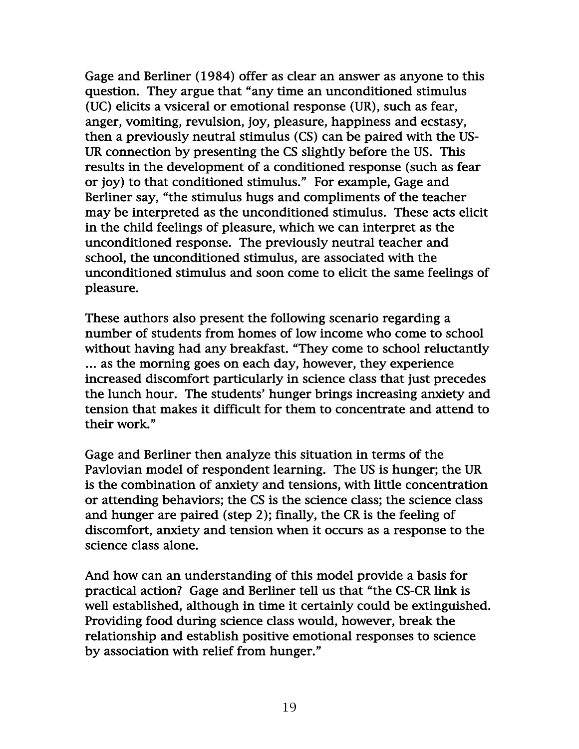Gage and Berliner (1984) offer as clear an answer as anyone to this question. They argue that "any time an unconditioned stimulus (UC) elicits a vsiceral or emotional response (UR), such as fear, anger, vomiting, revulsion, joy, pleasure, happiness and ecstasy, then a previously neutral stimulus (CS) can be paired with the US-UR connection by presenting the CS slightly before the US. This results in the development of a conditioned response (such as fear or joy) to that conditioned stimulus." For example, Gage and Berliner say, "the stimulus hugs and compliments of the teacher may be interpreted as the unconditioned stimulus. These acts elicit in the child feelings of pleasure, which we can interpret as the unconditioned response. The previously neutral teacher and school, the unconditioned stimulus, are associated with the unconditioned stimulus and soon come to elicit the same feelings of pleasure.

These authors also present the following scenario regarding a number of students from homes of low income who come to school without having had any breakfast. "They come to school reluctantly ... as the morning goes on each day, however, they experience increased discomfort particularly in science class that just precedes the lunch hour. The students' hunger brings increasing anxiety and tension that makes it difficult for them to concentrate and attend to their work."

Gage and Berliner then analyze this situation in terms of the Pavlovian model of respondent learning. The US is hunger; the UR is the combination of anxiety and tensions, with little concentration or attending behaviors; the CS is the science class; the science class and hunger are paired (step 2); finally, the CR is the feeling of discomfort, anxiety and tension when it occurs as a response to the science class alone.

And how can an understanding of this model provide a basis for practical action? Gage and Berliner tell us that "the CS-CR link is well established, although in time it certainly could be extinguished. Providing food during science class would, however, break the relationship and establish positive emotional responses to science by association with relief from hunger."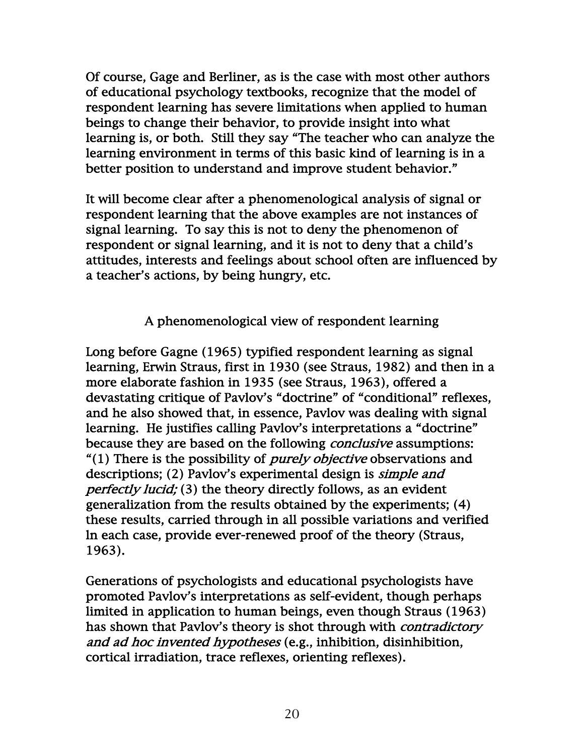Of course, Gage and Berliner, as is the case with most other authors of educational psychology textbooks, recognize that the model of respondent learning has severe limitations when applied to human beings to change their behavior, to provide insight into what learning is, or both. Still they say "The teacher who can analyze the learning environment in terms of this basic kind of learning is in a better position to understand and improve student behavior."

It will become clear after a phenomenological analysis of signal or respondent learning that the above examples are not instances of signal learning. To say this is not to deny the phenomenon of respondent or signal learning, and it is not to deny that a child's attitudes, interests and feelings about school often are influenced by a teacher's actions, by being hungry, etc.

## A phenomenological view of respondent learning

Long before Gagne (1965) typified respondent learning as signal learning, Erwin Straus, first in 1930 (see Straus, 1982) and then in a more elaborate fashion in 1935 (see Straus, 1963), offered a devastating critique of Pavlov's "doctrine" of "conditional" reflexes, and he also showed that, in essence, Pavlov was dealing with signal learning. He justifies calling Pavlov's interpretations a "doctrine" because they are based on the following *conclusive* assumptions: "(1) There is the possibility of *purely objective* observations and descriptions; (2) Pavlov's experimental design is *simple and perfectly lucid;* (3) the theory directly follows, as an evident generalization from the results obtained by the experiments; (4) these results, carried through in all possible variations and verified ln each case, provide ever-renewed proof of the theory (Straus, 1963).

Generations of psychologists and educational psychologists have promoted Pavlov's interpretations as self-evident, though perhaps limited in application to human beings, even though Straus (1963) has shown that Pavlov's theory is shot through with *contradictory and ad hoc invented hypotheses* (e.g., inhibition, disinhibition, cortical irradiation, trace reflexes, orienting reflexes).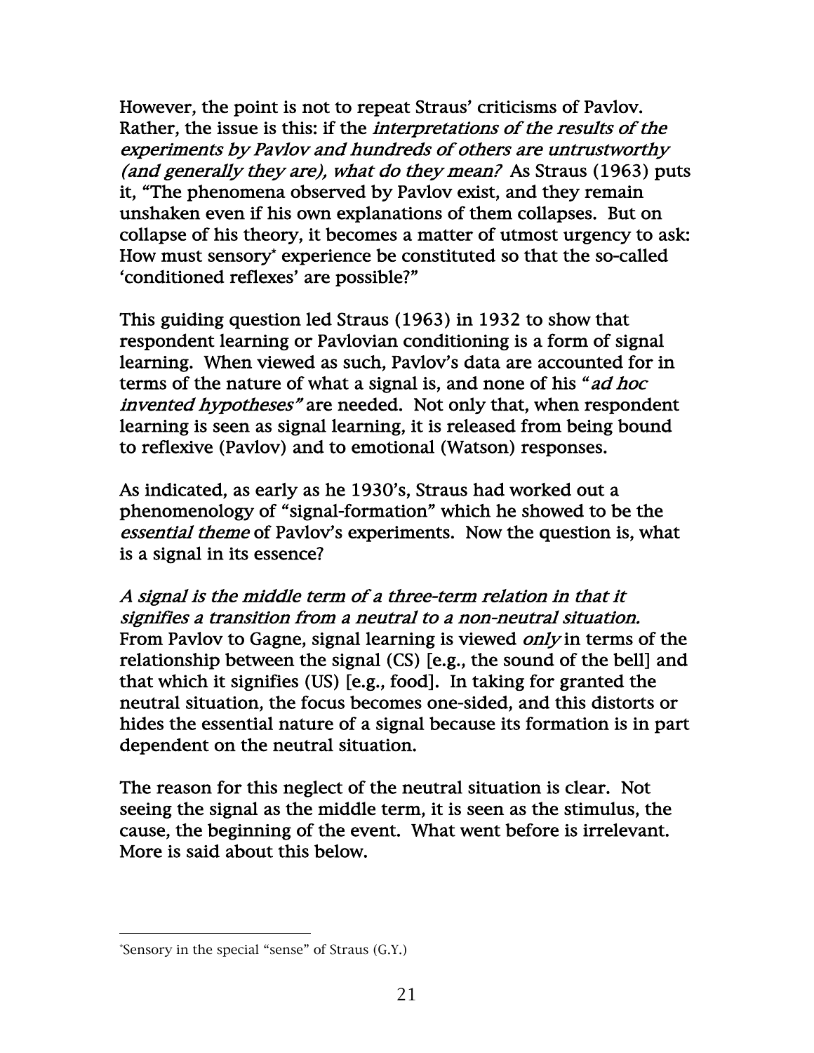However, the point is not to repeat Straus' criticisms of Pavlov. Rather, the issue is this: if the *interpretations of the results of the experiments by Pavlov and hundreds of others are untrustworthy (and generally they are), what do they mean?* As Straus (1963) puts it, "The phenomena observed by Pavlov exist, and they remain unshaken even if his own explanations of them collapses. But on collapse of his theory, it becomes a matter of utmost urgency to ask: How must sensory* experience be constituted so that the so-called 'conditioned reflexes' are possible?"

This guiding question led Straus (1963) in 1932 to show that respondent learning or Pavlovian conditioning is a form of signal learning. When viewed as such, Pavlov's data are accounted for in terms of the nature of what a signal is, and none of his "*ad hoc invented hypotheses"* are needed. Not only that, when respondent learning is seen as signal learning, it is released from being bound to reflexive (Pavlov) and to emotional (Watson) responses.

As indicated, as early as he 1930's, Straus had worked out a phenomenology of "signal-formation" which he showed to be the *essential theme* of Pavlov's experiments. Now the question is, what is a signal in its essence?

*A signal is the middle term of a three-term relation in that it signifies a transition from a neutral to a non-neutral situation.* From Pavlov to Gagne, signal learning is viewed *only* in terms of the relationship between the signal (CS) [e.g., the sound of the bell] and that which it signifies (US) [e.g., food]. In taking for granted the neutral situation, the focus becomes one-sided, and this distorts or hides the essential nature of a signal because its formation is in part dependent on the neutral situation.

The reason for this neglect of the neutral situation is clear. Not seeing the signal as the middle term, it is seen as the stimulus, the cause, the beginning of the event. What went before is irrelevant. More is said about this below.

---

*Sensory in the special "sense" of Straus (G.Y.)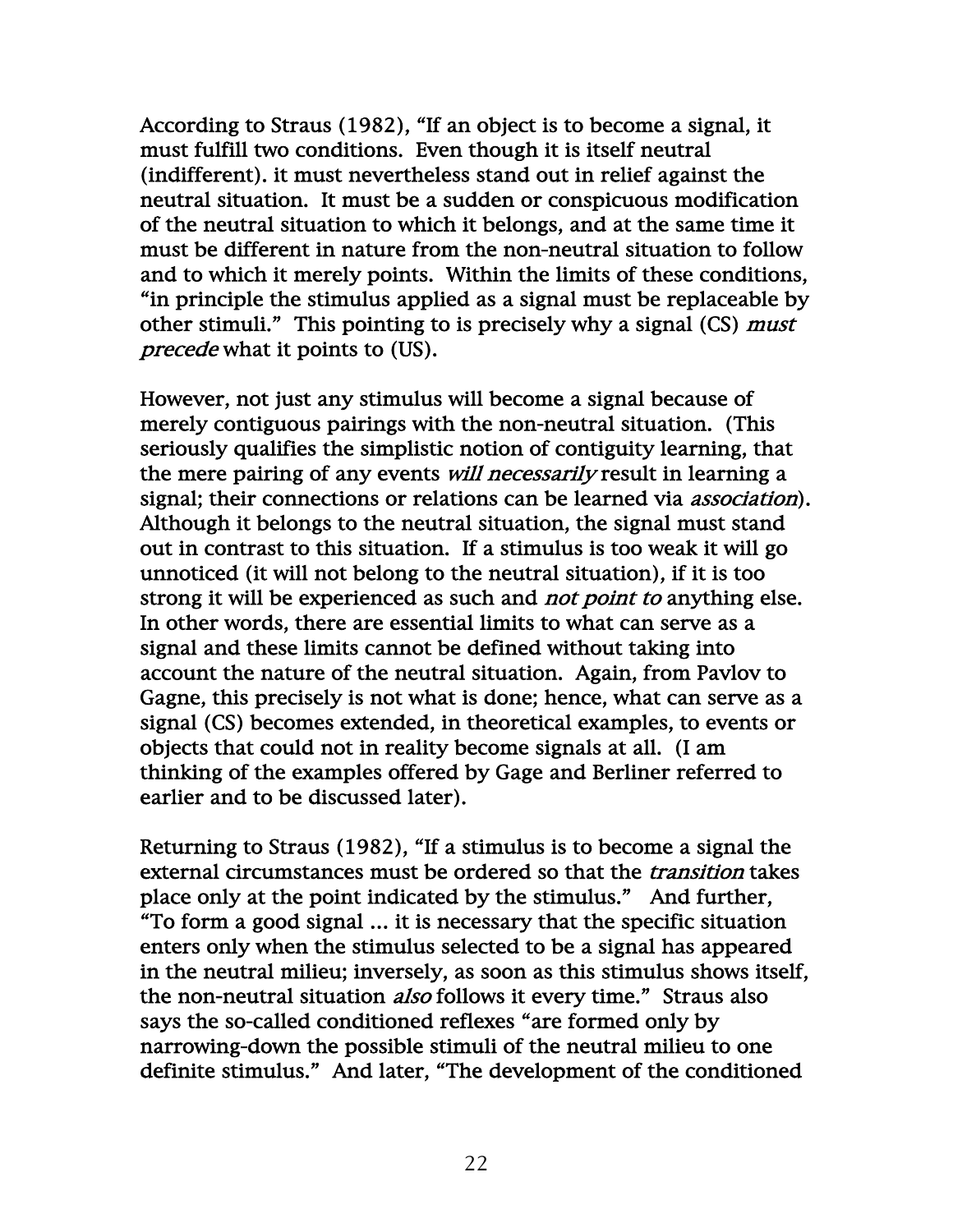According to Straus (1982), "If an object is to become a signal, it must fulfill two conditions. Even though it is itself neutral (indifferent). it must nevertheless stand out in relief against the neutral situation. It must be a sudden or conspicuous modification of the neutral situation to which it belongs, and at the same time it must be different in nature from the non-neutral situation to follow and to which it merely points. Within the limits of these conditions, "in principle the stimulus applied as a signal must be replaceable by other stimuli." This pointing to is precisely why a signal (CS) *must precede* what it points to (US).

However, not just any stimulus will become a signal because of merely contiguous pairings with the non-neutral situation. (This seriously qualifies the simplistic notion of contiguity learning, that the mere pairing of any events *will necessarily* result in learning a signal; their connections or relations can be learned via *association*). Although it belongs to the neutral situation, the signal must stand out in contrast to this situation. If a stimulus is too weak it will go unnoticed (it will not belong to the neutral situation), if it is too strong it will be experienced as such and *not point to* anything else. In other words, there are essential limits to what can serve as a signal and these limits cannot be defined without taking into account the nature of the neutral situation. Again, from Pavlov to Gagne, this precisely is not what is done; hence, what can serve as a signal (CS) becomes extended, in theoretical examples, to events or objects that could not in reality become signals at all. (I am thinking of the examples offered by Gage and Berliner referred to earlier and to be discussed later).

Returning to Straus (1982), "If a stimulus is to become a signal the external circumstances must be ordered so that the *transition* takes place only at the point indicated by the stimulus." And further, "To form a good signal ... it is necessary that the specific situation enters only when the stimulus selected to be a signal has appeared in the neutral milieu; inversely, as soon as this stimulus shows itself, the non-neutral situation *also* follows it every time." Straus also says the so-called conditioned reflexes "are formed only by narrowing-down the possible stimuli of the neutral milieu to one definite stimulus." And later, "The development of the conditioned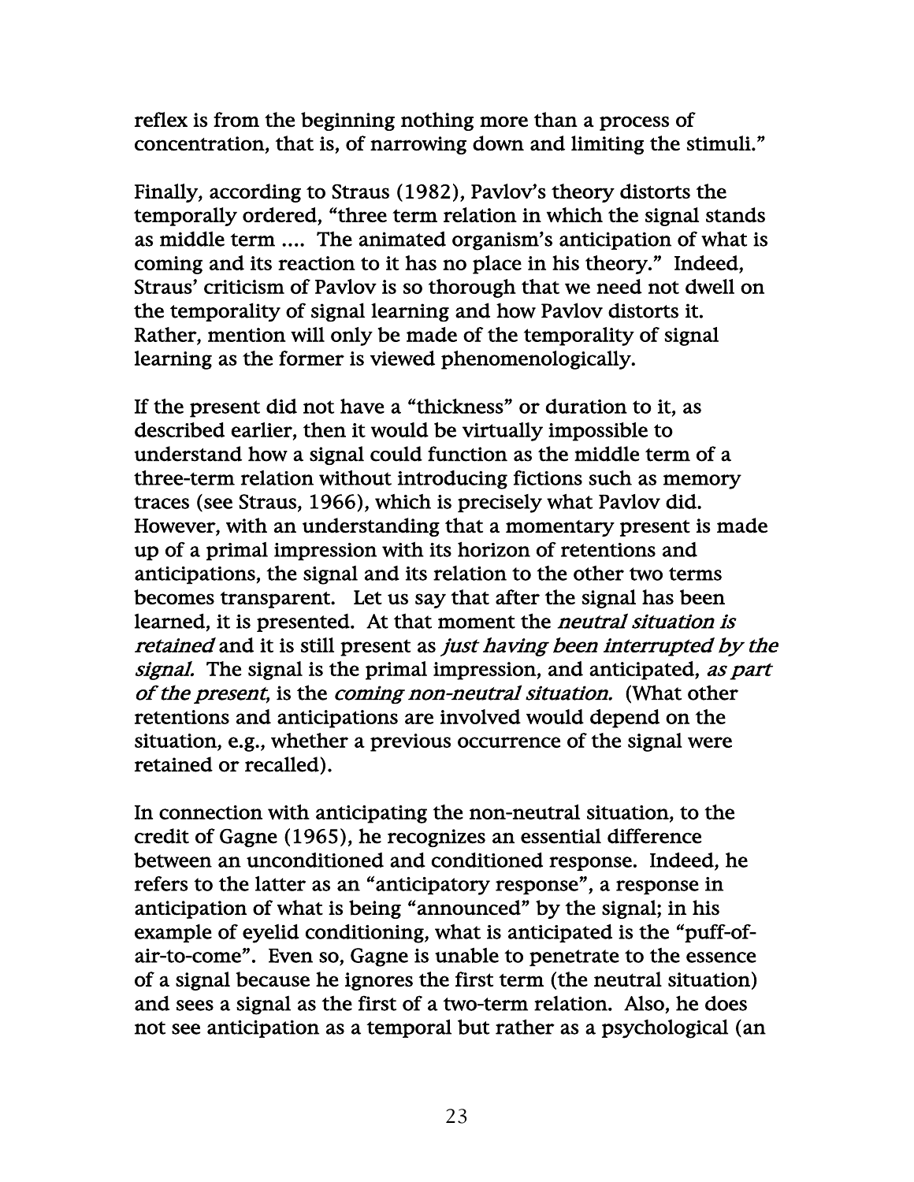reflex is from the beginning nothing more than a process of concentration, that is, of narrowing down and limiting the stimuli."

Finally, according to Straus (1982), Pavlov's theory distorts the temporally ordered, "three term relation in which the signal stands as middle term .... The animated organism's anticipation of what is coming and its reaction to it has no place in his theory." Indeed, Straus' criticism of Pavlov is so thorough that we need not dwell on the temporality of signal learning and how Pavlov distorts it. Rather, mention will only be made of the temporality of signal learning as the former is viewed phenomenologically.

If the present did not have a "thickness" or duration to it, as described earlier, then it would be virtually impossible to understand how a signal could function as the middle term of a three-term relation without introducing fictions such as memory traces (see Straus, 1966), which is precisely what Pavlov did. However, with an understanding that a momentary present is made up of a primal impression with its horizon of retentions and anticipations, the signal and its relation to the other two terms becomes transparent. Let us say that after the signal has been learned, it is presented. At that moment the *neutral situation is retained* and it is still present as *just having been interrupted by the signal.* The signal is the primal impression, and anticipated, *as part of the present*, is the *coming non-neutral situation.* (What other retentions and anticipations are involved would depend on the situation, e.g., whether a previous occurrence of the signal were retained or recalled).

In connection with anticipating the non-neutral situation, to the credit of Gagne (1965), he recognizes an essential difference between an unconditioned and conditioned response. Indeed, he refers to the latter as an "anticipatory response", a response in anticipation of what is being "announced" by the signal; in his example of eyelid conditioning, what is anticipated is the "puff-of-air-to-come". Even so, Gagne is unable to penetrate to the essence of a signal because he ignores the first term (the neutral situation) and sees a signal as the first of a two-term relation. Also, he does not see anticipation as a temporal but rather as a psychological (an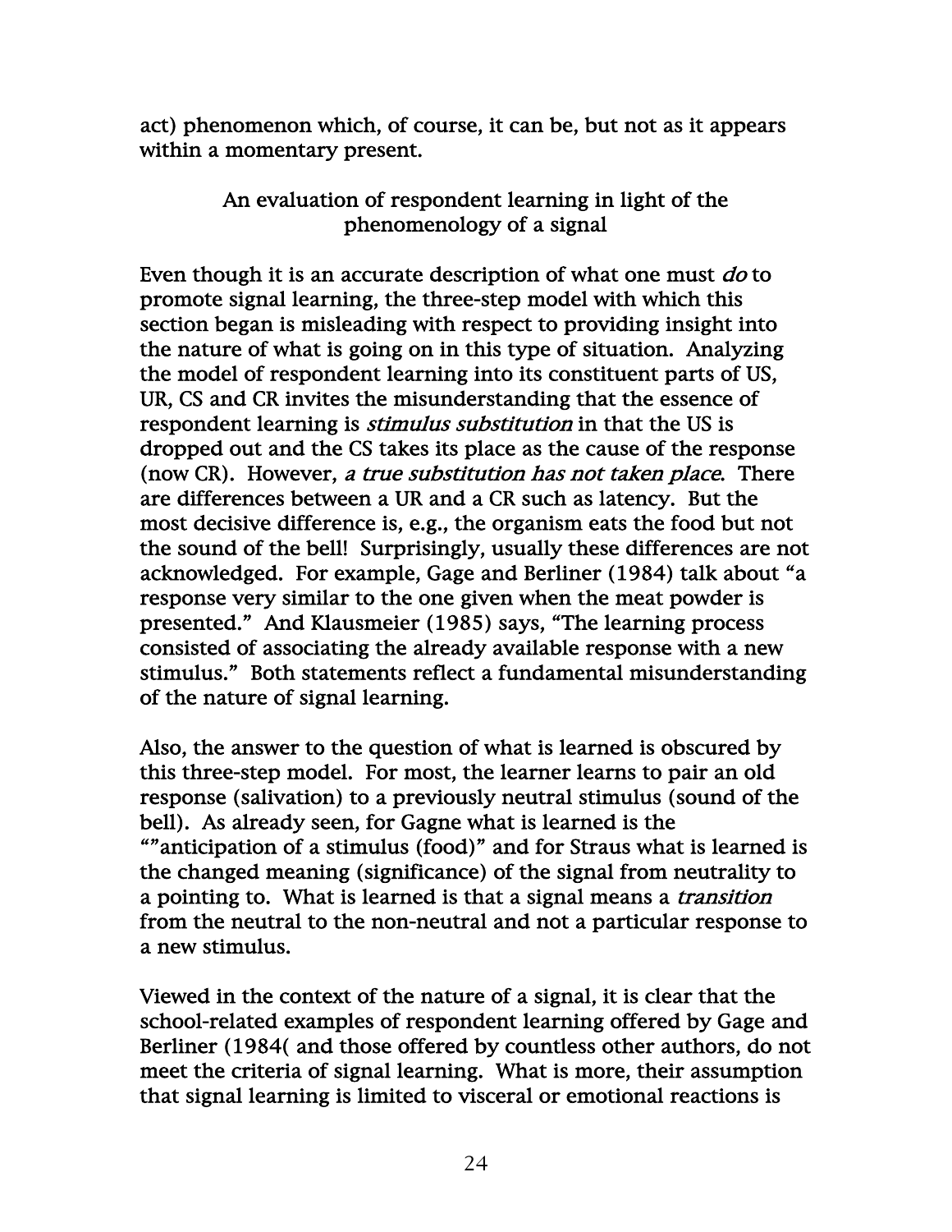act) phenomenon which, of course, it can be, but not as it appears within a momentary present.

## An evaluation of respondent learning in light of the phenomenology of a signal

Even though it is an accurate description of what one must *do* to promote signal learning, the three-step model with which this section began is misleading with respect to providing insight into the nature of what is going on in this type of situation. Analyzing the model of respondent learning into its constituent parts of US, UR, CS and CR invites the misunderstanding that the essence of respondent learning is *stimulus substitution* in that the US is dropped out and the CS takes its place as the cause of the response (now CR). However, *a true substitution has not taken place*. There are differences between a UR and a CR such as latency. But the most decisive difference is, e.g., the organism eats the food but not the sound of the bell! Surprisingly, usually these differences are not acknowledged. For example, Gage and Berliner (1984) talk about "a response very similar to the one given when the meat powder is presented." And Klausmeier (1985) says, "The learning process consisted of associating the already available response with a new stimulus." Both statements reflect a fundamental misunderstanding of the nature of signal learning.

Also, the answer to the question of what is learned is obscured by this three-step model. For most, the learner learns to pair an old response (salivation) to a previously neutral stimulus (sound of the bell). As already seen, for Gagne what is learned is the ""anticipation of a stimulus (food)" and for Straus what is learned is the changed meaning (significance) of the signal from neutrality to a pointing to. What is learned is that a signal means a *transition* from the neutral to the non-neutral and not a particular response to a new stimulus.

Viewed in the context of the nature of a signal, it is clear that the school-related examples of respondent learning offered by Gage and Berliner (1984( and those offered by countless other authors, do not meet the criteria of signal learning. What is more, their assumption that signal learning is limited to visceral or emotional reactions is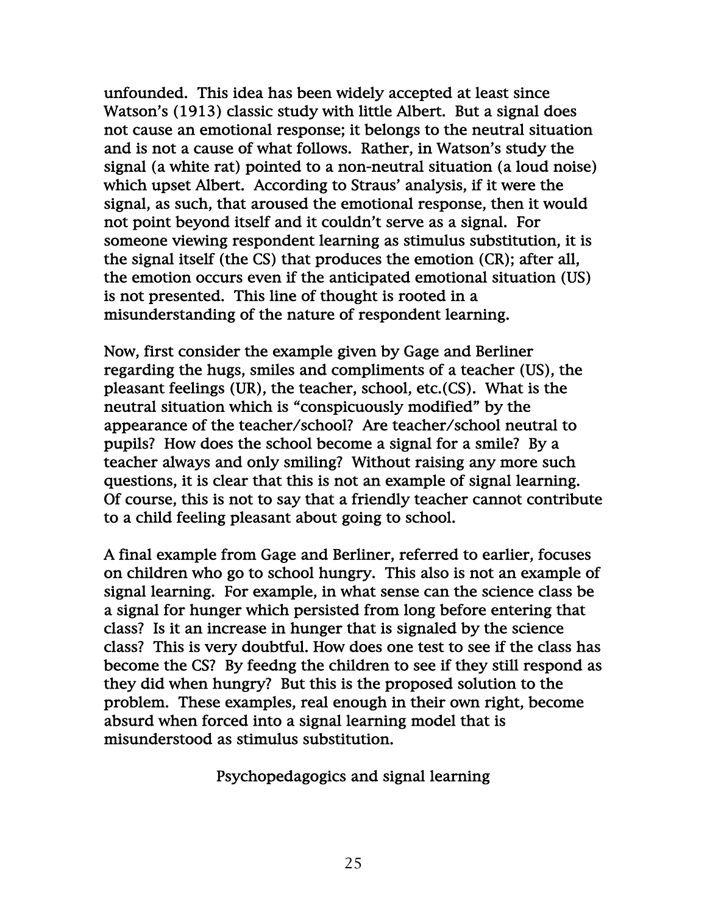unfounded. This idea has been widely accepted at least since Watson's (1913) classic study with little Albert. But a signal does not cause an emotional response; it belongs to the neutral situation and is not a cause of what follows. Rather, in Watson's study the signal (a white rat) pointed to a non-neutral situation (a loud noise) which upset Albert. According to Straus' analysis, if it were the signal, as such, that aroused the emotional response, then it would not point beyond itself and it couldn't serve as a signal. For someone viewing respondent learning as stimulus substitution, it is the signal itself (the CS) that produces the emotion (CR); after all, the emotion occurs even if the anticipated emotional situation (US) is not presented. This line of thought is rooted in a misunderstanding of the nature of respondent learning.

Now, first consider the example given by Gage and Berliner regarding the hugs, smiles and compliments of a teacher (US), the pleasant feelings (UR), the teacher, school, etc.(CS). What is the neutral situation which is "conspicuously modified" by the appearance of the teacher/school? Are teacher/school neutral to pupils? How does the school become a signal for a smile? By a teacher always and only smiling? Without raising any more such questions, it is clear that this is not an example of signal learning. Of course, this is not to say that a friendly teacher cannot contribute to a child feeling pleasant about going to school.

A final example from Gage and Berliner, referred to earlier, focuses on children who go to school hungry. This also is not an example of signal learning. For example, in what sense can the science class be a signal for hunger which persisted from long before entering that class? Is it an increase in hunger that is signaled by the science class? This is very doubtful. How does one test to see if the class has become the CS? By feedng the children to see if they still respond as they did when hungry? But this is the proposed solution to the problem. These examples, real enough in their own right, become absurd when forced into a signal learning model that is misunderstood as stimulus substitution.

## Psychopedagogics and signal learning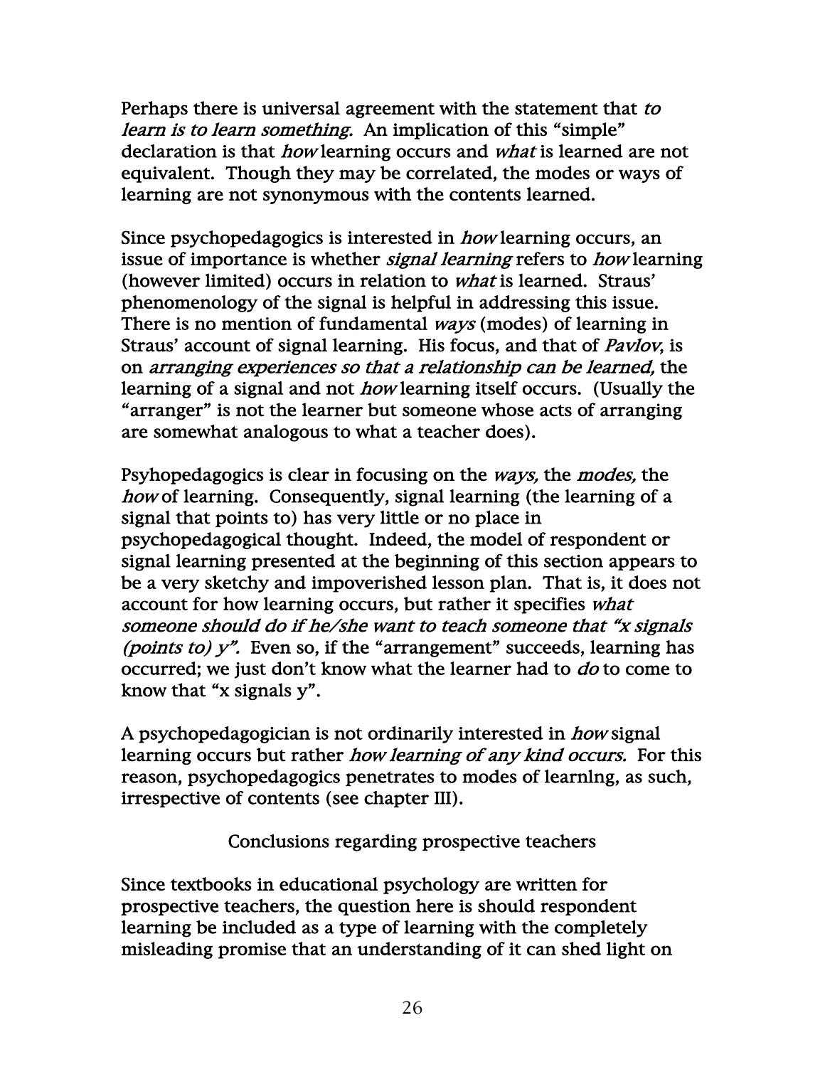Perhaps there is universal agreement with the statement that *to learn is to learn something.* An implication of this "simple" declaration is that *how* learning occurs and *what* is learned are not equivalent. Though they may be correlated, the modes or ways of learning are not synonymous with the contents learned.

Since psychopedagogics is interested in *how* learning occurs, an issue of importance is whether *signal learning* refers to *how* learning (however limited) occurs in relation to *what* is learned. Straus' phenomenology of the signal is helpful in addressing this issue. There is no mention of fundamental *ways* (modes) of learning in Straus' account of signal learning. His focus, and that of *Pavlov*, is on *arranging experiences so that a relationship can be learned,* the learning of a signal and not *how* learning itself occurs. (Usually the "arranger" is not the learner but someone whose acts of arranging are somewhat analogous to what a teacher does).

Psyhopedagogics is clear in focusing on the *ways,* the *modes,* the *how* of learning. Consequently, signal learning (the learning of a signal that points to) has very little or no place in psychopedagogical thought. Indeed, the model of respondent or signal learning presented at the beginning of this section appears to be a very sketchy and impoverished lesson plan. That is, it does not account for how learning occurs, but rather it specifies *what someone should do if he/she want to teach someone that "x signals (points to) y".* Even so, if the "arrangement" succeeds, learning has occurred; we just don't know what the learner had to *do* to come to know that "x signals y".

A psychopedagogician is not ordinarily interested in *how* signal learning occurs but rather *how learning of any kind occurs.* For this reason, psychopedagogics penetrates to modes of learnlng, as such, irrespective of contents (see chapter III).

### Conclusions regarding prospective teachers

Since textbooks in educational psychology are written for prospective teachers, the question here is should respondent learning be included as a type of learning with the completely misleading promise that an understanding of it can shed light on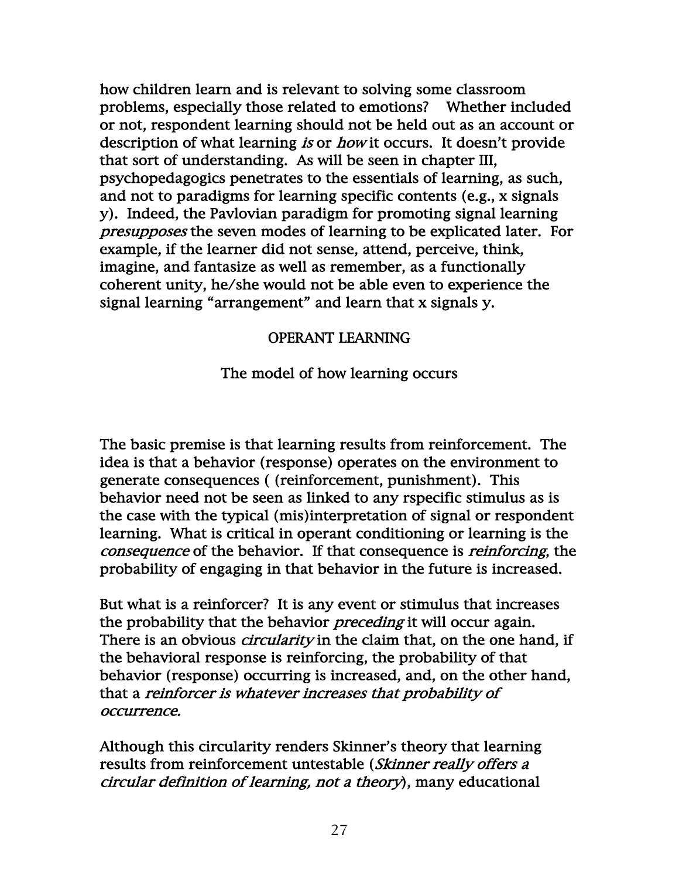how children learn and is relevant to solving some classroom problems, especially those related to emotions? Whether included or not, respondent learning should not be held out as an account or description of what learning *is* or *how* it occurs. It doesn't provide that sort of understanding. As will be seen in chapter III, psychopedagogics penetrates to the essentials of learning, as such, and not to paradigms for learning specific contents (e.g., x signals y). Indeed, the Pavlovian paradigm for promoting signal learning *presupposes* the seven modes of learning to be explicated later. For example, if the learner did not sense, attend, perceive, think, imagine, and fantasize as well as remember, as a functionally coherent unity, he/she would not be able even to experience the signal learning "arrangement" and learn that x signals y.

## OPERANT LEARNING

### The model of how learning occurs

The basic premise is that learning results from reinforcement. The idea is that a behavior (response) operates on the environment to generate consequences ( (reinforcement, punishment). This behavior need not be seen as linked to any rspecific stimulus as is the case with the typical (mis)interpretation of signal or respondent learning. What is critical in operant conditioning or learning is the *consequence* of the behavior. If that consequence is *reinforcing*, the probability of engaging in that behavior in the future is increased.

But what is a reinforcer? It is any event or stimulus that increases the probability that the behavior *preceding* it will occur again. There is an obvious *circularity* in the claim that, on the one hand, if the behavioral response is reinforcing, the probability of that behavior (response) occurring is increased, and, on the other hand, that a *reinforcer is whatever increases that probability of occurrence.*

Although this circularity renders Skinner's theory that learning results from reinforcement untestable (*Skinner really offers a circular definition of learning, not a theory*), many educational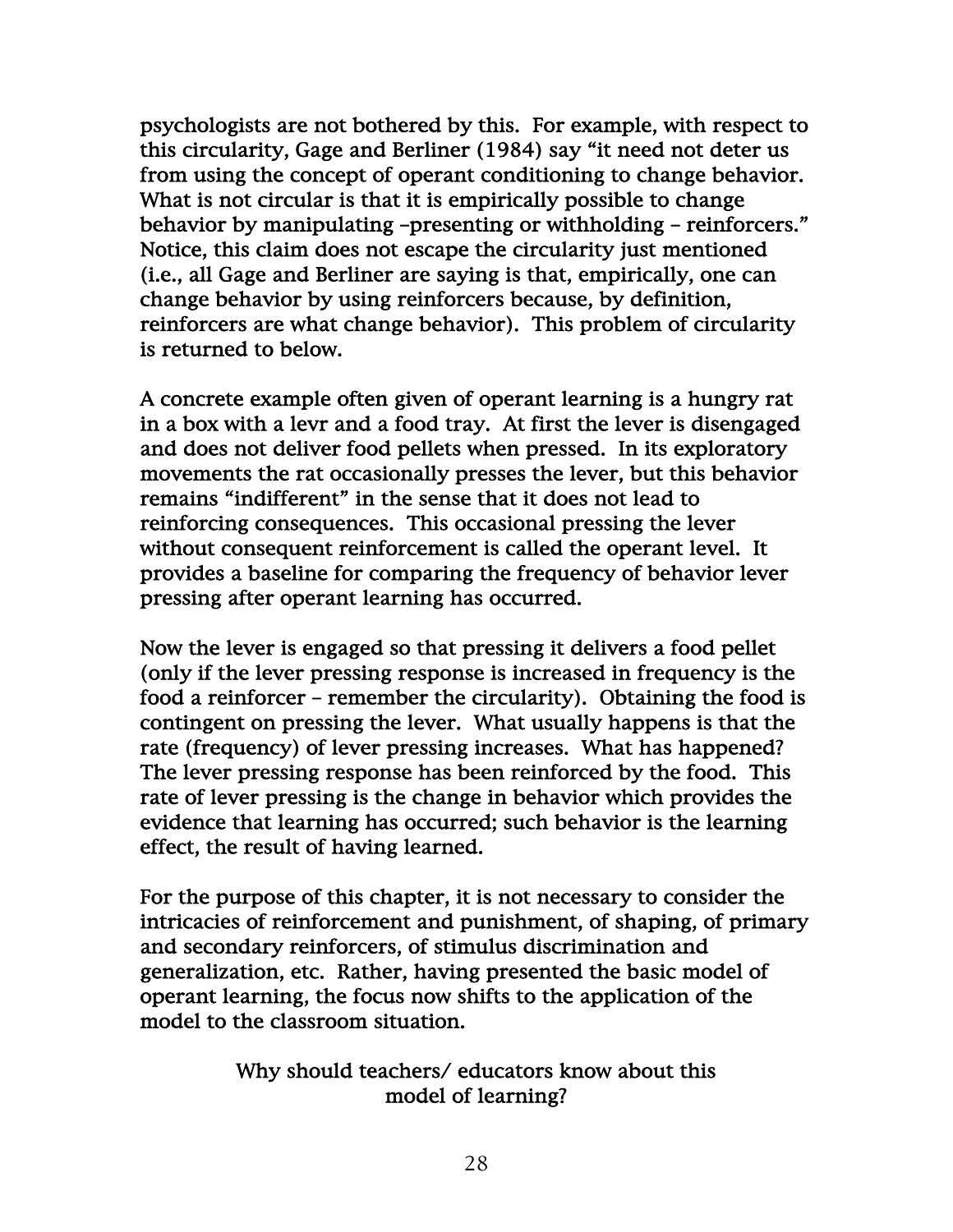psychologists are not bothered by this. For example, with respect to this circularity, Gage and Berliner (1984) say "it need not deter us from using the concept of operant conditioning to change behavior. What is not circular is that it is empirically possible to change behavior by manipulating –presenting or withholding – reinforcers." Notice, this claim does not escape the circularity just mentioned (i.e., all Gage and Berliner are saying is that, empirically, one can change behavior by using reinforcers because, by definition, reinforcers are what change behavior). This problem of circularity is returned to below.

A concrete example often given of operant learning is a hungry rat in a box with a levr and a food tray. At first the lever is disengaged and does not deliver food pellets when pressed. In its exploratory movements the rat occasionally presses the lever, but this behavior remains "indifferent" in the sense that it does not lead to reinforcing consequences. This occasional pressing the lever without consequent reinforcement is called the operant level. It provides a baseline for comparing the frequency of behavior lever pressing after operant learning has occurred.

Now the lever is engaged so that pressing it delivers a food pellet (only if the lever pressing response is increased in frequency is the food a reinforcer – remember the circularity). Obtaining the food is contingent on pressing the lever. What usually happens is that the rate (frequency) of lever pressing increases. What has happened? The lever pressing response has been reinforced by the food. This rate of lever pressing is the change in behavior which provides the evidence that learning has occurred; such behavior is the learning effect, the result of having learned.

For the purpose of this chapter, it is not necessary to consider the intricacies of reinforcement and punishment, of shaping, of primary and secondary reinforcers, of stimulus discrimination and generalization, etc. Rather, having presented the basic model of operant learning, the focus now shifts to the application of the model to the classroom situation.

## Why should teachers/ educators know about this model of learning?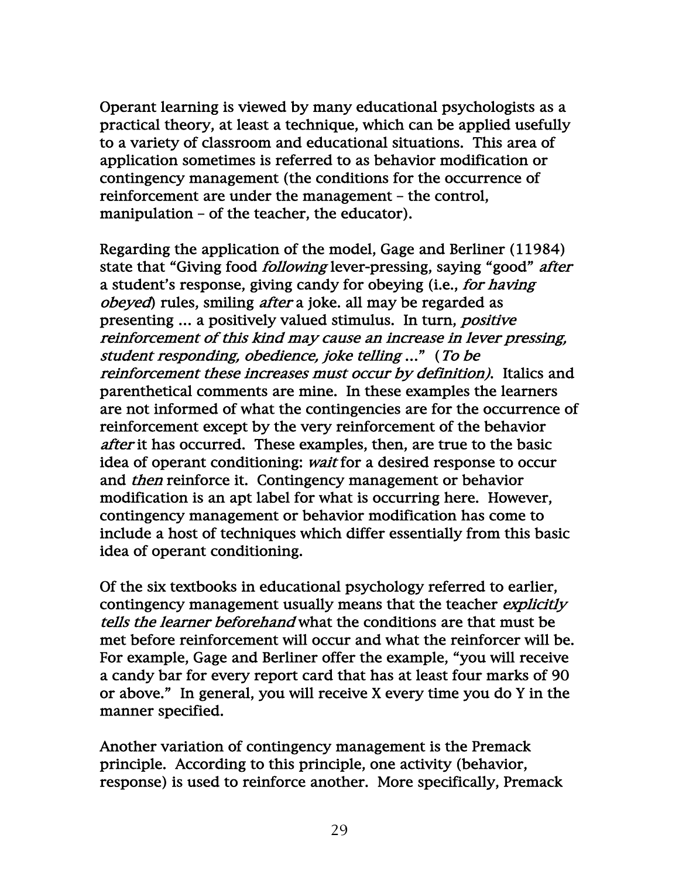Operant learning is viewed by many educational psychologists as a practical theory, at least a technique, which can be applied usefully to a variety of classroom and educational situations. This area of application sometimes is referred to as behavior modification or contingency management (the conditions for the occurrence of reinforcement are under the management – the control, manipulation – of the teacher, the educator).

Regarding the application of the model, Gage and Berliner (11984) state that "Giving food *following* lever-pressing, saying "good" *after* a student's response, giving candy for obeying (i.e., *for having obeyed*) rules, smiling *after* a joke. all may be regarded as presenting ... a positively valued stimulus. In turn, *positive reinforcement of this kind may cause an increase in lever pressing, student responding, obedience, joke telling ...*" (*To be reinforcement these increases must occur by definition).* Italics and parenthetical comments are mine. In these examples the learners are not informed of what the contingencies are for the occurrence of reinforcement except by the very reinforcement of the behavior *after* it has occurred. These examples, then, are true to the basic idea of operant conditioning: *wait* for a desired response to occur and *then* reinforce it. Contingency management or behavior modification is an apt label for what is occurring here. However, contingency management or behavior modification has come to include a host of techniques which differ essentially from this basic idea of operant conditioning.

Of the six textbooks in educational psychology referred to earlier, contingency management usually means that the teacher *explicitly tells the learner beforehand* what the conditions are that must be met before reinforcement will occur and what the reinforcer will be. For example, Gage and Berliner offer the example, "you will receive a candy bar for every report card that has at least four marks of 90 or above." In general, you will receive X every time you do Y in the manner specified.

Another variation of contingency management is the Premack principle. According to this principle, one activity (behavior, response) is used to reinforce another. More specifically, Premack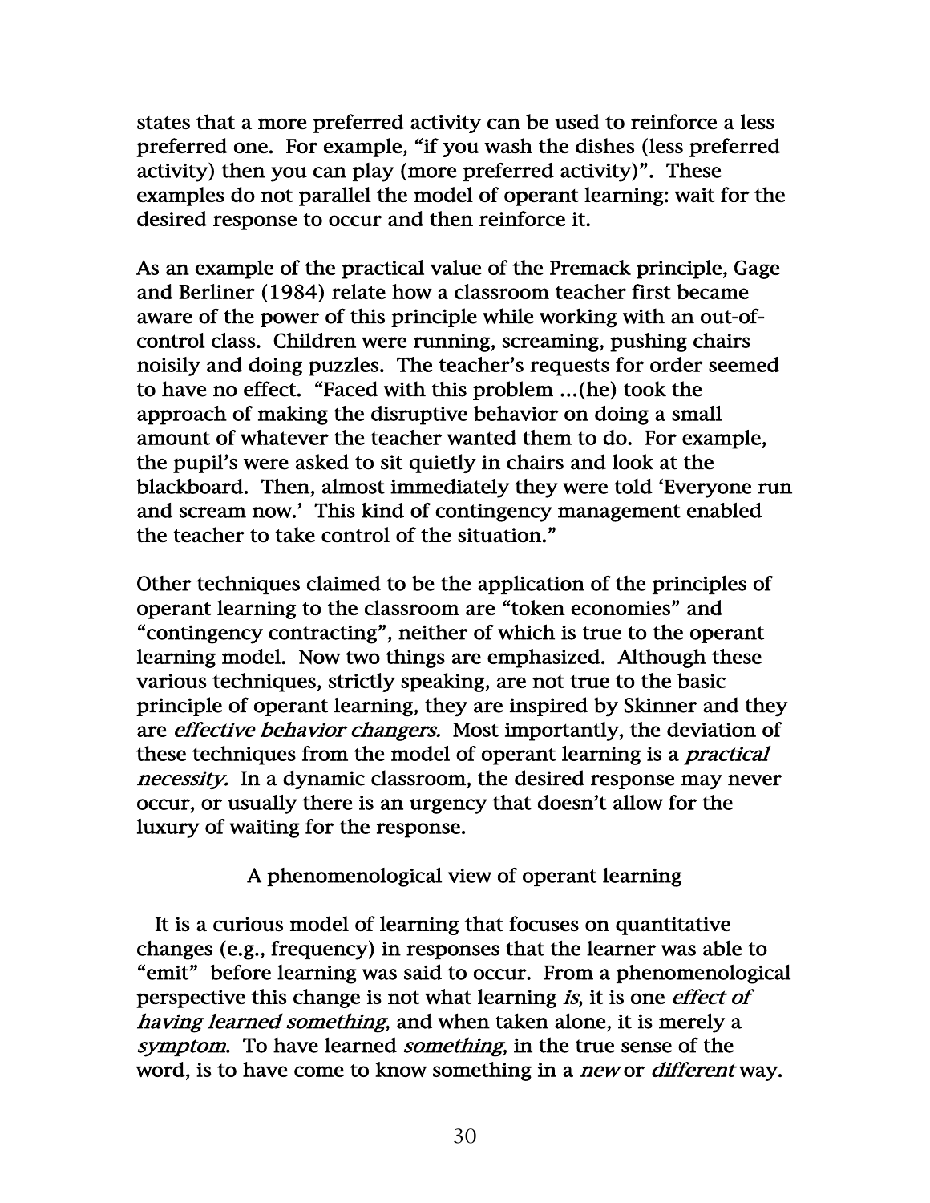states that a more preferred activity can be used to reinforce a less preferred one. For example, "if you wash the dishes (less preferred activity) then you can play (more preferred activity)". These examples do not parallel the model of operant learning: wait for the desired response to occur and then reinforce it.

As an example of the practical value of the Premack principle, Gage and Berliner (1984) relate how a classroom teacher first became aware of the power of this principle while working with an out-of-control class. Children were running, screaming, pushing chairs noisily and doing puzzles. The teacher's requests for order seemed to have no effect. "Faced with this problem ...(he) took the approach of making the disruptive behavior on doing a small amount of whatever the teacher wanted them to do. For example, the pupil's were asked to sit quietly in chairs and look at the blackboard. Then, almost immediately they were told 'Everyone run and scream now.' This kind of contingency management enabled the teacher to take control of the situation."

Other techniques claimed to be the application of the principles of operant learning to the classroom are "token economies" and "contingency contracting", neither of which is true to the operant learning model. Now two things are emphasized. Although these various techniques, strictly speaking, are not true to the basic principle of operant learning, they are inspired by Skinner and they are *effective behavior changers.* Most importantly, the deviation of these techniques from the model of operant learning is a *practical necessity.* In a dynamic classroom, the desired response may never occur, or usually there is an urgency that doesn't allow for the luxury of waiting for the response.

### A phenomenological view of operant learning

It is a curious model of learning that focuses on quantitative changes (e.g., frequency) in responses that the learner was able to "emit" before learning was said to occur. From a phenomenological perspective this change is not what learning *is*, it is one *effect of having learned something*, and when taken alone, it is merely a *symptom.* To have learned *something*, in the true sense of the word, is to have come to know something in a *new* or *different* way.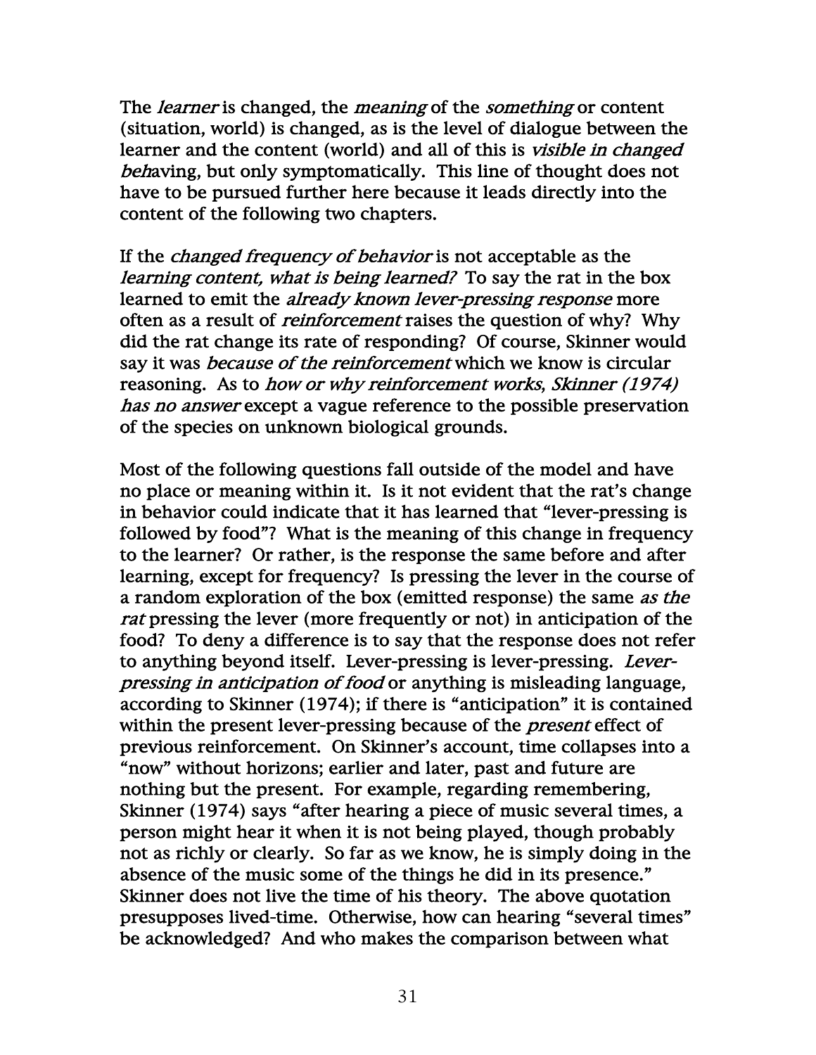The *learner* is changed, the *meaning* of the *something* or content (situation, world) is changed, as is the level of dialogue between the learner and the content (world) and all of this is *visible in changed beh*aving, but only symptomatically. This line of thought does not have to be pursued further here because it leads directly into the content of the following two chapters.

If the *changed frequency of behavior* is not acceptable as the *learning content, what is being learned?* To say the rat in the box learned to emit the *already known lever-pressing response* more often as a result of *reinforcement* raises the question of why? Why did the rat change its rate of responding? Of course, Skinner would say it was *because of the reinforcement* which we know is circular reasoning. As to *how or why reinforcement works, Skinner (1974) has no answer* except a vague reference to the possible preservation of the species on unknown biological grounds.

Most of the following questions fall outside of the model and have no place or meaning within it. Is it not evident that the rat's change in behavior could indicate that it has learned that "lever-pressing is followed by food"? What is the meaning of this change in frequency to the learner? Or rather, is the response the same before and after learning, except for frequency? Is pressing the lever in the course of a random exploration of the box (emitted response) the same *as the rat* pressing the lever (more frequently or not) in anticipation of the food? To deny a difference is to say that the response does not refer to anything beyond itself. Lever-pressing is lever-pressing. *Lever-pressing in anticipation of food* or anything is misleading language, according to Skinner (1974); if there is "anticipation" it is contained within the present lever-pressing because of the *present* effect of previous reinforcement. On Skinner's account, time collapses into a "now" without horizons; earlier and later, past and future are nothing but the present. For example, regarding remembering, Skinner (1974) says "after hearing a piece of music several times, a person might hear it when it is not being played, though probably not as richly or clearly. So far as we know, he is simply doing in the absence of the music some of the things he did in its presence." Skinner does not live the time of his theory. The above quotation presupposes lived-time. Otherwise, how can hearing "several times" be acknowledged? And who makes the comparison between what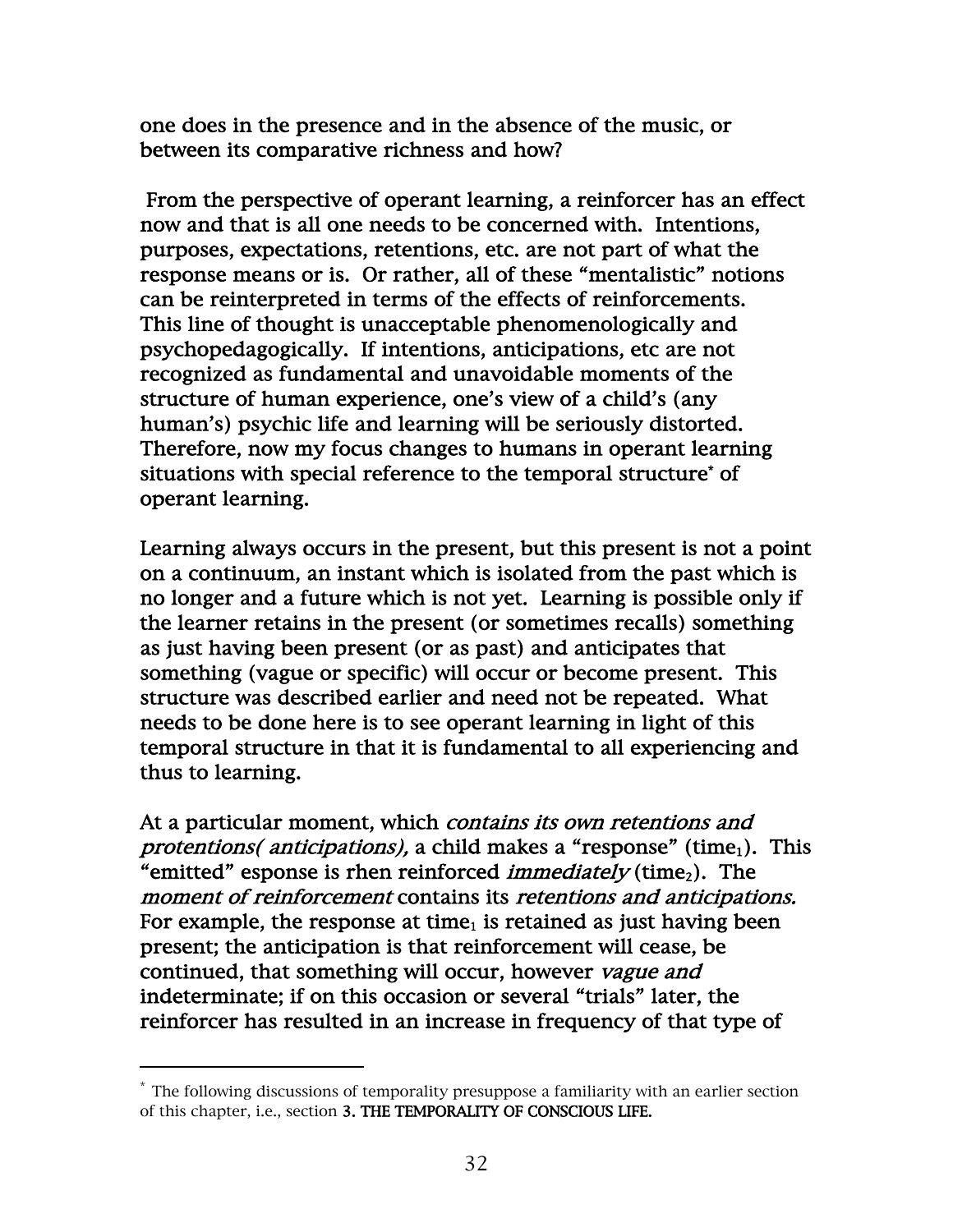one does in the presence and in the absence of the music, or between its comparative richness and how?

From the perspective of operant learning, a reinforcer has an effect now and that is all one needs to be concerned with. Intentions, purposes, expectations, retentions, etc. are not part of what the response means or is. Or rather, all of these "mentalistic" notions can be reinterpreted in terms of the effects of reinforcements. This line of thought is unacceptable phenomenologically and psychopedagogically. If intentions, anticipations, etc are not recognized as fundamental and unavoidable moments of the structure of human experience, one's view of a child's (any human's) psychic life and learning will be seriously distorted. Therefore, now my focus changes to humans in operant learning situations with special reference to the temporal structure* of operant learning.

Learning always occurs in the present, but this present is not a point on a continuum, an instant which is isolated from the past which is no longer and a future which is not yet. Learning is possible only if the learner retains in the present (or sometimes recalls) something as just having been present (or as past) and anticipates that something (vague or specific) will occur or become present. This structure was described earlier and need not be repeated. What needs to be done here is to see operant learning in light of this temporal structure in that it is fundamental to all experiencing and thus to learning.

At a particular moment, which *contains its own retentions and protentions( anticipations),* a child makes a "response" ($time_1$). This "emitted" esponse is rhen reinforced *immediately* ($time_2$). The *moment of reinforcement* contains its *retentions and anticipations.* For example, the response at $time_1$ is retained as just having been present; the anticipation is that reinforcement will cease, be continued, that something will occur, however *vague and* indeterminate; if on this occasion or several "trials" later, the reinforcer has resulted in an increase in frequency of that type of

---

* The following discussions of temporality presuppose a familiarity with an earlier section of this chapter, i.e., section **3. THE TEMPORALITY OF CONSCIOUS LIFE.**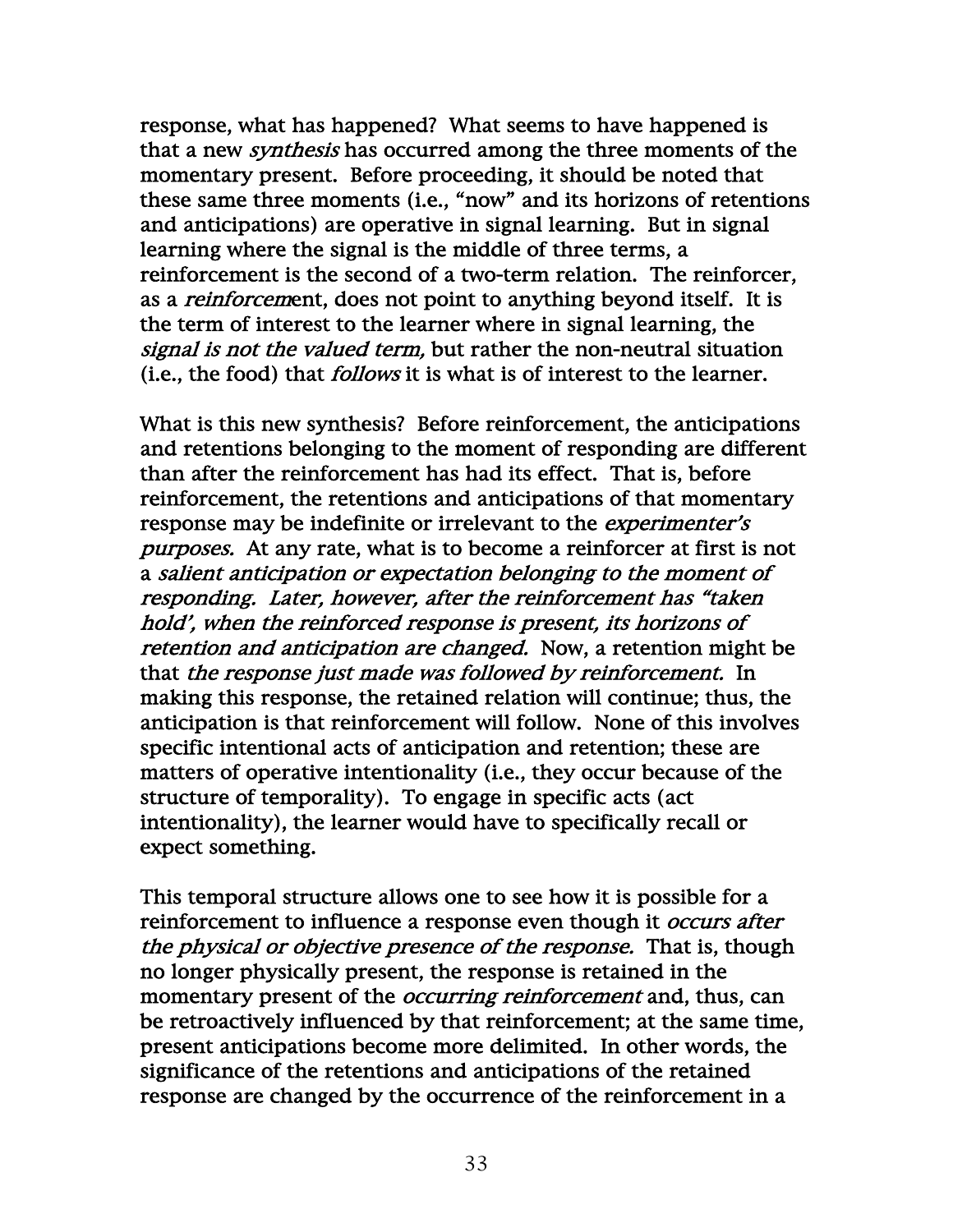response, what has happened? What seems to have happened is that a new *synthesis* has occurred among the three moments of the momentary present. Before proceeding, it should be noted that these same three moments (i.e., "now" and its horizons of retentions and anticipations) are operative in signal learning. But in signal learning where the signal is the middle of three terms, a reinforcement is the second of a two-term relation. The reinforcer, as a *reinforcem*ent, does not point to anything beyond itself. It is the term of interest to the learner where in signal learning, the *signal is not the valued term,* but rather the non-neutral situation (i.e., the food) that *follows* it is what is of interest to the learner.

What is this new synthesis? Before reinforcement, the anticipations and retentions belonging to the moment of responding are different than after the reinforcement has had its effect. That is, before reinforcement, the retentions and anticipations of that momentary response may be indefinite or irrelevant to the *experimenter's purposes.* At any rate, what is to become a reinforcer at first is not a *salient anticipation or expectation belonging to the moment of responding. Later, however, after the reinforcement has "taken hold', when the reinforced response is present, its horizons of retention and anticipation are changed.* Now, a retention might be that *the response just made was followed by reinforcement.* In making this response, the retained relation will continue; thus, the anticipation is that reinforcement will follow. None of this involves specific intentional acts of anticipation and retention; these are matters of operative intentionality (i.e., they occur because of the structure of temporality). To engage in specific acts (act intentionality), the learner would have to specifically recall or expect something.

This temporal structure allows one to see how it is possible for a reinforcement to influence a response even though it *occurs after the physical or objective presence of the response.* That is, though no longer physically present, the response is retained in the momentary present of the *occurring reinforcement* and, thus, can be retroactively influenced by that reinforcement; at the same time, present anticipations become more delimited. In other words, the significance of the retentions and anticipations of the retained response are changed by the occurrence of the reinforcement in a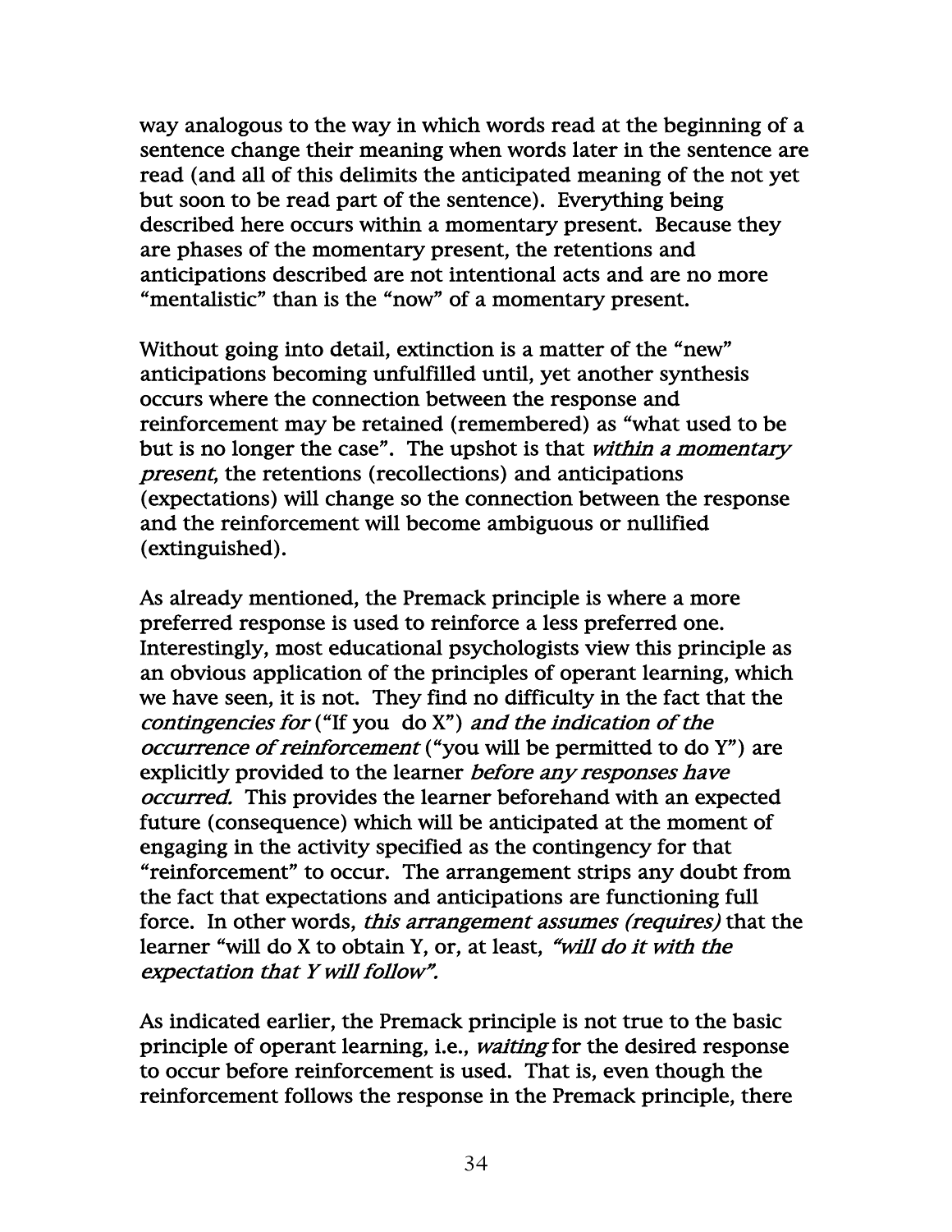way analogous to the way in which words read at the beginning of a sentence change their meaning when words later in the sentence are read (and all of this delimits the anticipated meaning of the not yet but soon to be read part of the sentence). Everything being described here occurs within a momentary present. Because they are phases of the momentary present, the retentions and anticipations described are not intentional acts and are no more "mentalistic" than is the "now" of a momentary present.

Without going into detail, extinction is a matter of the "new" anticipations becoming unfulfilled until, yet another synthesis occurs where the connection between the response and reinforcement may be retained (remembered) as "what used to be but is no longer the case". The upshot is that *within a momentary present*, the retentions (recollections) and anticipations (expectations) will change so the connection between the response and the reinforcement will become ambiguous or nullified (extinguished).

As already mentioned, the Premack principle is where a more preferred response is used to reinforce a less preferred one. Interestingly, most educational psychologists view this principle as an obvious application of the principles of operant learning, which we have seen, it is not. They find no difficulty in the fact that the *contingencies for* ("If you do X") *and the indication of the occurrence of reinforcement* ("you will be permitted to do Y") are explicitly provided to the learner *before any responses have occurred.* This provides the learner beforehand with an expected future (consequence) which will be anticipated at the moment of engaging in the activity specified as the contingency for that "reinforcement" to occur. The arrangement strips any doubt from the fact that expectations and anticipations are functioning full force. In other words, *this arrangement assumes (requires)* that the learner "will do X to obtain Y, or, at least, *"will do it with the expectation that Y will follow".*

As indicated earlier, the Premack principle is not true to the basic principle of operant learning, i.e., *waiting* for the desired response to occur before reinforcement is used. That is, even though the reinforcement follows the response in the Premack principle, there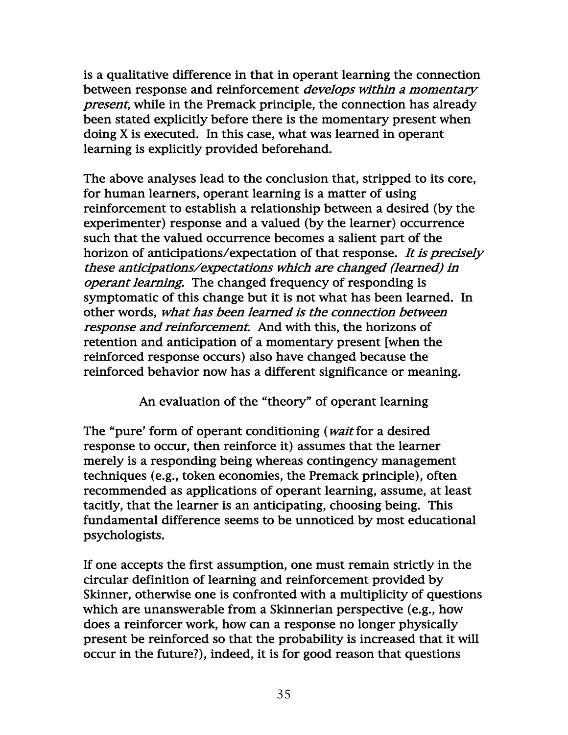is a qualitative difference in that in operant learning the connection between response and reinforcement *develops within a momentary present*, while in the Premack principle, the connection has already been stated explicitly before there is the momentary present when doing X is executed. In this case, what was learned in operant learning is explicitly provided beforehand.

The above analyses lead to the conclusion that, stripped to its core, for human learners, operant learning is a matter of using reinforcement to establish a relationship between a desired (by the experimenter) response and a valued (by the learner) occurrence such that the valued occurrence becomes a salient part of the horizon of anticipations/expectation of that response. *It is precisely these anticipations/expectations which are changed (learned) in operant learning.* The changed frequency of responding is symptomatic of this change but it is not what has been learned. In other words, *what has been learned is the connection between response and reinforcement.* And with this, the horizons of retention and anticipation of a momentary present [when the reinforced response occurs) also have changed because the reinforced behavior now has a different significance or meaning.

## An evaluation of the "theory" of operant learning

The "pure' form of operant conditioning (*wait* for a desired response to occur, then reinforce it) assumes that the learner merely is a responding being whereas contingency management techniques (e.g., token economies, the Premack principle), often recommended as applications of operant learning, assume, at least tacitly, that the learner is an anticipating, choosing being. This fundamental difference seems to be unnoticed by most educational psychologists.

If one accepts the first assumption, one must remain strictly in the circular definition of learning and reinforcement provided by Skinner, otherwise one is confronted with a multiplicity of questions which are unanswerable from a Skinnerian perspective (e.g., how does a reinforcer work, how can a response no longer physically present be reinforced so that the probability is increased that it will occur in the future?), indeed, it is for good reason that questions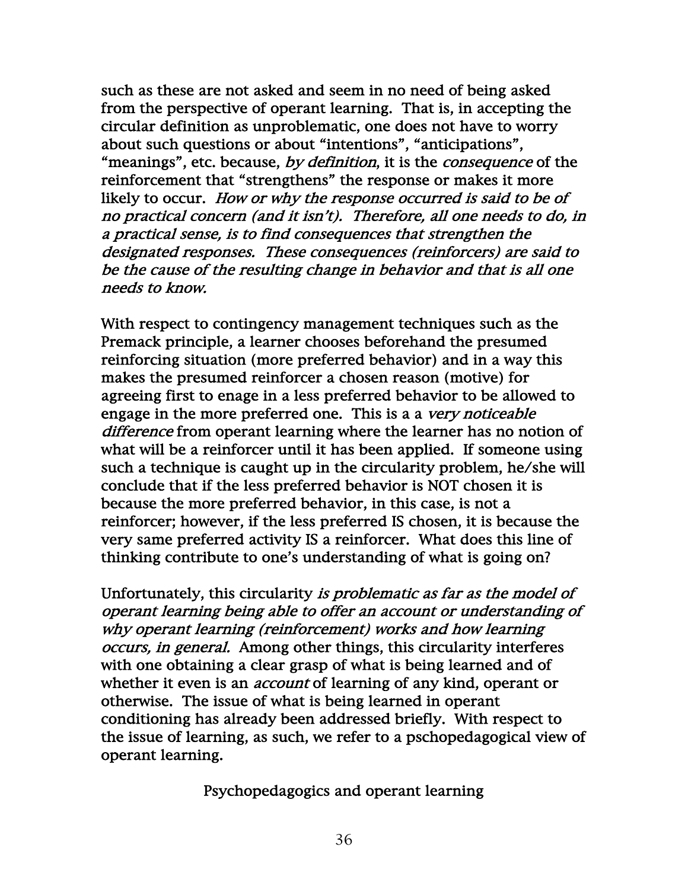such as these are not asked and seem in no need of being asked from the perspective of operant learning. That is, in accepting the circular definition as unproblematic, one does not have to worry about such questions or about "intentions", "anticipations", "meanings", etc. because, *by definition*, it is the *consequence* of the reinforcement that "strengthens" the response or makes it more likely to occur. *How or why the response occurred is said to be of no practical concern (and it isn't). Therefore, all one needs to do, in a practical sense, is to find consequences that strengthen the designated responses. These consequences (reinforcers) are said to be the cause of the resulting change in behavior and that is all one needs to know.*

With respect to contingency management techniques such as the Premack principle, a learner chooses beforehand the presumed reinforcing situation (more preferred behavior) and in a way this makes the presumed reinforcer a chosen reason (motive) for agreeing first to enage in a less preferred behavior to be allowed to engage in the more preferred one. This is a a *very noticeable difference* from operant learning where the learner has no notion of what will be a reinforcer until it has been applied. If someone using such a technique is caught up in the circularity problem, he/she will conclude that if the less preferred behavior is NOT chosen it is because the more preferred behavior, in this case, is not a reinforcer; however, if the less preferred IS chosen, it is because the very same preferred activity IS a reinforcer. What does this line of thinking contribute to one's understanding of what is going on?

Unfortunately, this circularity *is problematic as far as the model of operant learning being able to offer an account or understanding of why operant learning (reinforcement) works and how learning occurs, in general.* Among other things, this circularity interferes with one obtaining a clear grasp of what is being learned and of whether it even is an *account* of learning of any kind, operant or otherwise. The issue of what is being learned in operant conditioning has already been addressed briefly. With respect to the issue of learning, as such, we refer to a pschopedagogical view of operant learning.

## Psychopedagogics and operant learning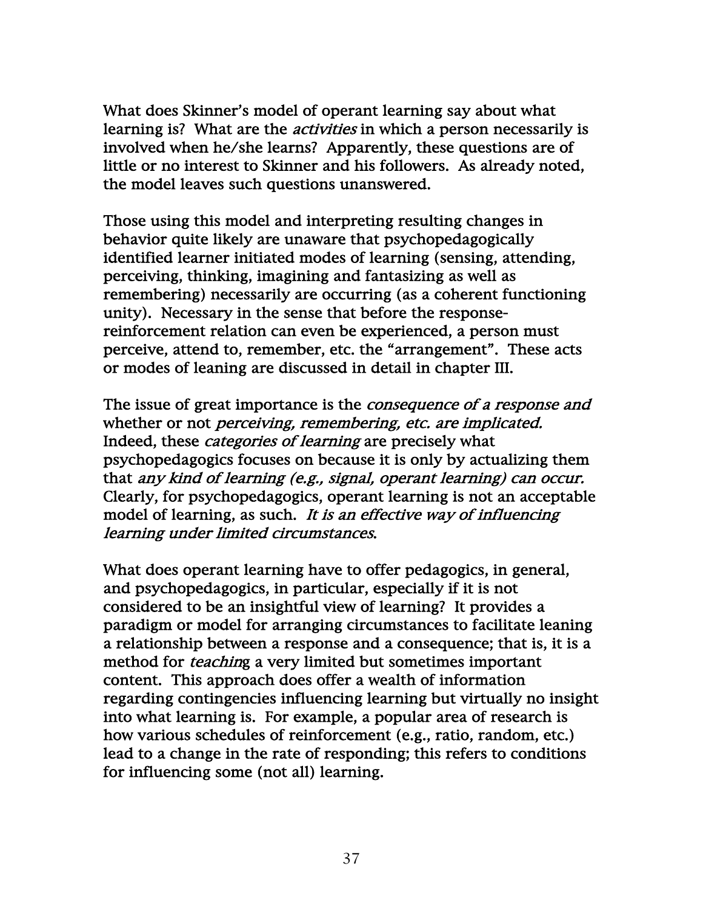What does Skinner's model of operant learning say about what learning is? What are the *activities* in which a person necessarily is involved when he/she learns? Apparently, these questions are of little or no interest to Skinner and his followers. As already noted, the model leaves such questions unanswered.

Those using this model and interpreting resulting changes in behavior quite likely are unaware that psychopedagogically identified learner initiated modes of learning (sensing, attending, perceiving, thinking, imagining and fantasizing as well as remembering) necessarily are occurring (as a coherent functioning unity). Necessary in the sense that before the response-reinforcement relation can even be experienced, a person must perceive, attend to, remember, etc. the "arrangement". These acts or modes of leaning are discussed in detail in chapter III.

The issue of great importance is the *consequence of a response and* whether or not *perceiving, remembering, etc. are implicated.* Indeed, these *categories of learning* are precisely what psychopedagogics focuses on because it is only by actualizing them that *any kind of learning (e.g., signal, operant learning) can occur.* Clearly, for psychopedagogics, operant learning is not an acceptable model of learning, as such. *It is an effective way of influencing learning under limited circumstances.*

What does operant learning have to offer pedagogics, in general, and psychopedagogics, in particular, especially if it is not considered to be an insightful view of learning? It provides a paradigm or model for arranging circumstances to facilitate leaning a relationship between a response and a consequence; that is, it is a method for *teaching* a very limited but sometimes important content. This approach does offer a wealth of information regarding contingencies influencing learning but virtually no insight into what learning is. For example, a popular area of research is how various schedules of reinforcement (e.g., ratio, random, etc.) lead to a change in the rate of responding; this refers to conditions for influencing some (not all) learning.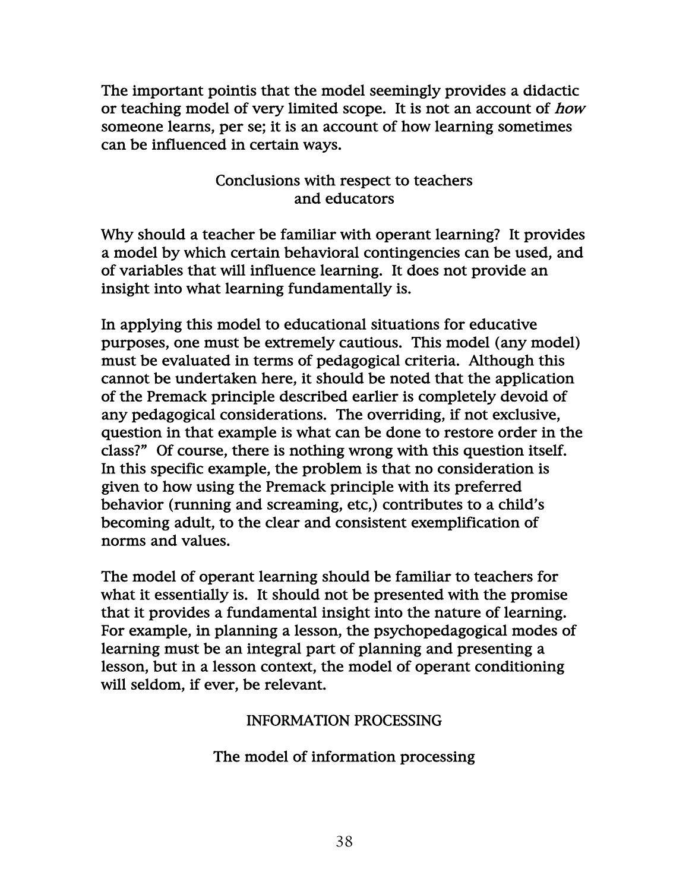The important pointis that the model seemingly provides a didactic or teaching model of very limited scope. It is not an account of *how* someone learns, per se; it is an account of how learning sometimes can be influenced in certain ways.

### Conclusions with respect to teachers and educators

Why should a teacher be familiar with operant learning? It provides a model by which certain behavioral contingencies can be used, and of variables that will influence learning. It does not provide an insight into what learning fundamentally is.

In applying this model to educational situations for educative purposes, one must be extremely cautious. This model (any model) must be evaluated in terms of pedagogical criteria. Although this cannot be undertaken here, it should be noted that the application of the Premack principle described earlier is completely devoid of any pedagogical considerations. The overriding, if not exclusive, question in that example is what can be done to restore order in the class?" Of course, there is nothing wrong with this question itself. In this specific example, the problem is that no consideration is given to how using the Premack principle with its preferred behavior (running and screaming, etc,) contributes to a child's becoming adult, to the clear and consistent exemplification of norms and values.

The model of operant learning should be familiar to teachers for what it essentially is. It should not be presented with the promise that it provides a fundamental insight into the nature of learning. For example, in planning a lesson, the psychopedagogical modes of learning must be an integral part of planning and presenting a lesson, but in a lesson context, the model of operant conditioning will seldom, if ever, be relevant.

## INFORMATION PROCESSING

### The model of information processing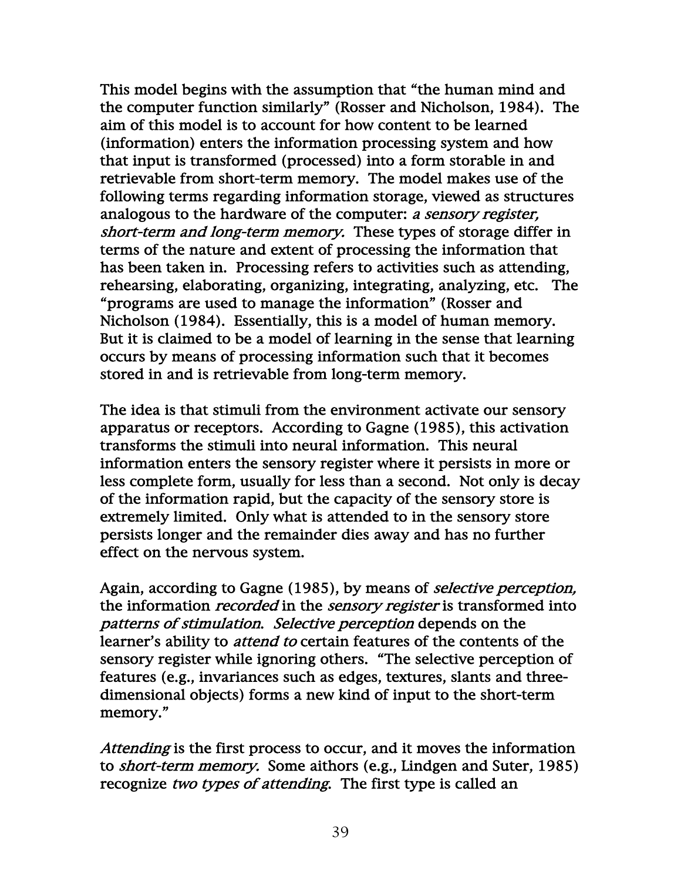This model begins with the assumption that "the human mind and the computer function similarly" (Rosser and Nicholson, 1984). The aim of this model is to account for how content to be learned (information) enters the information processing system and how that input is transformed (processed) into a form storable in and retrievable from short-term memory. The model makes use of the following terms regarding information storage, viewed as structures analogous to the hardware of the computer: *a sensory register, short-term and long-term memory.* These types of storage differ in terms of the nature and extent of processing the information that has been taken in. Processing refers to activities such as attending, rehearsing, elaborating, organizing, integrating, analyzing, etc. The "programs are used to manage the information" (Rosser and Nicholson (1984). Essentially, this is a model of human memory. But it is claimed to be a model of learning in the sense that learning occurs by means of processing information such that it becomes stored in and is retrievable from long-term memory.

The idea is that stimuli from the environment activate our sensory apparatus or receptors. According to Gagne (1985), this activation transforms the stimuli into neural information. This neural information enters the sensory register where it persists in more or less complete form, usually for less than a second. Not only is decay of the information rapid, but the capacity of the sensory store is extremely limited. Only what is attended to in the sensory store persists longer and the remainder dies away and has no further effect on the nervous system.

Again, according to Gagne (1985), by means of *selective perception,* the information *recorded* in the *sensory register* is transformed into *patterns of stimulation. Selective perception* depends on the learner's ability to *attend to* certain features of the contents of the sensory register while ignoring others. "The selective perception of features (e.g., invariances such as edges, textures, slants and three-dimensional objects) forms a new kind of input to the short-term memory."

*Attending* is the first process to occur, and it moves the information to *short-term memory.* Some aithors (e.g., Lindgen and Suter, 1985) recognize *two types of attending.* The first type is called an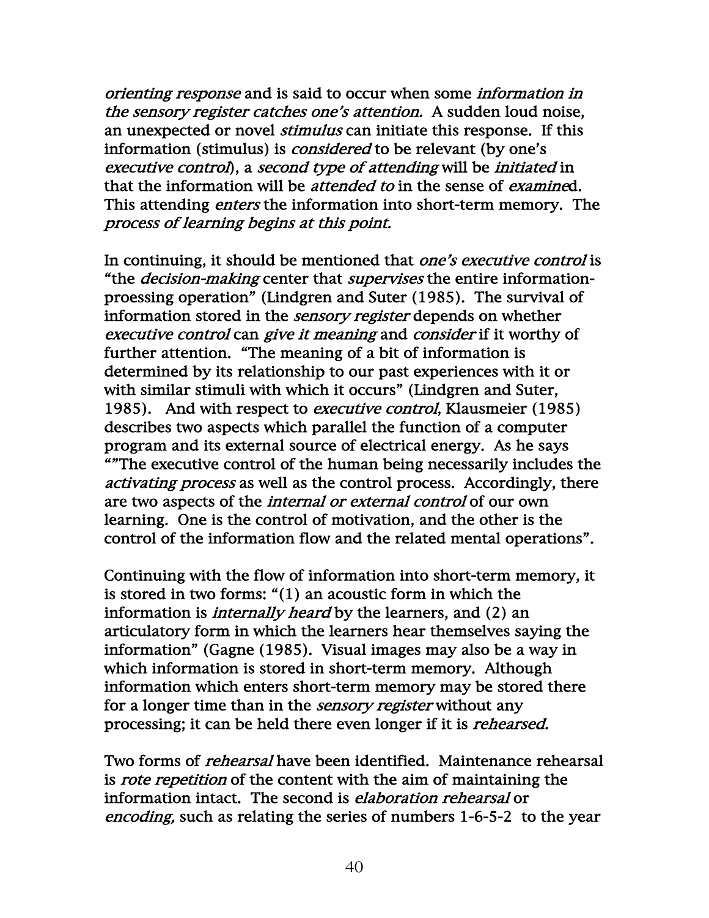*orienting response* and is said to occur when some *information in the sensory register catches one's attention.* A sudden loud noise, an unexpected or novel *stimulus* can initiate this response. If this information (stimulus) is *considered* to be relevant (by one's *executive control*), a *second type of attending* will be *initiated* in that the information will be *attended to* in the sense of *examine*d. This attending *enters* the information into short-term memory. The *process of learning begins at this point.*

In continuing, it should be mentioned that *one's executive control* is "the *decision-making* center that *supervises* the entire information-proessing operation" (Lindgren and Suter (1985). The survival of information stored in the *sensory register* depends on whether *executive control* can *give it meaning* and *consider* if it worthy of further attention. "The meaning of a bit of information is determined by its relationship to our past experiences with it or with similar stimuli with which it occurs" (Lindgren and Suter, 1985). And with respect to *executive control*, Klausmeier (1985) describes two aspects which parallel the function of a computer program and its external source of electrical energy. As he says ""The executive control of the human being necessarily includes the *activating process* as well as the control process. Accordingly, there are two aspects of the *internal or external control* of our own learning. One is the control of motivation, and the other is the control of the information flow and the related mental operations".

Continuing with the flow of information into short-term memory, it is stored in two forms: "(1) an acoustic form in which the information is *internally heard* by the learners, and (2) an articulatory form in which the learners hear themselves saying the information" (Gagne (1985). Visual images may also be a way in which information is stored in short-term memory. Although information which enters short-term memory may be stored there for a longer time than in the *sensory register* without any processing; it can be held there even longer if it is *rehearsed.*

Two forms of *rehearsal* have been identified. Maintenance rehearsal is *rote repetition* of the content with the aim of maintaining the information intact. The second is *elaboration rehearsal* or *encoding,* such as relating the series of numbers 1-6-5-2 to the year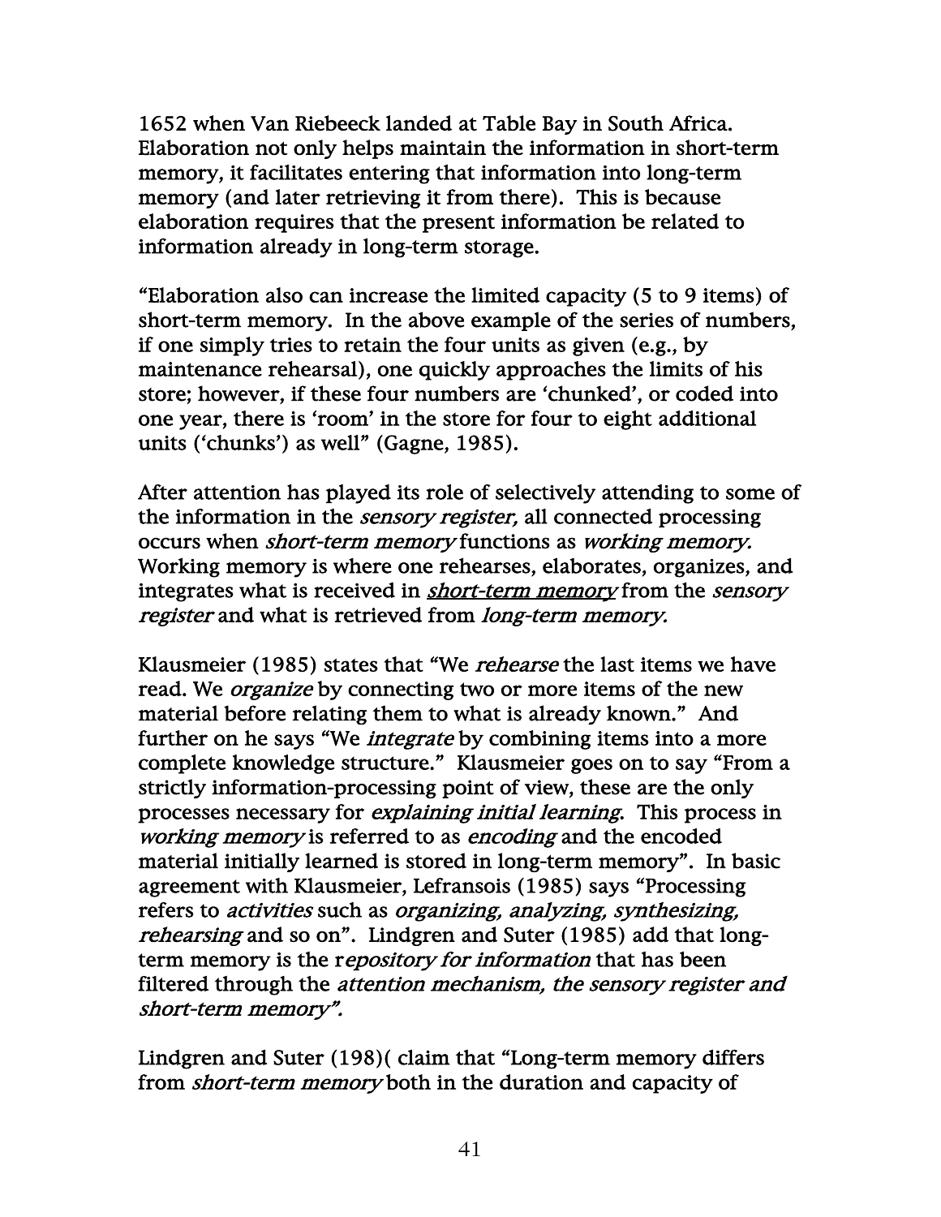1652 when Van Riebeeck landed at Table Bay in South Africa. Elaboration not only helps maintain the information in short-term memory, it facilitates entering that information into long-term memory (and later retrieving it from there). This is because elaboration requires that the present information be related to information already in long-term storage.

"Elaboration also can increase the limited capacity (5 to 9 items) of short-term memory. In the above example of the series of numbers, if one simply tries to retain the four units as given (e.g., by maintenance rehearsal), one quickly approaches the limits of his store; however, if these four numbers are 'chunked', or coded into one year, there is 'room' in the store for four to eight additional units ('chunks') as well" (Gagne, 1985).

After attention has played its role of selectively attending to some of the information in the *sensory register,* all connected processing occurs when *short-term memory* functions as *working memory.* Working memory is where one rehearses, elaborates, organizes, and integrates what is received in ***short-term memory*** from the *sensory register* and what is retrieved from *long-term memory.*

Klausmeier (1985) states that "We *rehearse* the last items we have read. We *organize* by connecting two or more items of the new material before relating them to what is already known." And further on he says "We *integrate* by combining items into a more complete knowledge structure." Klausmeier goes on to say "From a strictly information-processing point of view, these are the only processes necessary for *explaining initial learning*. This process in *working memory* is referred to as *encoding* and the encoded material initially learned is stored in long-term memory". In basic agreement with Klausmeier, Lefransois (1985) says "Processing refers to *activities* such as *organizing, analyzing, synthesizing, rehearsing* and so on". Lindgren and Suter (1985) add that long-term memory is the r*epository for information* that has been filtered through the *attention mechanism, the sensory register and short-term memory".*

Lindgren and Suter (198)( claim that "Long-term memory differs from *short-term memory* both in the duration and capacity of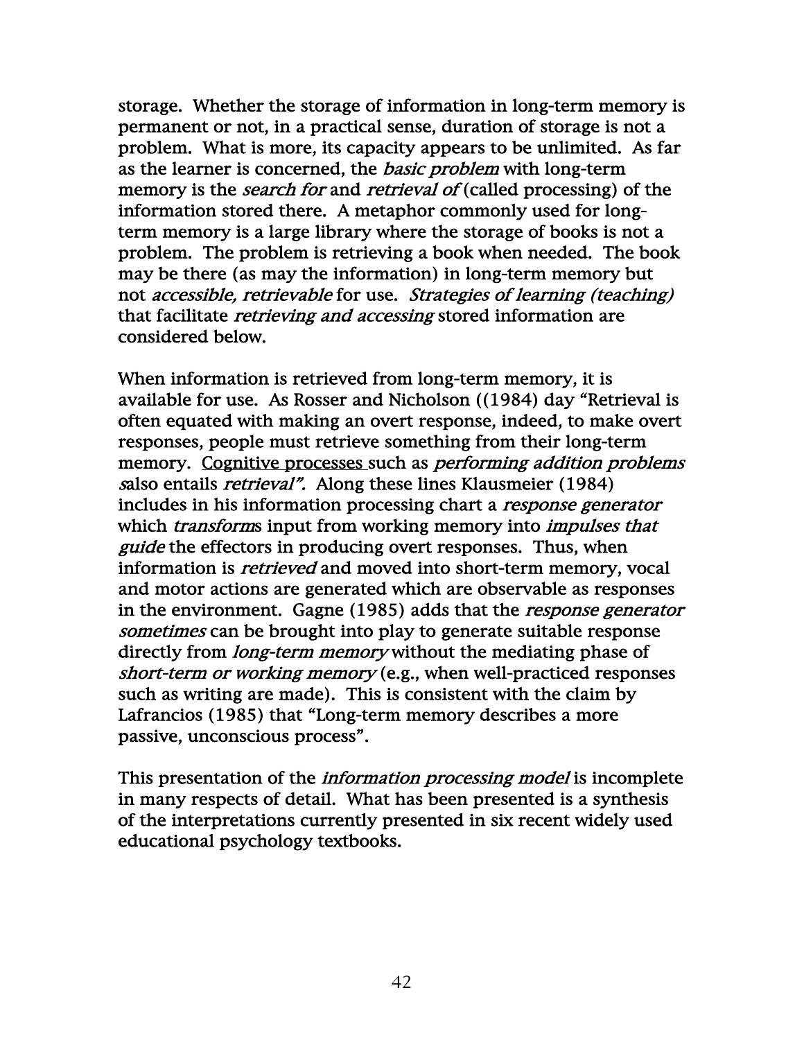storage. Whether the storage of information in long-term memory is permanent or not, in a practical sense, duration of storage is not a problem. What is more, its capacity appears to be unlimited. As far as the learner is concerned, the *basic problem* with long-term memory is the *search for* and *retrieval of* (called processing) of the information stored there. A metaphor commonly used for long-term memory is a large library where the storage of books is not a problem. The problem is retrieving a book when needed. The book may be there (as may the information) in long-term memory but not *accessible, retrievable* for use. *Strategies of learning (teaching)* that facilitate *retrieving and accessing* stored information are considered below.

When information is retrieved from long-term memory, it is available for use. As Rosser and Nicholson ((1984) day "Retrieval is often equated with making an overt response, indeed, to make overt responses, people must retrieve something from their long-term memory. <u>Cognitive processes</u> such as *performing addition problems s*also entails *retrieval".* Along these lines Klausmeier (1984) includes in his information processing chart a *response generator* which *transform*s input from working memory into *impulses that guide* the effectors in producing overt responses. Thus, when information is *retrieved* and moved into short-term memory, vocal and motor actions are generated which are observable as responses in the environment. Gagne (1985) adds that the *response generator sometimes* can be brought into play to generate suitable response directly from *long-term memory* without the mediating phase of *short-term or working memory* (e.g., when well-practiced responses such as writing are made). This is consistent with the claim by Lafrancios (1985) that "Long-term memory describes a more passive, unconscious process".

This presentation of the *information processing model* is incomplete in many respects of detail. What has been presented is a synthesis of the interpretations currently presented in six recent widely used educational psychology textbooks.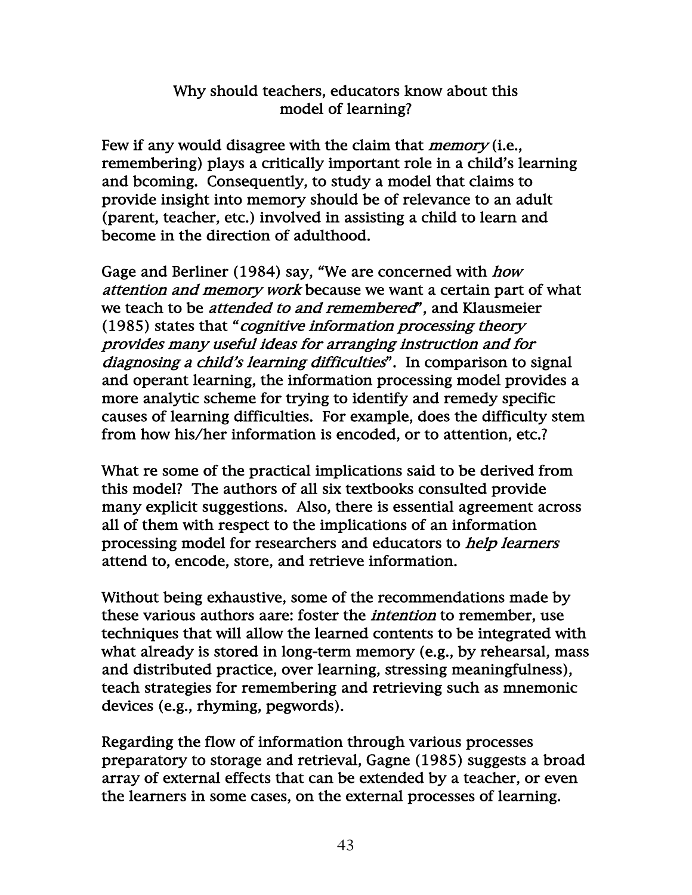## Why should teachers, educators know about this model of learning?

Few if any would disagree with the claim that *memory* (i.e., remembering) plays a critically important role in a child's learning and bcoming. Consequently, to study a model that claims to provide insight into memory should be of relevance to an adult (parent, teacher, etc.) involved in assisting a child to learn and become in the direction of adulthood.

Gage and Berliner (1984) say, "We are concerned with *how attention and memory work* because we want a certain part of what we teach to be *attended to and remembered*", and Klausmeier (1985) states that "*cognitive information processing theory provides many useful ideas for arranging instruction and for diagnosing a child's learning difficulties*". In comparison to signal and operant learning, the information processing model provides a more analytic scheme for trying to identify and remedy specific causes of learning difficulties. For example, does the difficulty stem from how his/her information is encoded, or to attention, etc.?

What re some of the practical implications said to be derived from this model? The authors of all six textbooks consulted provide many explicit suggestions. Also, there is essential agreement across all of them with respect to the implications of an information processing model for researchers and educators to *help learners* attend to, encode, store, and retrieve information.

Without being exhaustive, some of the recommendations made by these various authors aare: foster the *intention* to remember, use techniques that will allow the learned contents to be integrated with what already is stored in long-term memory (e.g., by rehearsal, mass and distributed practice, over learning, stressing meaningfulness), teach strategies for remembering and retrieving such as mnemonic devices (e.g., rhyming, pegwords).

Regarding the flow of information through various processes preparatory to storage and retrieval, Gagne (1985) suggests a broad array of external effects that can be extended by a teacher, or even the learners in some cases, on the external processes of learning.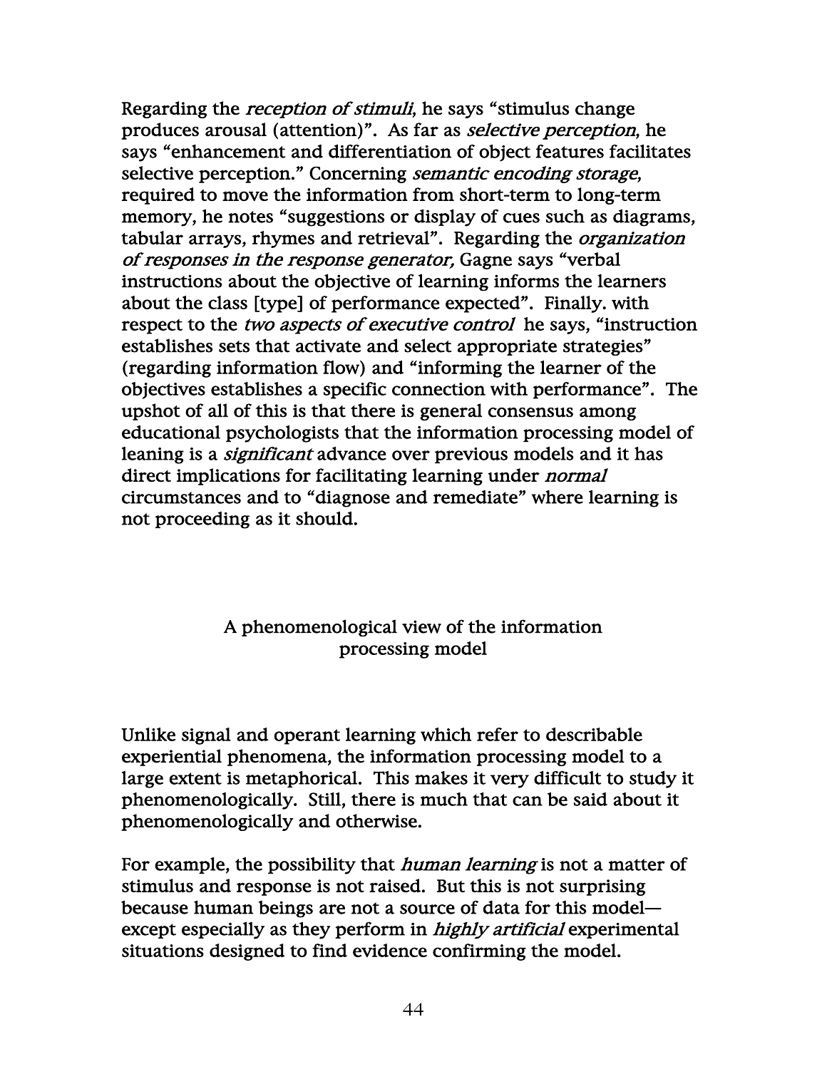Regarding the *reception of stimuli*, he says "stimulus change produces arousal (attention)". As far as *selective perception*, he says "enhancement and differentiation of object features facilitates selective perception." Concerning *semantic encoding storage*, required to move the information from short-term to long-term memory, he notes "suggestions or display of cues such as diagrams, tabular arrays, rhymes and retrieval". Regarding the *organization of responses in the response generator,* Gagne says "verbal instructions about the objective of learning informs the learners about the class [type] of performance expected". Finally. with respect to the *two aspects of executive control* he says, "instruction establishes sets that activate and select appropriate strategies" (regarding information flow) and "informing the learner of the objectives establishes a specific connection with performance". The upshot of all of this is that there is general consensus among educational psychologists that the information processing model of leaning is a *significant* advance over previous models and it has direct implications for facilitating learning under *normal* circumstances and to "diagnose and remediate" where learning is not proceeding as it should.

## A phenomenological view of the information processing model

Unlike signal and operant learning which refer to describable experiential phenomena, the information processing model to a large extent is metaphorical. This makes it very difficult to study it phenomenologically. Still, there is much that can be said about it phenomenologically and otherwise.

For example, the possibility that *human learning* is not a matter of stimulus and response is not raised. But this is not surprising because human beings are not a source of data for this model—except especially as they perform in *highly artificial* experimental situations designed to find evidence confirming the model.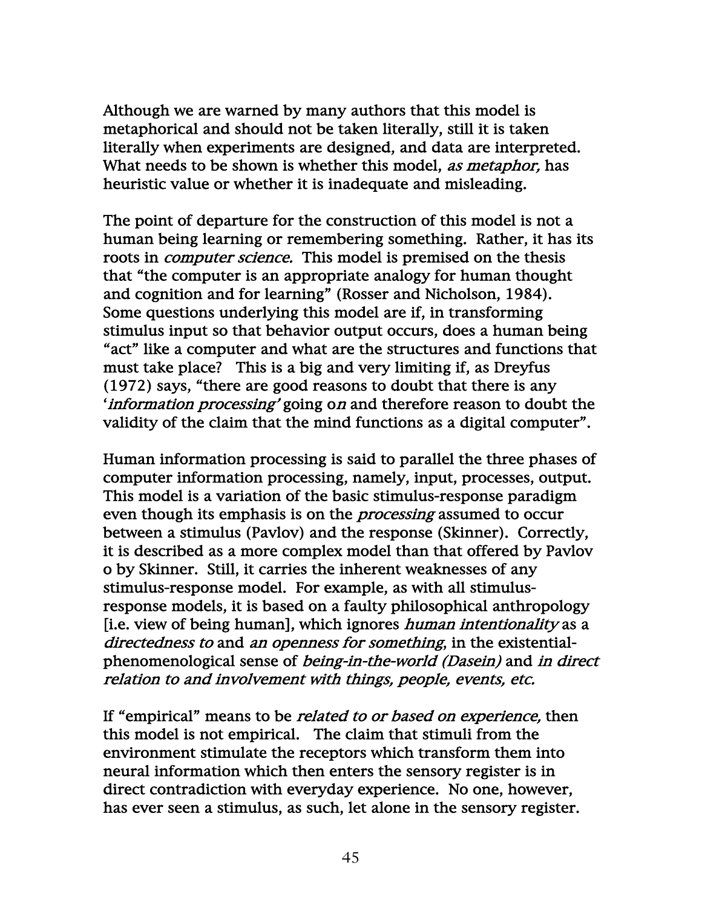Although we are warned by many authors that this model is metaphorical and should not be taken literally, still it is taken literally when experiments are designed, and data are interpreted. What needs to be shown is whether this model, *as metaphor,* has heuristic value or whether it is inadequate and misleading.

The point of departure for the construction of this model is not a human being learning or remembering something. Rather, it has its roots in *computer science.* This model is premised on the thesis that "the computer is an appropriate analogy for human thought and cognition and for learning" (Rosser and Nicholson, 1984). Some questions underlying this model are if, in transforming stimulus input so that behavior output occurs, does a human being "act" like a computer and what are the structures and functions that must take place? This is a big and very limiting if, as Dreyfus (1972) says, "there are good reasons to doubt that there is any '*information processing'* going o*n* and therefore reason to doubt the validity of the claim that the mind functions as a digital computer".

Human information processing is said to parallel the three phases of computer information processing, namely, input, processes, output. This model is a variation of the basic stimulus-response paradigm even though its emphasis is on the *processing* assumed to occur between a stimulus (Pavlov) and the response (Skinner). Correctly, it is described as a more complex model than that offered by Pavlov o by Skinner. Still, it carries the inherent weaknesses of any stimulus-response model. For example, as with all stimulus-response models, it is based on a faulty philosophical anthropology [i.e. view of being human], which ignores *human intentionality* as a *directedness to* and *an openness for something*, in the existential-phenomenological sense of *being-in-the-world (Dasein)* and *in direct relation to and involvement with things, people, events, etc.*

If "empirical" means to be *related to or based on experience,* then this model is not empirical. The claim that stimuli from the environment stimulate the receptors which transform them into neural information which then enters the sensory register is in direct contradiction with everyday experience. No one, however, has ever seen a stimulus, as such, let alone in the sensory register.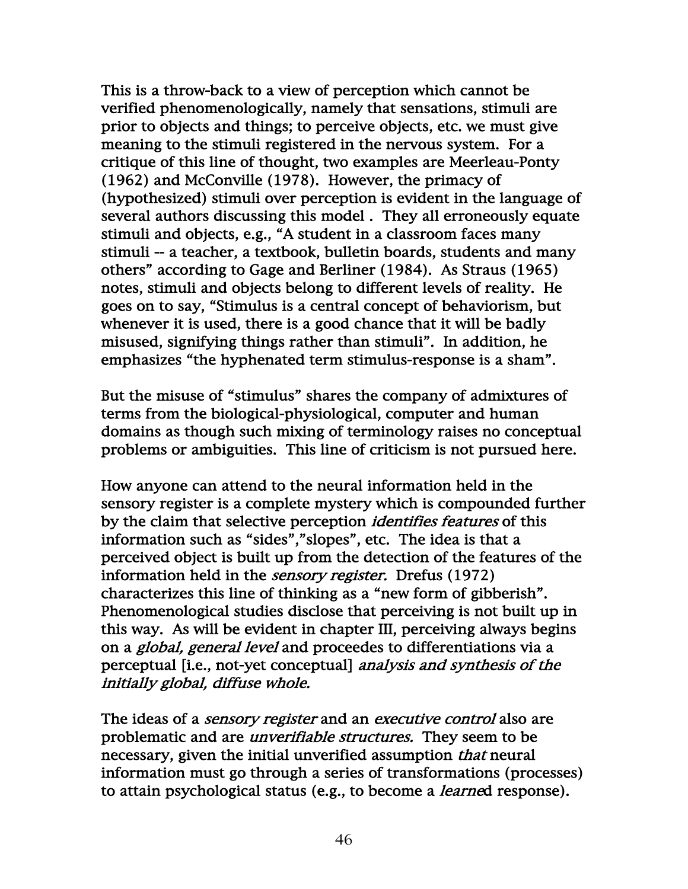This is a throw-back to a view of perception which cannot be verified phenomenologically, namely that sensations, stimuli are prior to objects and things; to perceive objects, etc. we must give meaning to the stimuli registered in the nervous system. For a critique of this line of thought, two examples are Meerleau-Ponty (1962) and McConville (1978). However, the primacy of (hypothesized) stimuli over perception is evident in the language of several authors discussing this model . They all erroneously equate stimuli and objects, e.g., "A student in a classroom faces many stimuli -- a teacher, a textbook, bulletin boards, students and many others" according to Gage and Berliner (1984). As Straus (1965) notes, stimuli and objects belong to different levels of reality. He goes on to say, "Stimulus is a central concept of behaviorism, but whenever it is used, there is a good chance that it will be badly misused, signifying things rather than stimuli". In addition, he emphasizes "the hyphenated term stimulus-response is a sham".

But the misuse of "stimulus" shares the company of admixtures of terms from the biological-physiological, computer and human domains as though such mixing of terminology raises no conceptual problems or ambiguities. This line of criticism is not pursued here.

How anyone can attend to the neural information held in the sensory register is a complete mystery which is compounded further by the claim that selective perception *identifies features* of this information such as "sides","slopes", etc. The idea is that a perceived object is built up from the detection of the features of the information held in the *sensory register.* Drefus (1972) characterizes this line of thinking as a "new form of gibberish". Phenomenological studies disclose that perceiving is not built up in this way. As will be evident in chapter III, perceiving always begins on a *global, general level* and proceedes to differentiations via a perceptual [i.e., not-yet conceptual] *analysis and synthesis of the initially global, diffuse whole.*

The ideas of a *sensory register* and an *executive control* also are problematic and are *unverifiable structures.* They seem to be necessary, given the initial unverified assumption *that* neural information must go through a series of transformations (processes) to attain psychological status (e.g., to become a *learne*d response).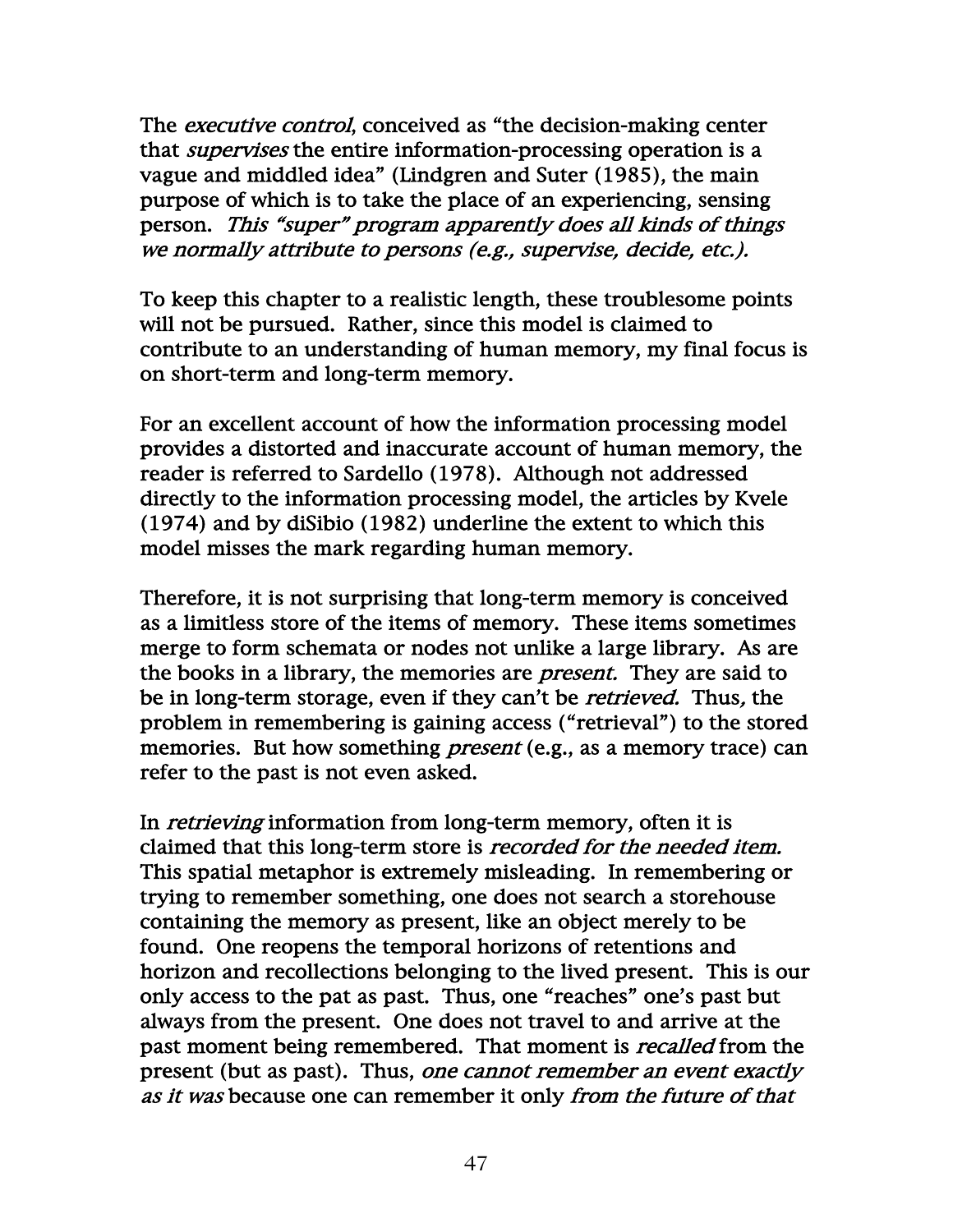The *executive control*, conceived as "the decision-making center that *supervises* the entire information-processing operation is a vague and middled idea" (Lindgren and Suter (1985), the main purpose of which is to take the place of an experiencing, sensing person. *This "super" program apparently does all kinds of things we normally attribute to persons (e.g., supervise, decide, etc.).*

To keep this chapter to a realistic length, these troublesome points will not be pursued. Rather, since this model is claimed to contribute to an understanding of human memory, my final focus is on short-term and long-term memory.

For an excellent account of how the information processing model provides a distorted and inaccurate account of human memory, the reader is referred to Sardello (1978). Although not addressed directly to the information processing model, the articles by Kvele (1974) and by diSibio (1982) underline the extent to which this model misses the mark regarding human memory.

Therefore, it is not surprising that long-term memory is conceived as a limitless store of the items of memory. These items sometimes merge to form schemata or nodes not unlike a large library. As are the books in a library, the memories are *present.* They are said to be in long-term storage, even if they can't be *retrieved.* Thus, the problem in remembering is gaining access ("retrieval") to the stored memories. But how something *present* (e.g., as a memory trace) can refer to the past is not even asked.

In *retrieving* information from long-term memory, often it is claimed that this long-term store is *recorded for the needed item.* This spatial metaphor is extremely misleading. In remembering or trying to remember something, one does not search a storehouse containing the memory as present, like an object merely to be found. One reopens the temporal horizons of retentions and horizon and recollections belonging to the lived present. This is our only access to the pat as past. Thus, one "reaches" one's past but always from the present. One does not travel to and arrive at the past moment being remembered. That moment is *recalled* from the present (but as past). Thus, *one cannot remember an event exactly as it was* because one can remember it only *from the future of that*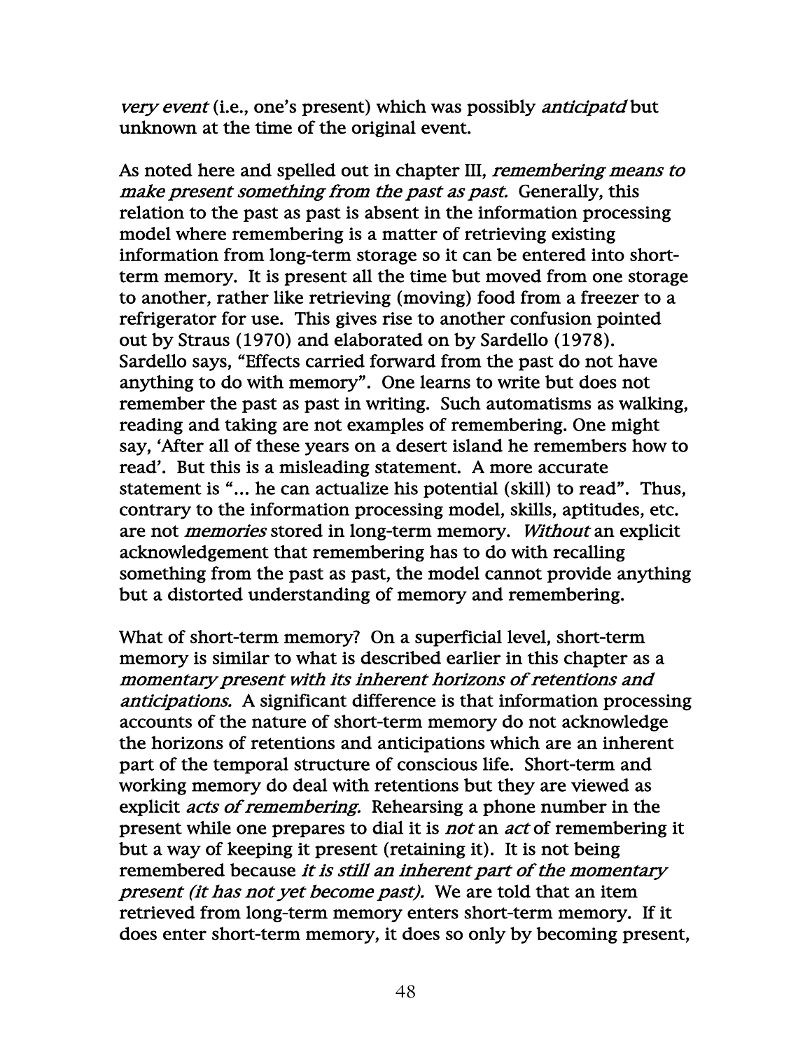*very event* (i.e., one's present) which was possibly *anticipatd* but unknown at the time of the original event.

As noted here and spelled out in chapter III, *remembering means to make present something from the past as past.* Generally, this relation to the past as past is absent in the information processing model where remembering is a matter of retrieving existing information from long-term storage so it can be entered into short-term memory. It is present all the time but moved from one storage to another, rather like retrieving (moving) food from a freezer to a refrigerator for use. This gives rise to another confusion pointed out by Straus (1970) and elaborated on by Sardello (1978). Sardello says, "Effects carried forward from the past do not have anything to do with memory". One learns to write but does not remember the past as past in writing. Such automatisms as walking, reading and taking are not examples of remembering. One might say, 'After all of these years on a desert island he remembers how to read'. But this is a misleading statement. A more accurate statement is "... he can actualize his potential (skill) to read". Thus, contrary to the information processing model, skills, aptitudes, etc. are not *memories* stored in long-term memory. *Without* an explicit acknowledgement that remembering has to do with recalling something from the past as past, the model cannot provide anything but a distorted understanding of memory and remembering.

What of short-term memory? On a superficial level, short-term memory is similar to what is described earlier in this chapter as a *momentary present with its inherent horizons of retentions and anticipations.* A significant difference is that information processing accounts of the nature of short-term memory do not acknowledge the horizons of retentions and anticipations which are an inherent part of the temporal structure of conscious life. Short-term and working memory do deal with retentions but they are viewed as explicit *acts of remembering.* Rehearsing a phone number in the present while one prepares to dial it is *not* an *act* of remembering it but a way of keeping it present (retaining it). It is not being remembered because *it is still an inherent part of the momentary present (it has not yet become past).* We are told that an item retrieved from long-term memory enters short-term memory. If it does enter short-term memory, it does so only by becoming present,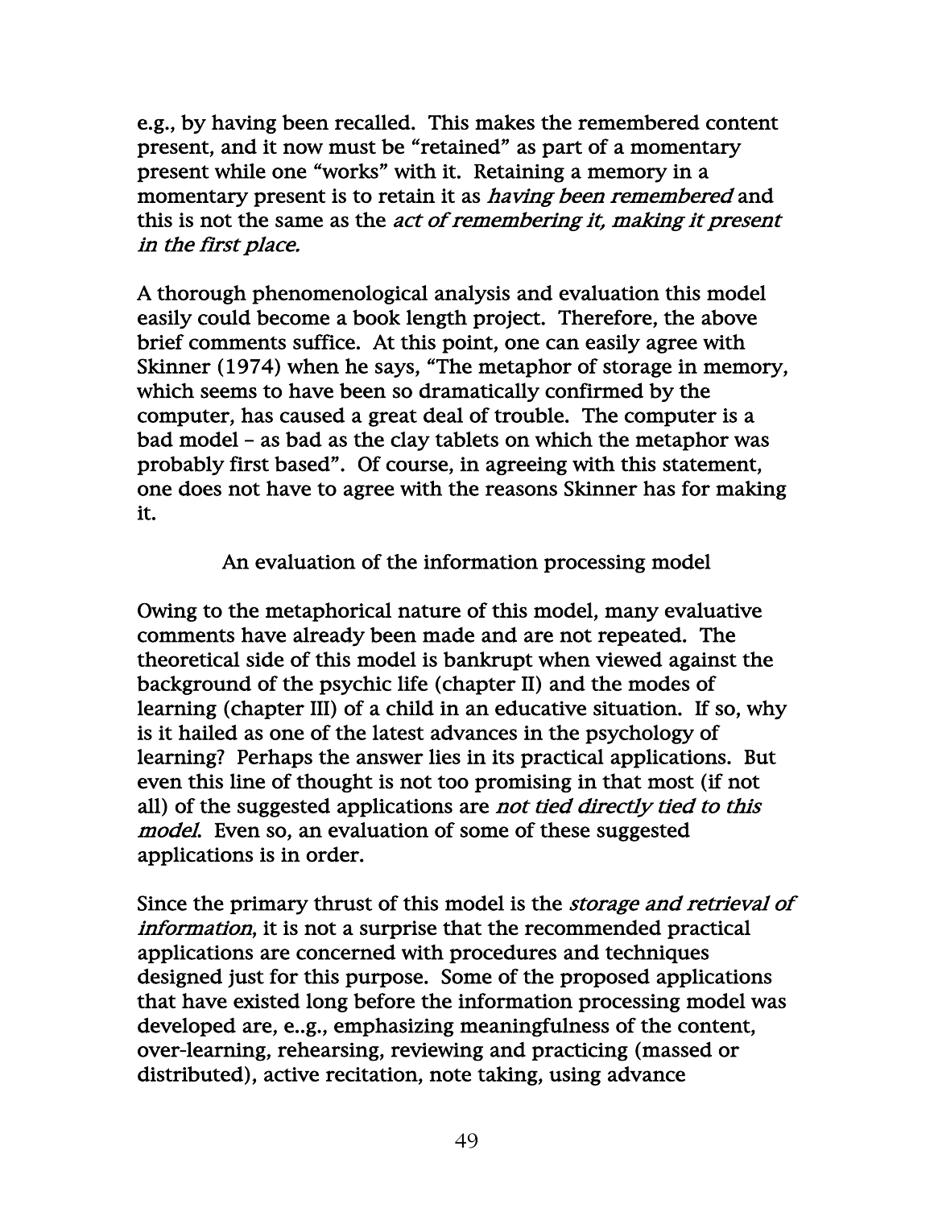e.g., by having been recalled. This makes the remembered content present, and it now must be "retained" as part of a momentary present while one "works" with it. Retaining a memory in a momentary present is to retain it as *having been remembered* and this is not the same as the *act of remembering it, making it present in the first place.*

A thorough phenomenological analysis and evaluation this model easily could become a book length project. Therefore, the above brief comments suffice. At this point, one can easily agree with Skinner (1974) when he says, "The metaphor of storage in memory, which seems to have been so dramatically confirmed by the computer, has caused a great deal of trouble. The computer is a bad model – as bad as the clay tablets on which the metaphor was probably first based". Of course, in agreeing with this statement, one does not have to agree with the reasons Skinner has for making it.

## An evaluation of the information processing model

Owing to the metaphorical nature of this model, many evaluative comments have already been made and are not repeated. The theoretical side of this model is bankrupt when viewed against the background of the psychic life (chapter II) and the modes of learning (chapter III) of a child in an educative situation. If so, why is it hailed as one of the latest advances in the psychology of learning? Perhaps the answer lies in its practical applications. But even this line of thought is not too promising in that most (if not all) of the suggested applications are *not tied directly tied to this model.* Even so, an evaluation of some of these suggested applications is in order.

Since the primary thrust of this model is the *storage and retrieval of information*, it is not a surprise that the recommended practical applications are concerned with procedures and techniques designed just for this purpose. Some of the proposed applications that have existed long before the information processing model was developed are, e..g., emphasizing meaningfulness of the content, over-learning, rehearsing, reviewing and practicing (massed or distributed), active recitation, note taking, using advance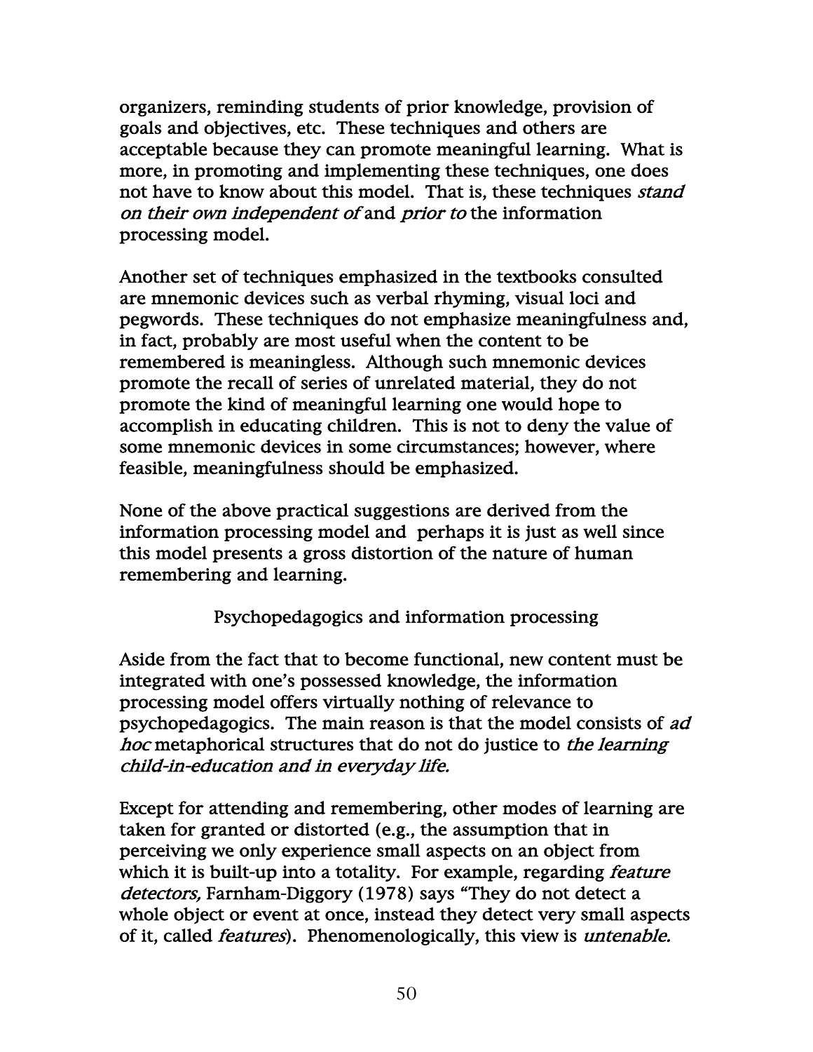organizers, reminding students of prior knowledge, provision of goals and objectives, etc. These techniques and others are acceptable because they can promote meaningful learning. What is more, in promoting and implementing these techniques, one does not have to know about this model. That is, these techniques *stand on their own independent of* and *prior to* the information processing model.

Another set of techniques emphasized in the textbooks consulted are mnemonic devices such as verbal rhyming, visual loci and pegwords. These techniques do not emphasize meaningfulness and, in fact, probably are most useful when the content to be remembered is meaningless. Although such mnemonic devices promote the recall of series of unrelated material, they do not promote the kind of meaningful learning one would hope to accomplish in educating children. This is not to deny the value of some mnemonic devices in some circumstances; however, where feasible, meaningfulness should be emphasized.

None of the above practical suggestions are derived from the information processing model and perhaps it is just as well since this model presents a gross distortion of the nature of human remembering and learning.

## Psychopedagogics and information processing

Aside from the fact that to become functional, new content must be integrated with one's possessed knowledge, the information processing model offers virtually nothing of relevance to psychopedagogics. The main reason is that the model consists of *ad hoc* metaphorical structures that do not do justice to *the learning child-in-education and in everyday life.*

Except for attending and remembering, other modes of learning are taken for granted or distorted (e.g., the assumption that in perceiving we only experience small aspects on an object from which it is built-up into a totality. For example, regarding *feature detectors,* Farnham-Diggory (1978) says "They do not detect a whole object or event at once, instead they detect very small aspects of it, called *features*). Phenomenologically, this view is *untenable.*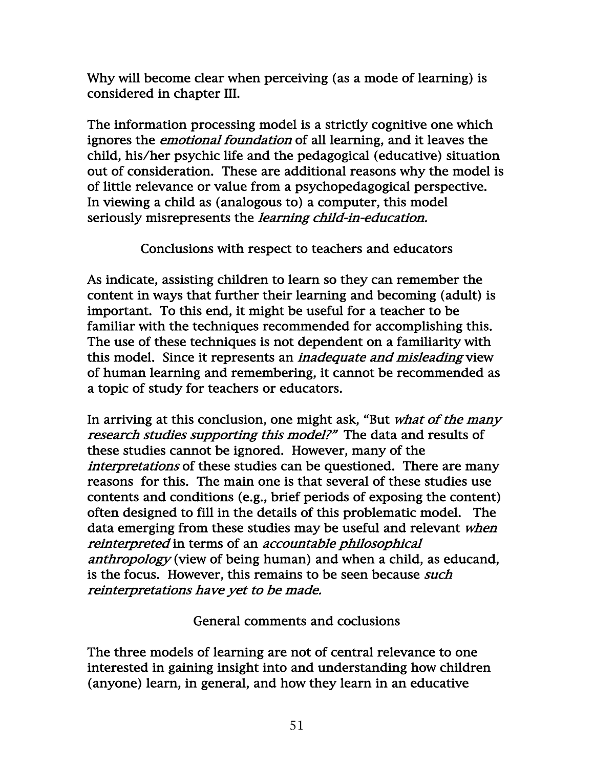Why will become clear when perceiving (as a mode of learning) is considered in chapter III.

The information processing model is a strictly cognitive one which ignores the *emotional foundation* of all learning, and it leaves the child, his/her psychic life and the pedagogical (educative) situation out of consideration. These are additional reasons why the model is of little relevance or value from a psychopedagogical perspective. In viewing a child as (analogous to) a computer, this model seriously misrepresents the *learning child-in-education.*

### Conclusions with respect to teachers and educators

As indicate, assisting children to learn so they can remember the content in ways that further their learning and becoming (adult) is important. To this end, it might be useful for a teacher to be familiar with the techniques recommended for accomplishing this. The use of these techniques is not dependent on a familiarity with this model. Since it represents an *inadequate and misleading* view of human learning and remembering, it cannot be recommended as a topic of study for teachers or educators.

In arriving at this conclusion, one might ask, "But *what of the many research studies supporting this model?"* The data and results of these studies cannot be ignored. However, many of the *interpretations* of these studies can be questioned. There are many reasons for this. The main one is that several of these studies use contents and conditions (e.g., brief periods of exposing the content) often designed to fill in the details of this problematic model. The data emerging from these studies may be useful and relevant *when reinterpreted* in terms of an *accountable philosophical anthropology* (view of being human) and when a child, as educand, is the focus. However, this remains to be seen because *such reinterpretations have yet to be made.*

### General comments and coclusions

The three models of learning are not of central relevance to one interested in gaining insight into and understanding how children (anyone) learn, in general, and how they learn in an educative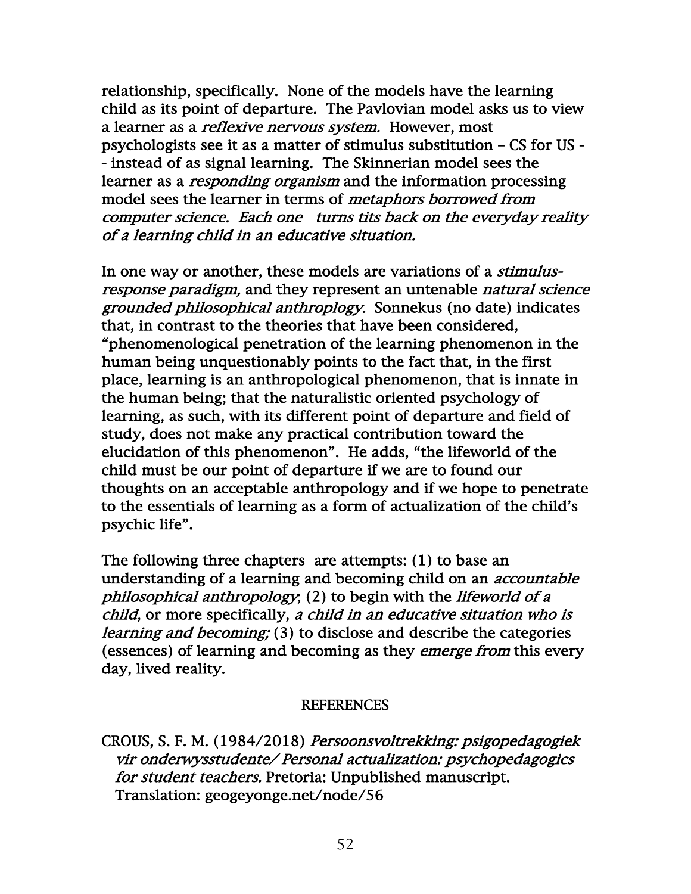relationship, specifically. None of the models have the learning child as its point of departure. The Pavlovian model asks us to view a learner as a *reflexive nervous system.* However, most psychologists see it as a matter of stimulus substitution – CS for US -- instead of as signal learning. The Skinnerian model sees the learner as a *responding organism* and the information processing model sees the learner in terms of *metaphors borrowed from computer science. Each one turns tits back on the everyday reality of a learning child in an educative situation.*

In one way or another, these models are variations of a *stimulus-response paradigm,* and they represent an untenable *natural science grounded philosophical anthroplogy.* Sonnekus (no date) indicates that, in contrast to the theories that have been considered, "phenomenological penetration of the learning phenomenon in the human being unquestionably points to the fact that, in the first place, learning is an anthropological phenomenon, that is innate in the human being; that the naturalistic oriented psychology of learning, as such, with its different point of departure and field of study, does not make any practical contribution toward the elucidation of this phenomenon". He adds, "the lifeworld of the child must be our point of departure if we are to found our thoughts on an acceptable anthropology and if we hope to penetrate to the essentials of learning as a form of actualization of the child's psychic life".

The following three chapters are attempts: (1) to base an understanding of a learning and becoming child on an *accountable philosophical anthropology*; (2) to begin with the *lifeworld of a child*, or more specifically, *a child in an educative situation who is learning and becoming;* (3) to disclose and describe the categories (essences) of learning and becoming as they *emerge from* this every day, lived reality.

## REFERENCES

CROUS, S. F. M. (1984/2018) *Persoonsvoltrekking: psigopedagogiek vir onderwysstudente/ Personal actualization: psychopedagogics for student teachers.* Pretoria: Unpublished manuscript. Translation: geogeyonge.net/node/56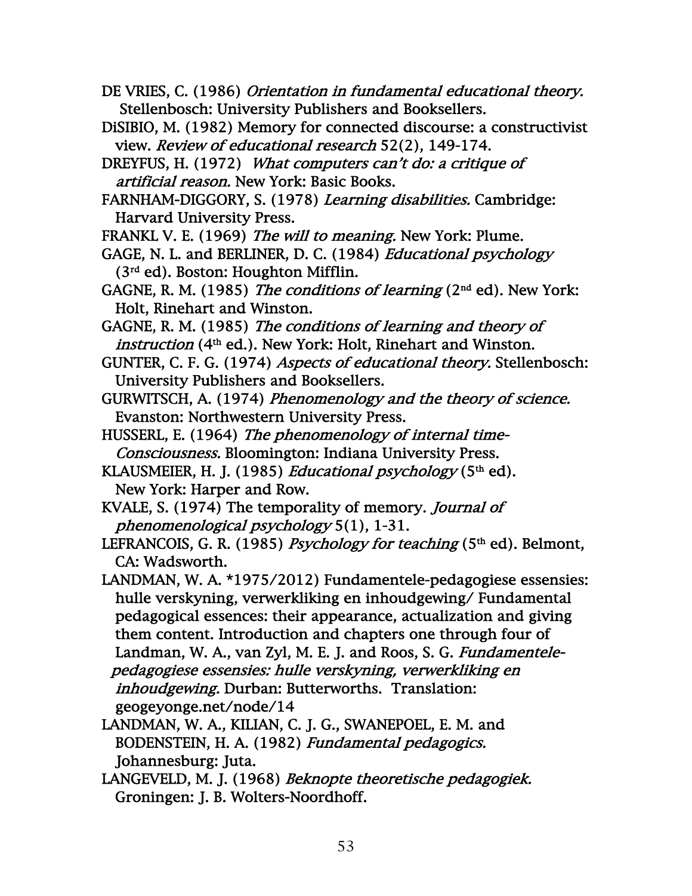DE VRIES, C. (1986) *Orientation in fundamental educational theory.* Stellenbosch: University Publishers and Booksellers.

DiSIBIO, M. (1982) Memory for connected discourse: a constructivist view. *Review of educational research* 52(2), 149-174.

DREYFUS, H. (1972) *What computers can't do: a critique of artificial reason.* New York: Basic Books.

FARNHAM-DIGGORY, S. (1978) *Learning disabilities.* Cambridge: Harvard University Press.

FRANKL V. E. (1969) *The will to meaning.* New York: Plume.

GAGE, N. L. and BERLINER, D. C. (1984) *Educational psychology* (3rd ed). Boston: Houghton Mifflin.

GAGNE, R. M. (1985) *The conditions of learning* (2nd ed). New York: Holt, Rinehart and Winston.

GAGNE, R. M. (1985) *The conditions of learning and theory of instruction* (4th ed.). New York: Holt, Rinehart and Winston.

GUNTER, C. F. G. (1974) *Aspects of educational theory.* Stellenbosch: University Publishers and Booksellers.

GURWITSCH, A. (1974) *Phenomenology and the theory of science.* Evanston: Northwestern University Press.

HUSSERL, E. (1964) *The phenomenology of internal time-Consciousness.* Bloomington: Indiana University Press.

KLAUSMEIER, H. J. (1985) *Educational psychology* (5th ed). New York: Harper and Row.

KVALE, S. (1974) The temporality of memory. *Journal of phenomenological psychology* 5(1), 1-31.

LEFRANCOIS, G. R. (1985) *Psychology for teaching* (5th ed). Belmont, CA: Wadsworth.

LANDMAN, W. A. *1975/2012) Fundamentele-pedagogiese essensies: hulle verskyning, verwerkliking en inhoudgewing/ Fundamental pedagogical essences: their appearance, actualization and giving them content. Introduction and chapters one through four of Landman, W. A., van Zyl, M. E. J. and Roos, S. G. *Fundamentele-pedagogiese essensies: hulle verskyning, verwerkliking en inhoudgewing.* Durban: Butterworths. Translation: geogeyonge.net/node/14

LANDMAN, W. A., KILIAN, C. J. G., SWANEPOEL, E. M. and BODENSTEIN, H. A. (1982) *Fundamental pedagogics.* Johannesburg: Juta.

LANGEVELD, M. J. (1968) *Beknopte theoretische pedagogiek.* Groningen: J. B. Wolters-Noordhoff.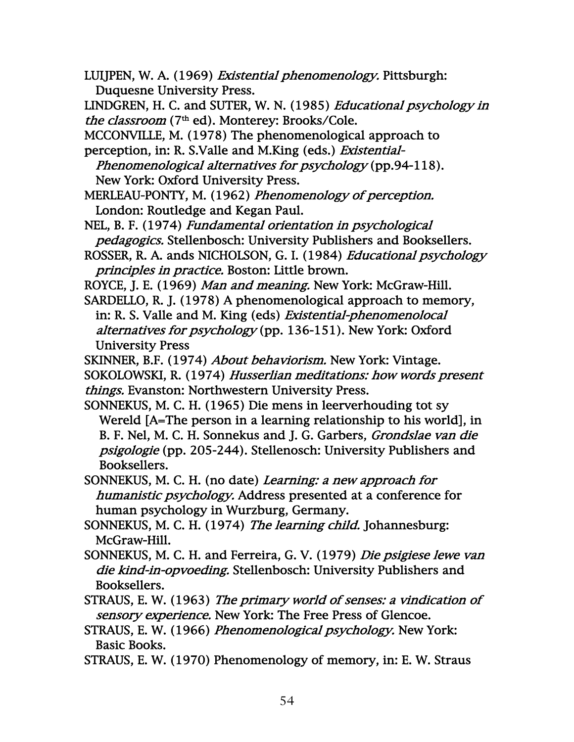LUIJPEN, W. A. (1969) *Existential phenomenology.* Pittsburgh: Duquesne University Press.

LINDGREN, H. C. and SUTER, W. N. (1985) *Educational psychology in the classroom* (7th ed). Monterey: Brooks/Cole.

MCCONVILLE, M. (1978) The phenomenological approach to perception, in: R. S.Valle and M.King (eds.) *Existential-Phenomenological alternatives for psychology* (pp.94-118). New York: Oxford University Press.

MERLEAU-PONTY, M. (1962) *Phenomenology of perception.* London: Routledge and Kegan Paul.

NEL, B. F. (1974) *Fundamental orientation in psychological pedagogics.* Stellenbosch: University Publishers and Booksellers.

ROSSER, R. A. ands NICHOLSON, G. I. (1984) *Educational psychology principles in practice.* Boston: Little brown.

ROYCE, J. E. (1969) *Man and meaning.* New York: McGraw-Hill.

SARDELLO, R. J. (1978) A phenomenological approach to memory, in: R. S. Valle and M. King (eds) *Existential-phenomenolocal alternatives for psychology* (pp. 136-151). New York: Oxford University Press

SKINNER, B.F. (1974) *About behaviorism.* New York: Vintage.

SOKOLOWSKI, R. (1974) *Husserlian meditations: how words present things.* Evanston: Northwestern University Press.

SONNEKUS, M. C. H. (1965) Die mens in leerverhouding tot sy Wereld [A=The person in a learning relationship to his world], in B. F. Nel, M. C. H. Sonnekus and J. G. Garbers, *Grondslae van die psigologie* (pp. 205-244). Stellenosch: University Publishers and Booksellers.

SONNEKUS, M. C. H. (no date) *Learning: a new approach for humanistic psychology.* Address presented at a conference for human psychology in Wurzburg, Germany.

SONNEKUS, M. C. H. (1974) *The learning child.* Johannesburg: McGraw-Hill.

SONNEKUS, M. C. H. and Ferreira, G. V. (1979) *Die psigiese lewe van die kind-in-opvoeding.* Stellenbosch: University Publishers and Booksellers.

STRAUS, E. W. (1963) *The primary world of senses: a vindication of sensory experience.* New York: The Free Press of Glencoe.

STRAUS, E. W. (1966) *Phenomenological psychology.* New York: Basic Books.

STRAUS, E. W. (1970) Phenomenology of memory, in: E. W. Straus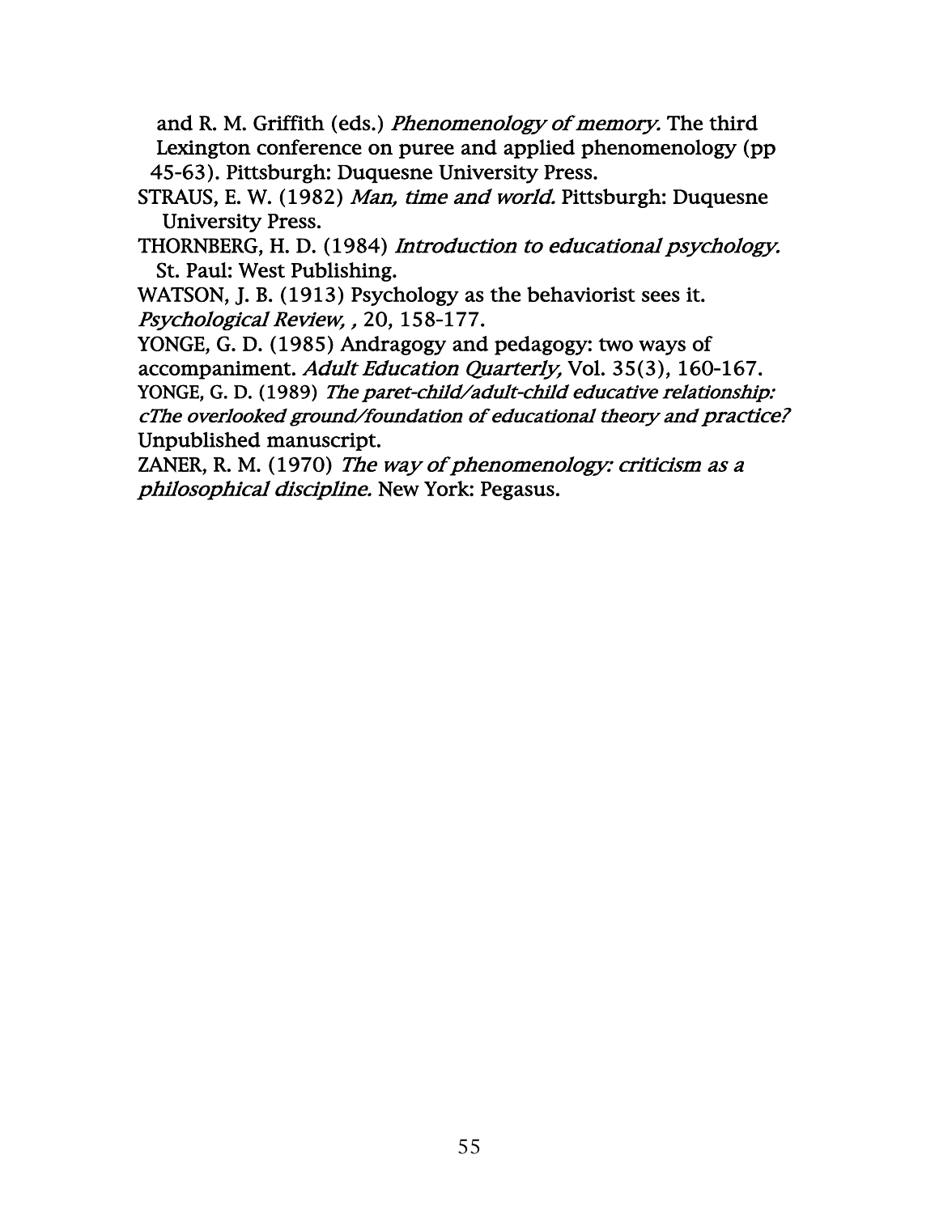and R. M. Griffith (eds.) *Phenomenology of memory.* The third Lexington conference on puree and applied phenomenology (pp 45-63). Pittsburgh: Duquesne University Press.

STRAUS, E. W. (1982) *Man, time and world.* Pittsburgh: Duquesne University Press.

THORNBERG, H. D. (1984) *Introduction to educational psychology.* St. Paul: West Publishing.

WATSON, J. B. (1913) Psychology as the behaviorist sees it. *Psychological Review, ,* 20, 158-177.

YONGE, G. D. (1985) Andragogy and pedagogy: two ways of accompaniment. *Adult Education Quarterly,* Vol. 35(3), 160-167.

YONGE, G. D. (1989) *The paret-child/adult-child educative relationship: cThe overlooked ground/foundation of educational theory and practice?* Unpublished manuscript.

ZANER, R. M. (1970) *The way of phenomenology: criticism as a philosophical discipline.* New York: Pegasus.